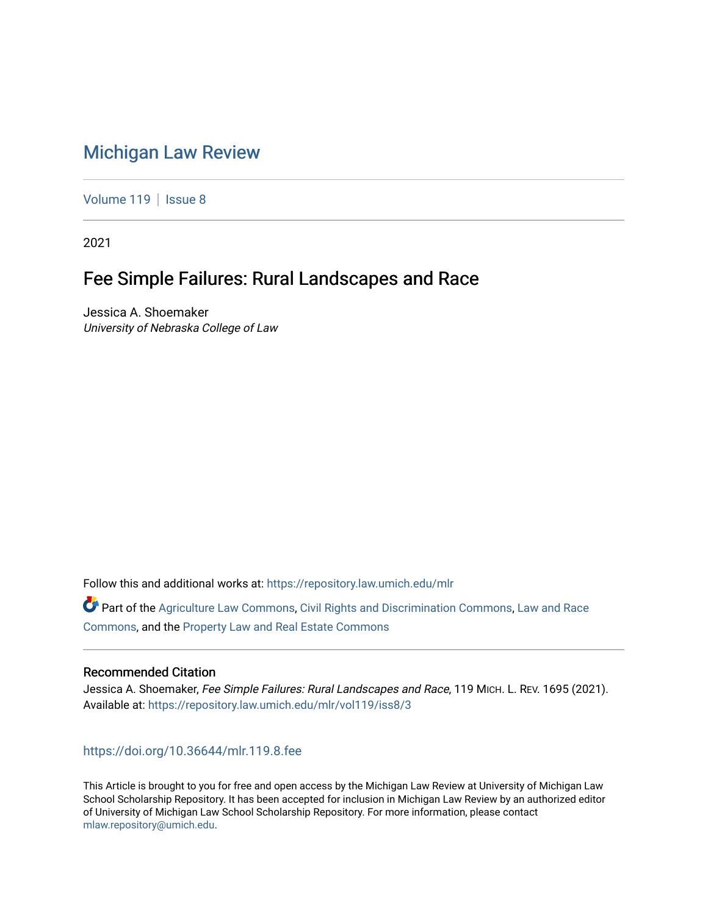# Michigan Law Review

Volume 119 | Issue 8

2021

## Fee Simple Failures: Rural Landscapes and Race

Jessica A. Shoemaker
*University of Nebraska College of Law*

Follow this and additional works at: https://repository.law.umich.edu/mlr

Part of the Agriculture Law Commons, Civil Rights and Discrimination Commons, Law and Race Commons, and the Property Law and Real Estate Commons

### Recommended Citation

Jessica A. Shoemaker, *Fee Simple Failures: Rural Landscapes and Race*, 119 Mich. L. Rev. 1695 (2021).
Available at: https://repository.law.umich.edu/mlr/vol119/iss8/3

https://doi.org/10.36644/mlr.119.8.fee

This Article is brought to you for free and open access by the Michigan Law Review at University of Michigan Law School Scholarship Repository. It has been accepted for inclusion in Michigan Law Review by an authorized editor of University of Michigan Law School Scholarship Repository. For more information, please contact mlaw.repository@umich.edu.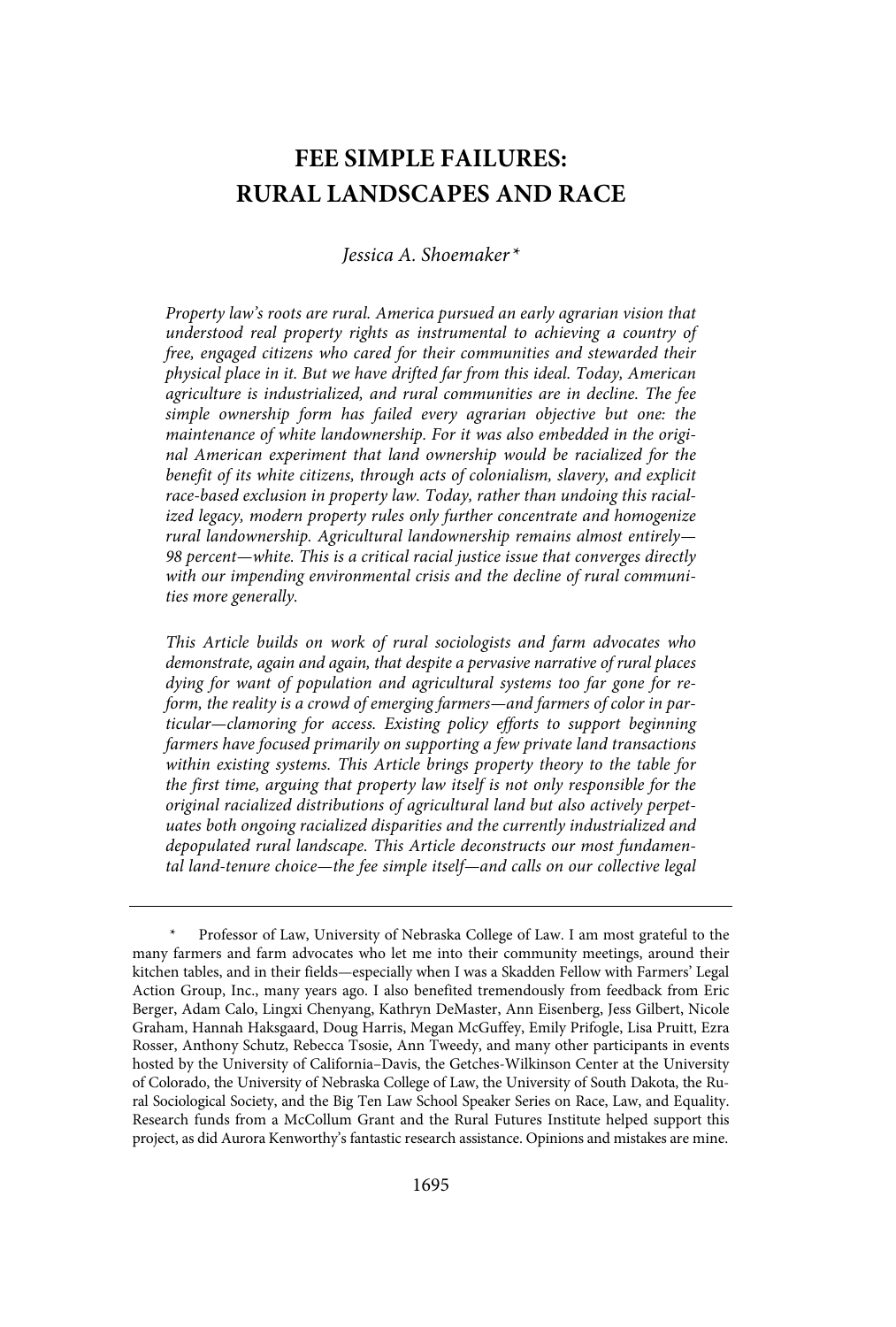# FEE SIMPLE FAILURES: RURAL LANDSCAPES AND RACE

*Jessica A. Shoemaker\**

*Property law's roots are rural. America pursued an early agrarian vision that understood real property rights as instrumental to achieving a country of free, engaged citizens who cared for their communities and stewarded their physical place in it. But we have drifted far from this ideal. Today, American agriculture is industrialized, and rural communities are in decline. The fee simple ownership form has failed every agrarian objective but one: the maintenance of white landownership. For it was also embedded in the original American experiment that land ownership would be racialized for the benefit of its white citizens, through acts of colonialism, slavery, and explicit race-based exclusion in property law. Today, rather than undoing this racialized legacy, modern property rules only further concentrate and homogenize rural landownership. Agricultural landownership remains almost entirely—98 percent—white. This is a critical racial justice issue that converges directly with our impending environmental crisis and the decline of rural communities more generally.*

*This Article builds on work of rural sociologists and farm advocates who demonstrate, again and again, that despite a pervasive narrative of rural places dying for want of population and agricultural systems too far gone for reform, the reality is a crowd of emerging farmers—and farmers of color in particular—clamoring for access. Existing policy efforts to support beginning farmers have focused primarily on supporting a few private land transactions within existing systems. This Article brings property theory to the table for the first time, arguing that property law itself is not only responsible for the original racialized distributions of agricultural land but also actively perpetuates both ongoing racialized disparities and the currently industrialized and depopulated rural landscape. This Article deconstructs our most fundamental land-tenure choice—the fee simple itself—and calls on our collective legal*

---

\* Professor of Law, University of Nebraska College of Law. I am most grateful to the many farmers and farm advocates who let me into their community meetings, around their kitchen tables, and in their fields—especially when I was a Skadden Fellow with Farmers' Legal Action Group, Inc., many years ago. I also benefited tremendously from feedback from Eric Berger, Adam Calo, Lingxi Chenyang, Kathryn DeMaster, Ann Eisenberg, Jess Gilbert, Nicole Graham, Hannah Haksgaard, Doug Harris, Megan McGuffey, Emily Prifogle, Lisa Pruitt, Ezra Rosser, Anthony Schutz, Rebecca Tsosie, Ann Tweedy, and many other participants in events hosted by the University of California–Davis, the Getches-Wilkinson Center at the University of Colorado, the University of Nebraska College of Law, the University of South Dakota, the Rural Sociological Society, and the Big Ten Law School Speaker Series on Race, Law, and Equality. Research funds from a McCollum Grant and the Rural Futures Institute helped support this project, as did Aurora Kenworthy's fantastic research assistance. Opinions and mistakes are mine.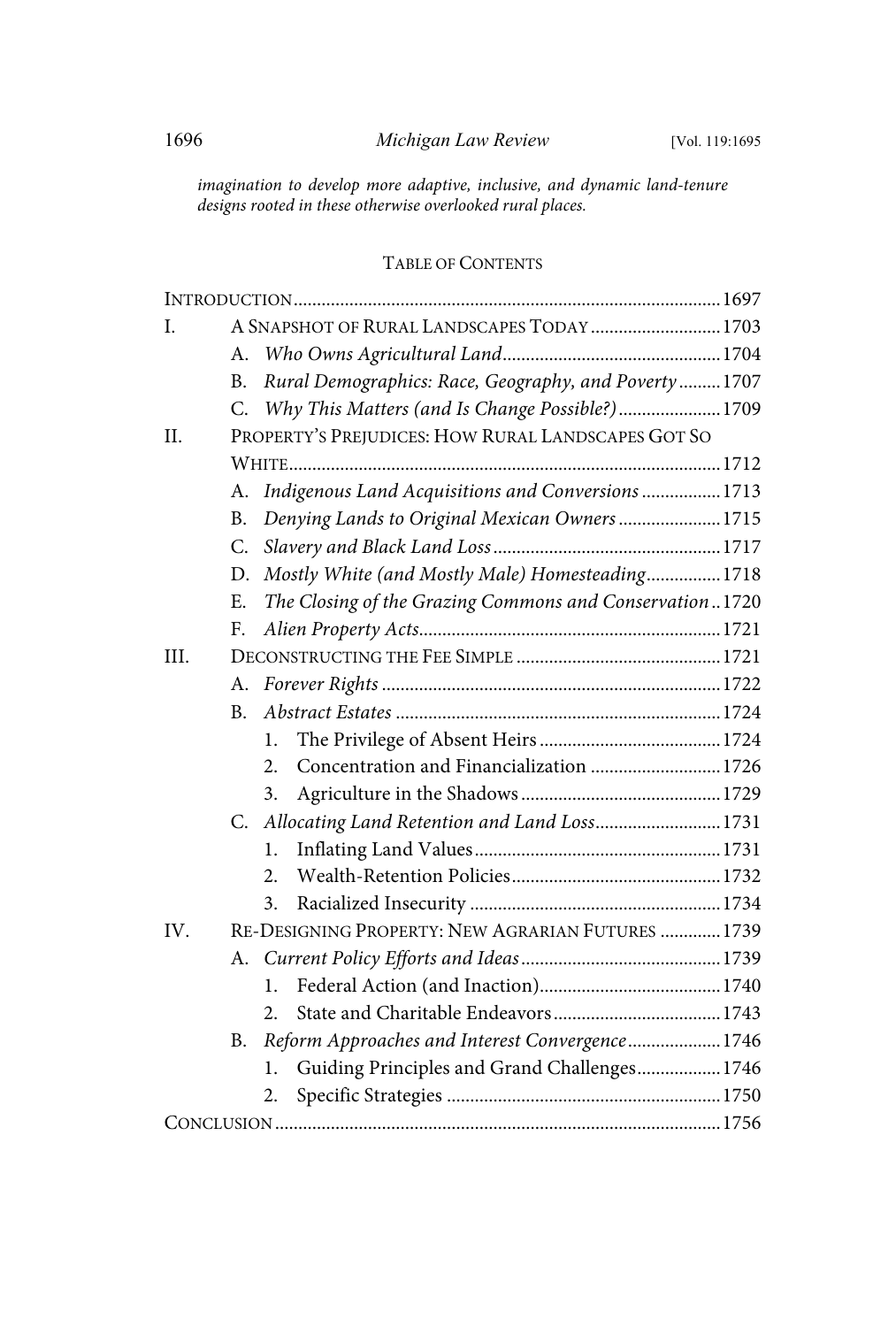*imagination to develop more adaptive, inclusive, and dynamic land-tenure designs rooted in these otherwise overlooked rural places.*

TABLE OF CONTENTS

INTRODUCTION .......... 1697

I. A SNAPSHOT OF RURAL LANDSCAPES TODAY .......... 1703
   A. *Who Owns Agricultural Land* .......... 1704
   B. *Rural Demographics: Race, Geography, and Poverty* .......... 1707
   C. *Why This Matters (and Is Change Possible?)* .......... 1709

II. PROPERTY'S PREJUDICES: HOW RURAL LANDSCAPES GOT SO WHITE .......... 1712
   A. *Indigenous Land Acquisitions and Conversions* .......... 1713
   B. *Denying Lands to Original Mexican Owners* .......... 1715
   C. *Slavery and Black Land Loss* .......... 1717
   D. *Mostly White (and Mostly Male) Homesteading* .......... 1718
   E. *The Closing of the Grazing Commons and Conservation* .......... 1720
   F. *Alien Property Acts* .......... 1721

III. DECONSTRUCTING THE FEE SIMPLE .......... 1721
   A. *Forever Rights* .......... 1722
   B. *Abstract Estates* .......... 1724
      1. The Privilege of Absent Heirs .......... 1724
      2. Concentration and Financialization .......... 1726
      3. Agriculture in the Shadows .......... 1729
   C. *Allocating Land Retention and Land Loss* .......... 1731
      1. Inflating Land Values .......... 1731
      2. Wealth-Retention Policies .......... 1732
      3. Racialized Insecurity .......... 1734

IV. RE-DESIGNING PROPERTY: NEW AGRARIAN FUTURES .......... 1739
   A. *Current Policy Efforts and Ideas* .......... 1739
      1. Federal Action (and Inaction) .......... 1740
      2. State and Charitable Endeavors .......... 1743
   B. *Reform Approaches and Interest Convergence* .......... 1746
      1. Guiding Principles and Grand Challenges .......... 1746
      2. Specific Strategies .......... 1750

CONCLUSION .......... 1756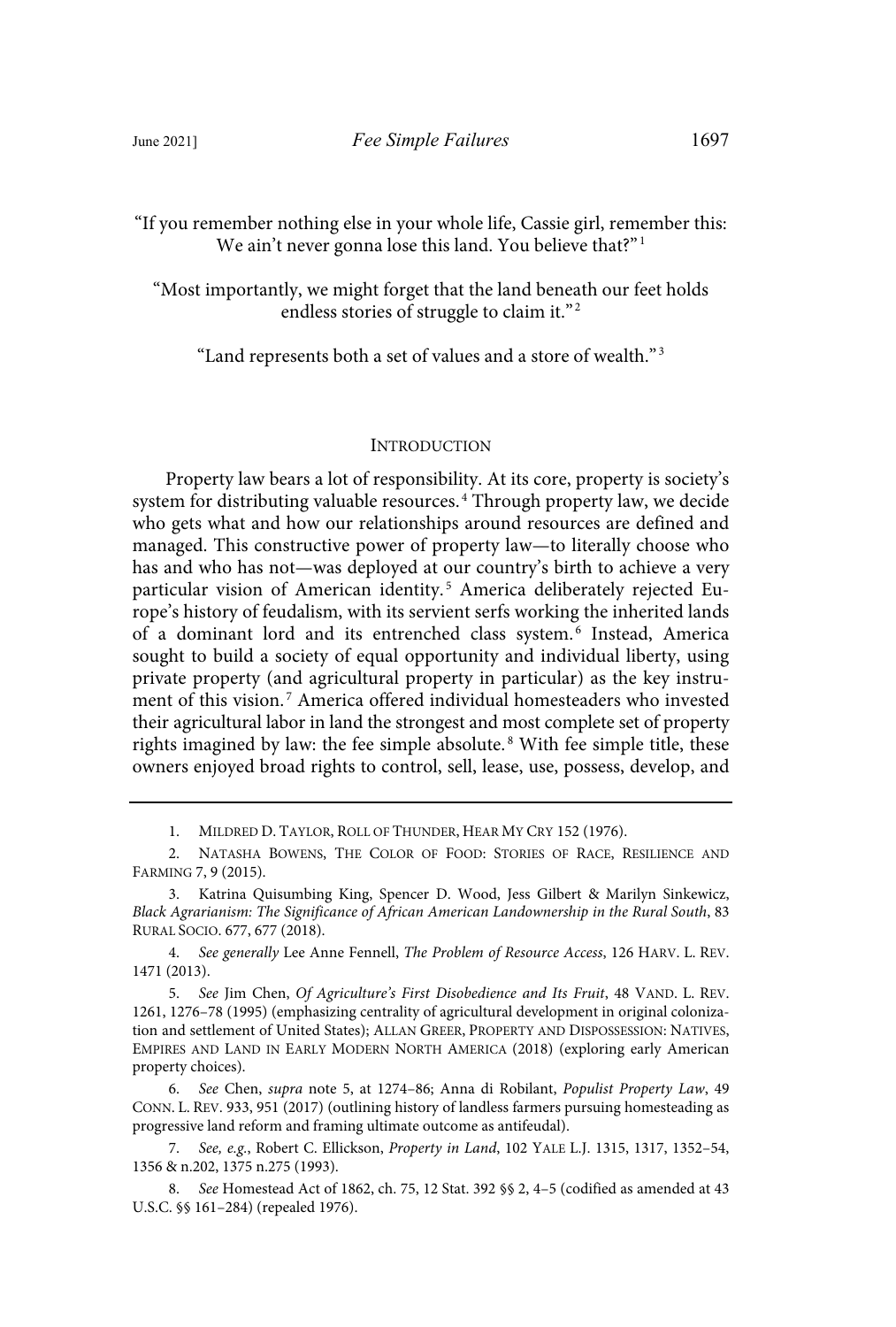"If you remember nothing else in your whole life, Cassie girl, remember this: We ain't never gonna lose this land. You believe that?"[1]

"Most importantly, we might forget that the land beneath our feet holds endless stories of struggle to claim it."[2]

"Land represents both a set of values and a store of wealth."[3]

## INTRODUCTION

Property law bears a lot of responsibility. At its core, property is society's system for distributing valuable resources.[4] Through property law, we decide who gets what and how our relationships around resources are defined and managed. This constructive power of property law—to literally choose who has and who has not—was deployed at our country's birth to achieve a very particular vision of American identity.[5] America deliberately rejected Europe's history of feudalism, with its servient serfs working the inherited lands of a dominant lord and its entrenched class system.[6] Instead, America sought to build a society of equal opportunity and individual liberty, using private property (and agricultural property in particular) as the key instrument of this vision.[7] America offered individual homesteaders who invested their agricultural labor in land the strongest and most complete set of property rights imagined by law: the fee simple absolute.[8] With fee simple title, these owners enjoyed broad rights to control, sell, lease, use, possess, develop, and

---

1. MILDRED D. TAYLOR, ROLL OF THUNDER, HEAR MY CRY 152 (1976).

2. NATASHA BOWENS, THE COLOR OF FOOD: STORIES OF RACE, RESILIENCE AND FARMING 7, 9 (2015).

3. Katrina Quisumbing King, Spencer D. Wood, Jess Gilbert & Marilyn Sinkewicz, *Black Agrarianism: The Significance of African American Landownership in the Rural South*, 83 RURAL SOCIO. 677, 677 (2018).

4. *See generally* Lee Anne Fennell, *The Problem of Resource Access*, 126 HARV. L. REV. 1471 (2013).

5. *See* Jim Chen, *Of Agriculture's First Disobedience and Its Fruit*, 48 VAND. L. REV. 1261, 1276–78 (1995) (emphasizing centrality of agricultural development in original colonization and settlement of United States); ALLAN GREER, PROPERTY AND DISPOSSESSION: NATIVES, EMPIRES AND LAND IN EARLY MODERN NORTH AMERICA (2018) (exploring early American property choices).

6. *See* Chen, *supra* note 5, at 1274–86; Anna di Robilant, *Populist Property Law*, 49 CONN. L. REV. 933, 951 (2017) (outlining history of landless farmers pursuing homesteading as progressive land reform and framing ultimate outcome as antifeudal).

7. *See, e.g.*, Robert C. Ellickson, *Property in Land*, 102 YALE L.J. 1315, 1317, 1352–54, 1356 & n.202, 1375 n.275 (1993).

8. *See* Homestead Act of 1862, ch. 75, 12 Stat. 392 §§ 2, 4–5 (codified as amended at 43 U.S.C. §§ 161–284) (repealed 1976).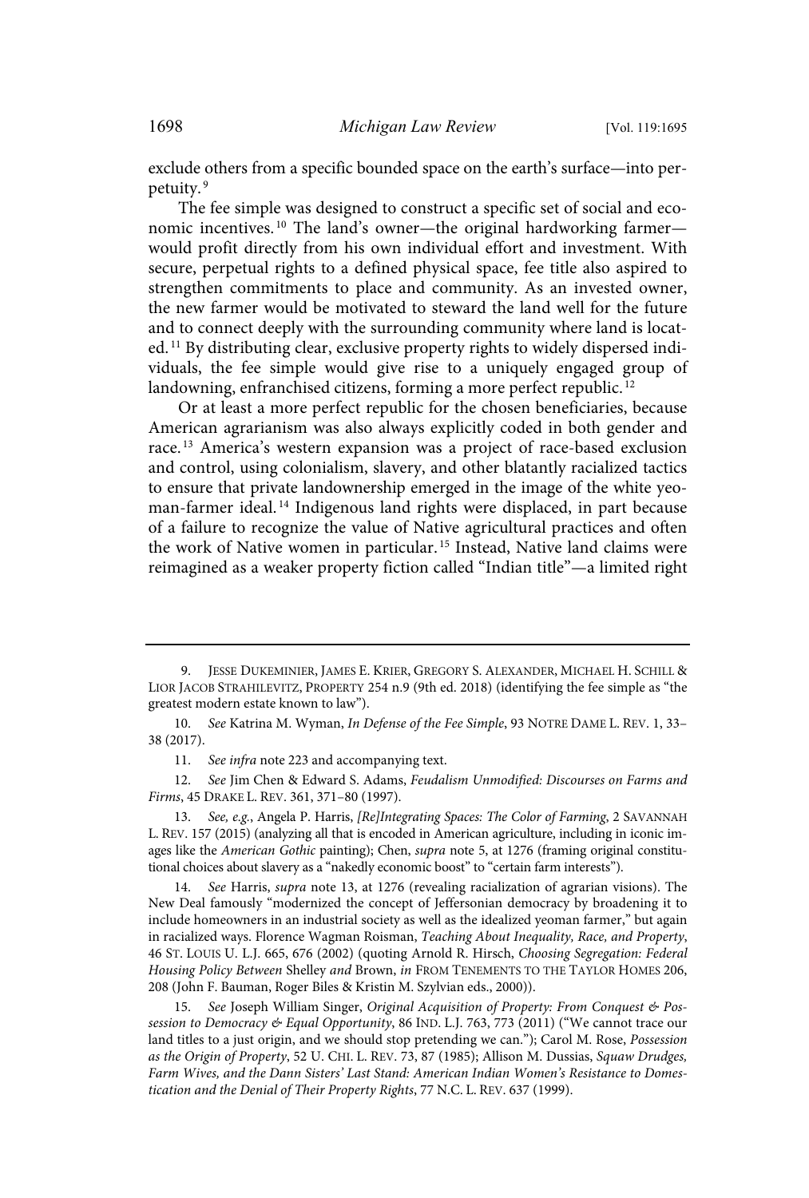exclude others from a specific bounded space on the earth's surface—into perpetuity.[9]

The fee simple was designed to construct a specific set of social and economic incentives.[10] The land's owner—the original hardworking farmer—would profit directly from his own individual effort and investment. With secure, perpetual rights to a defined physical space, fee title also aspired to strengthen commitments to place and community. As an invested owner, the new farmer would be motivated to steward the land well for the future and to connect deeply with the surrounding community where land is located.[11] By distributing clear, exclusive property rights to widely dispersed individuals, the fee simple would give rise to a uniquely engaged group of landowning, enfranchised citizens, forming a more perfect republic.[12]

Or at least a more perfect republic for the chosen beneficiaries, because American agrarianism was also always explicitly coded in both gender and race.[13] America's western expansion was a project of race-based exclusion and control, using colonialism, slavery, and other blatantly racialized tactics to ensure that private landownership emerged in the image of the white yeoman-farmer ideal.[14] Indigenous land rights were displaced, in part because of a failure to recognize the value of Native agricultural practices and often the work of Native women in particular.[15] Instead, Native land claims were reimagined as a weaker property fiction called "Indian title"—a limited right

---

9. JESSE DUKEMINIER, JAMES E. KRIER, GREGORY S. ALEXANDER, MICHAEL H. SCHILL & LIOR JACOB STRAHILEVITZ, PROPERTY 254 n.9 (9th ed. 2018) (identifying the fee simple as "the greatest modern estate known to law").

10. *See* Katrina M. Wyman, *In Defense of the Fee Simple*, 93 NOTRE DAME L. REV. 1, 33–38 (2017).

11. *See infra* note 223 and accompanying text.

12. *See* Jim Chen & Edward S. Adams, *Feudalism Unmodified: Discourses on Farms and Firms*, 45 DRAKE L. REV. 361, 371–80 (1997).

13. *See, e.g.*, Angela P. Harris, *[Re]Integrating Spaces: The Color of Farming*, 2 SAVANNAH L. REV. 157 (2015) (analyzing all that is encoded in American agriculture, including in iconic images like the *American Gothic* painting); Chen, *supra* note 5, at 1276 (framing original constitutional choices about slavery as a "nakedly economic boost" to "certain farm interests").

14. *See* Harris, *supra* note 13, at 1276 (revealing racialization of agrarian visions). The New Deal famously "modernized the concept of Jeffersonian democracy by broadening it to include homeowners in an industrial society as well as the idealized yeoman farmer," but again in racialized ways. Florence Wagman Roisman, *Teaching About Inequality, Race, and Property*, 46 ST. LOUIS U. L.J. 665, 676 (2002) (quoting Arnold R. Hirsch, *Choosing Segregation: Federal Housing Policy Between* Shelley *and* Brown, *in* FROM TENEMENTS TO THE TAYLOR HOMES 206, 208 (John F. Bauman, Roger Biles & Kristin M. Szylvian eds., 2000)).

15. *See* Joseph William Singer, *Original Acquisition of Property: From Conquest & Possession to Democracy & Equal Opportunity*, 86 IND. L.J. 763, 773 (2011) ("We cannot trace our land titles to a just origin, and we should stop pretending we can."); Carol M. Rose, *Possession as the Origin of Property*, 52 U. CHI. L. REV. 73, 87 (1985); Allison M. Dussias, *Squaw Drudges, Farm Wives, and the Dann Sisters' Last Stand: American Indian Women's Resistance to Domestication and the Denial of Their Property Rights*, 77 N.C. L. REV. 637 (1999).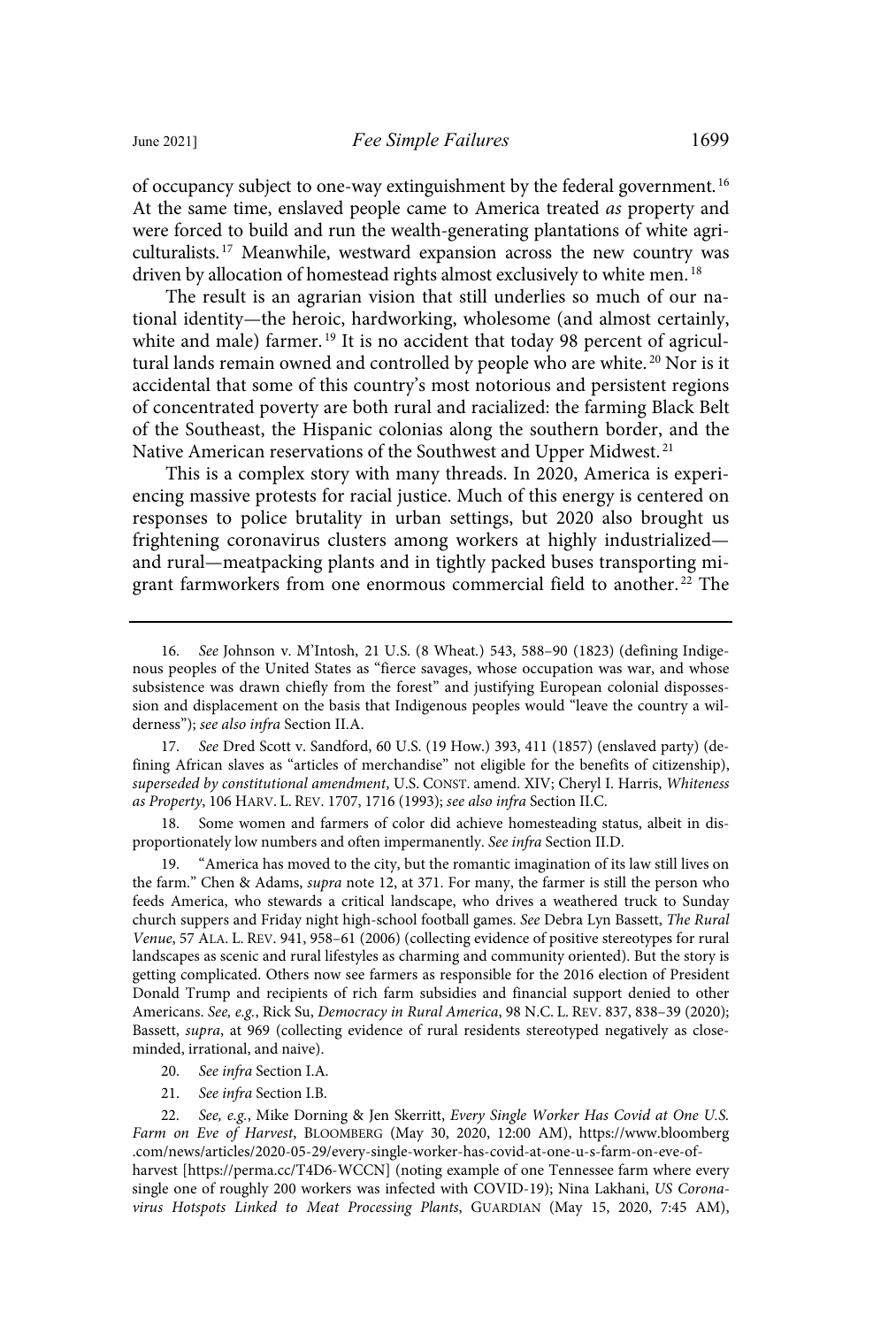of occupancy subject to one-way extinguishment by the federal government.[16] At the same time, enslaved people came to America treated *as* property and were forced to build and run the wealth-generating plantations of white agriculturalists.[17] Meanwhile, westward expansion across the new country was driven by allocation of homestead rights almost exclusively to white men.[18]

The result is an agrarian vision that still underlies so much of our national identity—the heroic, hardworking, wholesome (and almost certainly, white and male) farmer.[19] It is no accident that today 98 percent of agricultural lands remain owned and controlled by people who are white.[20] Nor is it accidental that some of this country's most notorious and persistent regions of concentrated poverty are both rural and racialized: the farming Black Belt of the Southeast, the Hispanic colonias along the southern border, and the Native American reservations of the Southwest and Upper Midwest.[21]

This is a complex story with many threads. In 2020, America is experiencing massive protests for racial justice. Much of this energy is centered on responses to police brutality in urban settings, but 2020 also brought us frightening coronavirus clusters among workers at highly industrialized—and rural—meatpacking plants and in tightly packed buses transporting migrant farmworkers from one enormous commercial field to another.[22] The

---

16. *See* Johnson v. M'Intosh, 21 U.S. (8 Wheat.) 543, 588–90 (1823) (defining Indigenous peoples of the United States as "fierce savages, whose occupation was war, and whose subsistence was drawn chiefly from the forest" and justifying European colonial dispossession and displacement on the basis that Indigenous peoples would "leave the country a wilderness"); *see also infra* Section II.A.

17. *See* Dred Scott v. Sandford, 60 U.S. (19 How.) 393, 411 (1857) (enslaved party) (defining African slaves as "articles of merchandise" not eligible for the benefits of citizenship), *superseded by constitutional amendment*, U.S. CONST. amend. XIV; Cheryl I. Harris, *Whiteness as Property*, 106 HARV. L. REV. 1707, 1716 (1993); *see also infra* Section II.C.

18. Some women and farmers of color did achieve homesteading status, albeit in disproportionately low numbers and often impermanently. *See infra* Section II.D.

19. "America has moved to the city, but the romantic imagination of its law still lives on the farm." Chen & Adams, *supra* note 12, at 371. For many, the farmer is still the person who feeds America, who stewards a critical landscape, who drives a weathered truck to Sunday church suppers and Friday night high-school football games. *See* Debra Lyn Bassett, *The Rural Venue*, 57 ALA. L. REV. 941, 958–61 (2006) (collecting evidence of positive stereotypes for rural landscapes as scenic and rural lifestyles as charming and community oriented). But the story is getting complicated. Others now see farmers as responsible for the 2016 election of President Donald Trump and recipients of rich farm subsidies and financial support denied to other Americans. *See, e.g.*, Rick Su, *Democracy in Rural America*, 98 N.C. L. REV. 837, 838–39 (2020); Bassett, *supra*, at 969 (collecting evidence of rural residents stereotyped negatively as close-minded, irrational, and naive).

20. *See infra* Section I.A.

21. *See infra* Section I.B.

22. *See, e.g.*, Mike Dorning & Jen Skerritt, *Every Single Worker Has Covid at One U.S. Farm on Eve of Harvest*, BLOOMBERG (May 30, 2020, 12:00 AM), https://www.bloomberg.com/news/articles/2020-05-29/every-single-worker-has-covid-at-one-u-s-farm-on-eve-of-harvest [https://perma.cc/T4D6-WCCN] (noting example of one Tennessee farm where every single one of roughly 200 workers was infected with COVID-19); Nina Lakhani, *US Coronavirus Hotspots Linked to Meat Processing Plants*, GUARDIAN (May 15, 2020, 7:45 AM),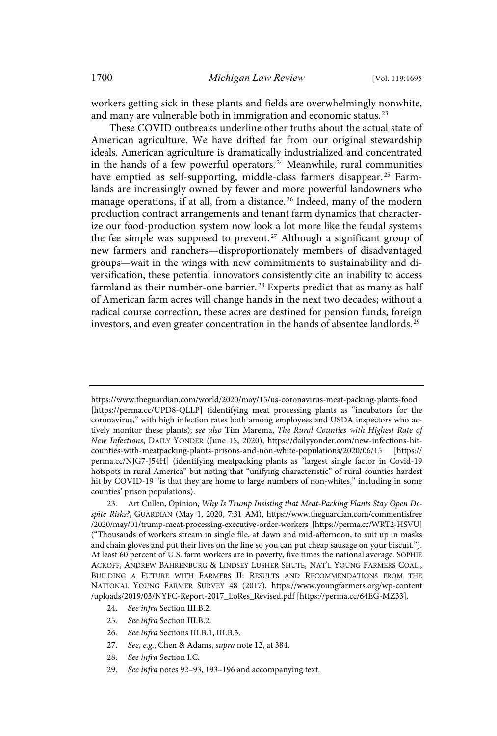workers getting sick in these plants and fields are overwhelmingly nonwhite, and many are vulnerable both in immigration and economic status.[23]

These COVID outbreaks underline other truths about the actual state of American agriculture. We have drifted far from our original stewardship ideals. American agriculture is dramatically industrialized and concentrated in the hands of a few powerful operators.[24] Meanwhile, rural communities have emptied as self-supporting, middle-class farmers disappear.[25] Farmlands are increasingly owned by fewer and more powerful landowners who manage operations, if at all, from a distance.[26] Indeed, many of the modern production contract arrangements and tenant farm dynamics that characterize our food-production system now look a lot more like the feudal systems the fee simple was supposed to prevent.[27] Although a significant group of new farmers and ranchers—disproportionately members of disadvantaged groups—wait in the wings with new commitments to sustainability and diversification, these potential innovators consistently cite an inability to access farmland as their number-one barrier.[28] Experts predict that as many as half of American farm acres will change hands in the next two decades; without a radical course correction, these acres are destined for pension funds, foreign investors, and even greater concentration in the hands of absentee landlords.[29]

---

https://www.theguardian.com/world/2020/may/15/us-coronavirus-meat-packing-plants-food [https://perma.cc/UPD8-QLLP] (identifying meat processing plants as "incubators for the coronavirus," with high infection rates both among employees and USDA inspectors who actively monitor these plants); *see also* Tim Marema, *The Rural Counties with Highest Rate of New Infections*, DAILY YONDER (June 15, 2020), https://dailyyonder.com/new-infections-hit-counties-with-meatpacking-plants-prisons-and-non-white-populations/2020/06/15 [https://perma.cc/NJG7-J54H] (identifying meatpacking plants as "largest single factor in Covid-19 hotspots in rural America" but noting that "unifying characteristic" of rural counties hardest hit by COVID-19 "is that they are home to large numbers of non-whites," including in some counties' prison populations).

23. Art Cullen, Opinion, *Why Is Trump Insisting that Meat-Packing Plants Stay Open Despite Risks?*, GUARDIAN (May 1, 2020, 7:31 AM), https://www.theguardian.com/commentisfree/2020/may/01/trump-meat-processing-executive-order-workers [https://perma.cc/WRT2-HSVU] ("Thousands of workers stream in single file, at dawn and mid-afternoon, to suit up in masks and chain gloves and put their lives on the line so you can put cheap sausage on your biscuit."). At least 60 percent of U.S. farm workers are in poverty, five times the national average. SOPHIE ACKOFF, ANDREW BAHRENBURG & LINDSEY LUSHER SHUTE, NAT'L YOUNG FARMERS COAL., BUILDING A FUTURE WITH FARMERS II: RESULTS AND RECOMMENDATIONS FROM THE NATIONAL YOUNG FARMER SURVEY 48 (2017), https://www.youngfarmers.org/wp-content/uploads/2019/03/NYFC-Report-2017_LoRes_Revised.pdf [https://perma.cc/64EG-MZ33].

24. *See infra* Section III.B.2.

25. *See infra* Section III.B.2.

26. *See infra* Sections III.B.1, III.B.3.

27. *See, e.g.*, Chen & Adams, *supra* note 12, at 384.

28. *See infra* Section I.C.

29. *See infra* notes 92–93, 193–196 and accompanying text.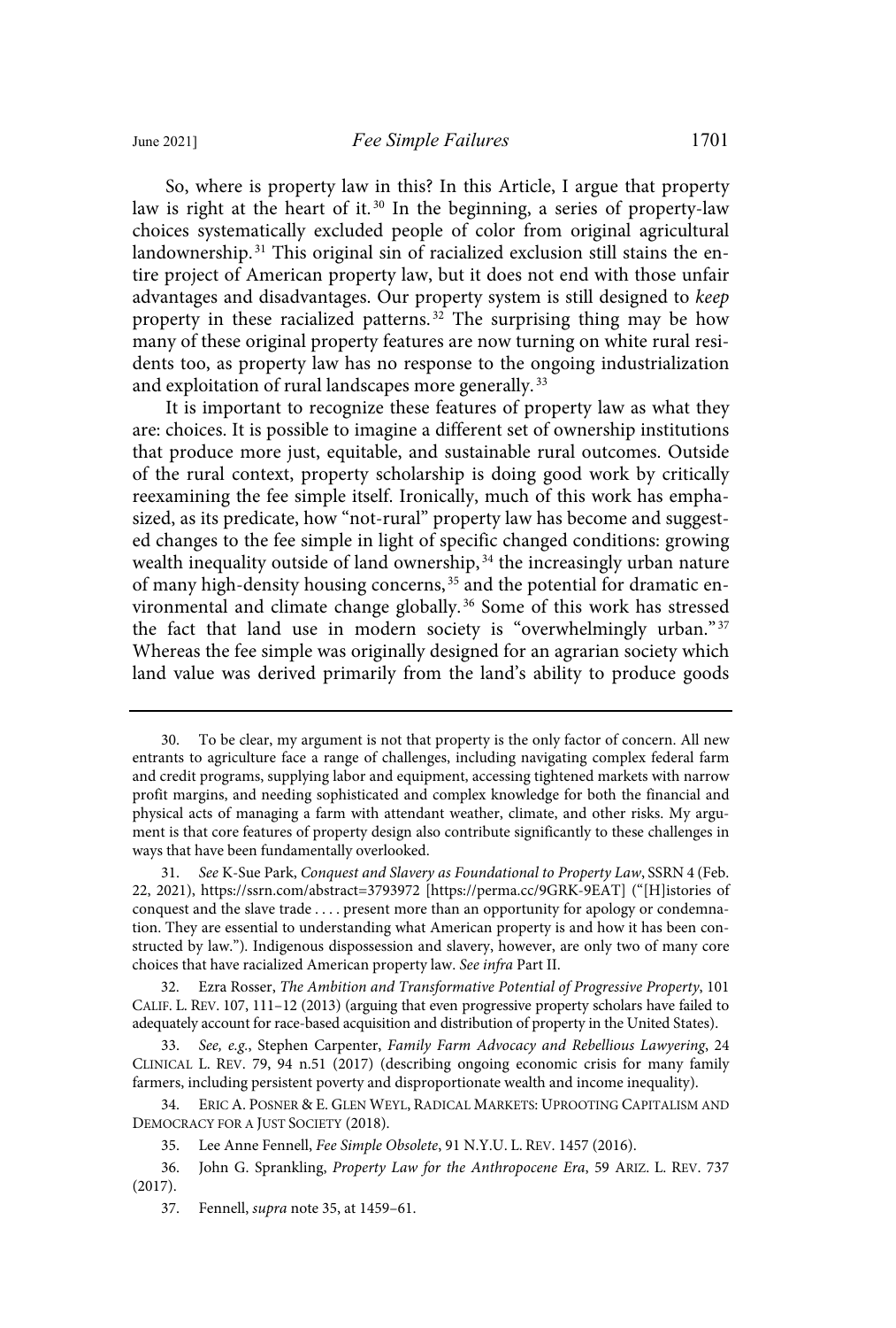So, where is property law in this? In this Article, I argue that property law is right at the heart of it.[30] In the beginning, a series of property-law choices systematically excluded people of color from original agricultural landownership.[31] This original sin of racialized exclusion still stains the entire project of American property law, but it does not end with those unfair advantages and disadvantages. Our property system is still designed to *keep* property in these racialized patterns.[32] The surprising thing may be how many of these original property features are now turning on white rural residents too, as property law has no response to the ongoing industrialization and exploitation of rural landscapes more generally.[33]

It is important to recognize these features of property law as what they are: choices. It is possible to imagine a different set of ownership institutions that produce more just, equitable, and sustainable rural outcomes. Outside of the rural context, property scholarship is doing good work by critically reexamining the fee simple itself. Ironically, much of this work has emphasized, as its predicate, how "not-rural" property law has become and suggested changes to the fee simple in light of specific changed conditions: growing wealth inequality outside of land ownership,[34] the increasingly urban nature of many high-density housing concerns,[35] and the potential for dramatic environmental and climate change globally.[36] Some of this work has stressed the fact that land use in modern society is "overwhelmingly urban."[37] Whereas the fee simple was originally designed for an agrarian society which land value was derived primarily from the land's ability to produce goods

---

30. To be clear, my argument is not that property is the only factor of concern. All new entrants to agriculture face a range of challenges, including navigating complex federal farm and credit programs, supplying labor and equipment, accessing tightened markets with narrow profit margins, and needing sophisticated and complex knowledge for both the financial and physical acts of managing a farm with attendant weather, climate, and other risks. My argument is that core features of property design also contribute significantly to these challenges in ways that have been fundamentally overlooked.

31. *See* K-Sue Park, *Conquest and Slavery as Foundational to Property Law*, SSRN 4 (Feb. 22, 2021), https://ssrn.com/abstract=3793972 [https://perma.cc/9GRK-9EAT] ("[H]istories of conquest and the slave trade . . . . present more than an opportunity for apology or condemnation. They are essential to understanding what American property is and how it has been constructed by law."). Indigenous dispossession and slavery, however, are only two of many core choices that have racialized American property law. *See infra* Part II.

32. Ezra Rosser, *The Ambition and Transformative Potential of Progressive Property*, 101 CALIF. L. REV. 107, 111–12 (2013) (arguing that even progressive property scholars have failed to adequately account for race-based acquisition and distribution of property in the United States).

33. *See, e.g.*, Stephen Carpenter, *Family Farm Advocacy and Rebellious Lawyering*, 24 CLINICAL L. REV. 79, 94 n.51 (2017) (describing ongoing economic crisis for many family farmers, including persistent poverty and disproportionate wealth and income inequality).

34. ERIC A. POSNER & E. GLEN WEYL, RADICAL MARKETS: UPROOTING CAPITALISM AND DEMOCRACY FOR A JUST SOCIETY (2018).

35. Lee Anne Fennell, *Fee Simple Obsolete*, 91 N.Y.U. L. REV. 1457 (2016).

36. John G. Sprankling, *Property Law for the Anthropocene Era*, 59 ARIZ. L. REV. 737 (2017).

37. Fennell, *supra* note 35, at 1459–61.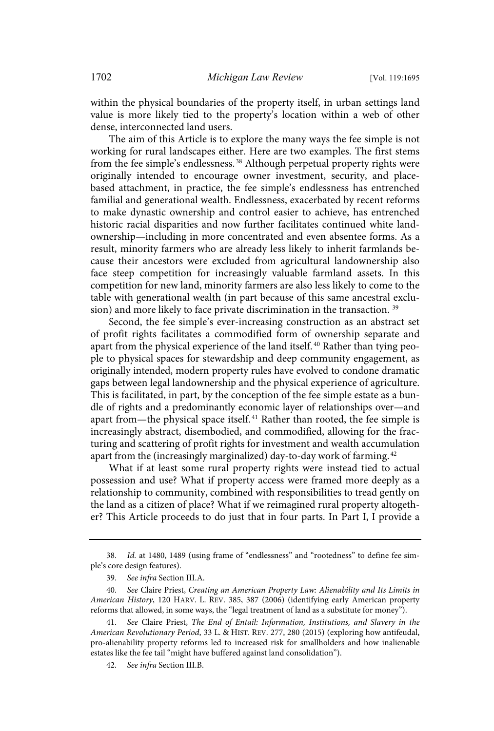within the physical boundaries of the property itself, in urban settings land value is more likely tied to the property's location within a web of other dense, interconnected land users.

The aim of this Article is to explore the many ways the fee simple is not working for rural landscapes either. Here are two examples. The first stems from the fee simple's endlessness.[38] Although perpetual property rights were originally intended to encourage owner investment, security, and place-based attachment, in practice, the fee simple's endlessness has entrenched familial and generational wealth. Endlessness, exacerbated by recent reforms to make dynastic ownership and control easier to achieve, has entrenched historic racial disparities and now further facilitates continued white landownership—including in more concentrated and even absentee forms. As a result, minority farmers who are already less likely to inherit farmlands because their ancestors were excluded from agricultural landownership also face steep competition for increasingly valuable farmland assets. In this competition for new land, minority farmers are also less likely to come to the table with generational wealth (in part because of this same ancestral exclusion) and more likely to face private discrimination in the transaction.[39]

Second, the fee simple's ever-increasing construction as an abstract set of profit rights facilitates a commodified form of ownership separate and apart from the physical experience of the land itself.[40] Rather than tying people to physical spaces for stewardship and deep community engagement, as originally intended, modern property rules have evolved to condone dramatic gaps between legal landownership and the physical experience of agriculture. This is facilitated, in part, by the conception of the fee simple estate as a bundle of rights and a predominantly economic layer of relationships over—and apart from—the physical space itself.[41] Rather than rooted, the fee simple is increasingly abstract, disembodied, and commodified, allowing for the fracturing and scattering of profit rights for investment and wealth accumulation apart from the (increasingly marginalized) day-to-day work of farming.[42]

What if at least some rural property rights were instead tied to actual possession and use? What if property access were framed more deeply as a relationship to community, combined with responsibilities to tread gently on the land as a citizen of place? What if we reimagined rural property altogether? This Article proceeds to do just that in four parts. In Part I, I provide a

---

38. *Id.* at 1480, 1489 (using frame of "endlessness" and "rootedness" to define fee simple's core design features).

39. *See infra* Section III.A.

40. *See* Claire Priest, *Creating an American Property Law: Alienability and Its Limits in American History*, 120 HARV. L. REV. 385, 387 (2006) (identifying early American property reforms that allowed, in some ways, the "legal treatment of land as a substitute for money").

41. *See* Claire Priest, *The End of Entail: Information, Institutions, and Slavery in the American Revolutionary Period*, 33 L. & HIST. REV. 277, 280 (2015) (exploring how antifeudal, pro-alienability property reforms led to increased risk for smallholders and how inalienable estates like the fee tail "might have buffered against land consolidation").

42. *See infra* Section III.B.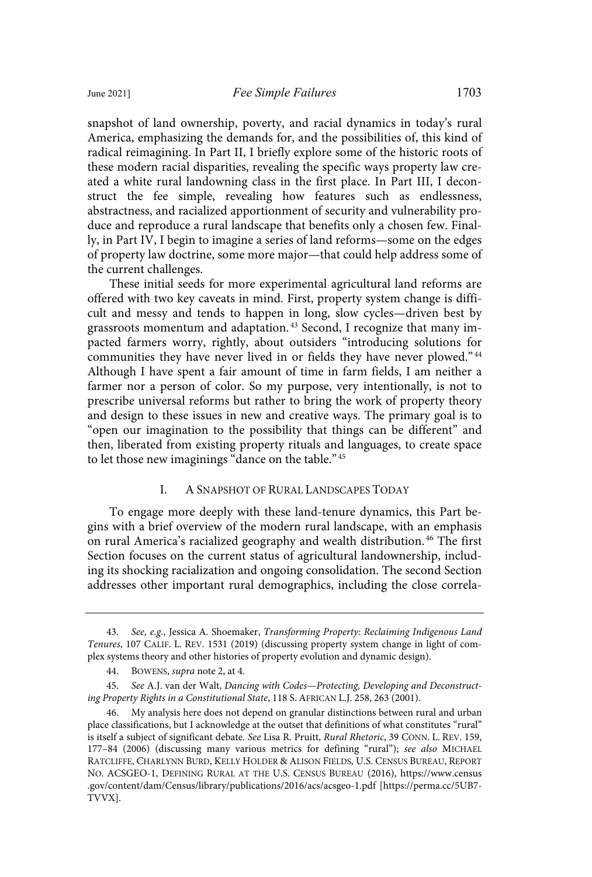snapshot of land ownership, poverty, and racial dynamics in today's rural America, emphasizing the demands for, and the possibilities of, this kind of radical reimagining. In Part II, I briefly explore some of the historic roots of these modern racial disparities, revealing the specific ways property law created a white rural landowning class in the first place. In Part III, I deconstruct the fee simple, revealing how features such as endlessness, abstractness, and racialized apportionment of security and vulnerability produce and reproduce a rural landscape that benefits only a chosen few. Finally, in Part IV, I begin to imagine a series of land reforms—some on the edges of property law doctrine, some more major—that could help address some of the current challenges.

These initial seeds for more experimental agricultural land reforms are offered with two key caveats in mind. First, property system change is difficult and messy and tends to happen in long, slow cycles—driven best by grassroots momentum and adaptation.[43] Second, I recognize that many impacted farmers worry, rightly, about outsiders "introducing solutions for communities they have never lived in or fields they have never plowed."[44] Although I have spent a fair amount of time in farm fields, I am neither a farmer nor a person of color. So my purpose, very intentionally, is not to prescribe universal reforms but rather to bring the work of property theory and design to these issues in new and creative ways. The primary goal is to "open our imagination to the possibility that things can be different" and then, liberated from existing property rituals and languages, to create space to let those new imaginings "dance on the table."[45]

## I. A SNAPSHOT OF RURAL LANDSCAPES TODAY

To engage more deeply with these land-tenure dynamics, this Part begins with a brief overview of the modern rural landscape, with an emphasis on rural America's racialized geography and wealth distribution.[46] The first Section focuses on the current status of agricultural landownership, including its shocking racialization and ongoing consolidation. The second Section addresses other important rural demographics, including the close correla-

---

43. *See, e.g.*, Jessica A. Shoemaker, *Transforming Property: Reclaiming Indigenous Land Tenures*, 107 CALIF. L. REV. 1531 (2019) (discussing property system change in light of complex systems theory and other histories of property evolution and dynamic design).

44. BOWENS, *supra* note 2, at 4.

45. *See* A.J. van der Walt, *Dancing with Codes—Protecting, Developing and Deconstructing Property Rights in a Constitutional State*, 118 S. AFRICAN L.J. 258, 263 (2001).

46. My analysis here does not depend on granular distinctions between rural and urban place classifications, but I acknowledge at the outset that definitions of what constitutes "rural" is itself a subject of significant debate. *See* Lisa R. Pruitt, *Rural Rhetoric*, 39 CONN. L. REV. 159, 177–84 (2006) (discussing many various metrics for defining "rural"); *see also* MICHAEL RATCLIFFE, CHARLYNN BURD, KELLY HOLDER & ALISON FIELDS, U.S. CENSUS BUREAU, REPORT NO. ACSGEO-1, DEFINING RURAL AT THE U.S. CENSUS BUREAU (2016), https://www.census.gov/content/dam/Census/library/publications/2016/acs/acsgeo-1.pdf [https://perma.cc/5UB7-TVVX].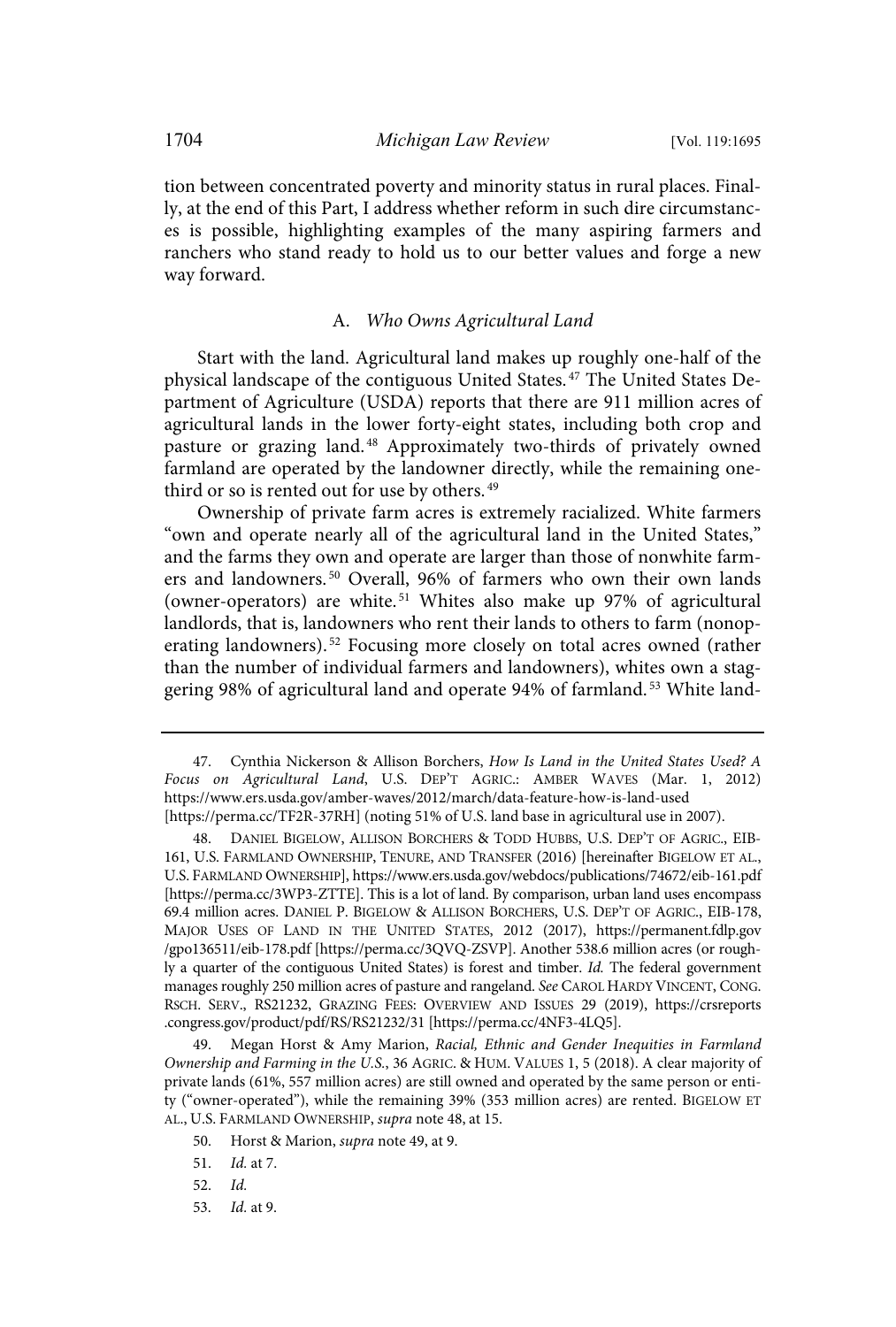tion between concentrated poverty and minority status in rural places. Finally, at the end of this Part, I address whether reform in such dire circumstances is possible, highlighting examples of the many aspiring farmers and ranchers who stand ready to hold us to our better values and forge a new way forward.

### A. *Who Owns Agricultural Land*

Start with the land. Agricultural land makes up roughly one-half of the physical landscape of the contiguous United States.[47] The United States Department of Agriculture (USDA) reports that there are 911 million acres of agricultural lands in the lower forty-eight states, including both crop and pasture or grazing land.[48] Approximately two-thirds of privately owned farmland are operated by the landowner directly, while the remaining one-third or so is rented out for use by others.[49]

Ownership of private farm acres is extremely racialized. White farmers "own and operate nearly all of the agricultural land in the United States," and the farms they own and operate are larger than those of nonwhite farmers and landowners.[50] Overall, 96% of farmers who own their own lands (owner-operators) are white.[51] Whites also make up 97% of agricultural landlords, that is, landowners who rent their lands to others to farm (nonoperating landowners).[52] Focusing more closely on total acres owned (rather than the number of individual farmers and landowners), whites own a staggering 98% of agricultural land and operate 94% of farmland.[53] White land-

---

47. Cynthia Nickerson & Allison Borchers, *How Is Land in the United States Used? A Focus on Agricultural Land*, U.S. DEP'T AGRIC.: AMBER WAVES (Mar. 1, 2012) https://www.ers.usda.gov/amber-waves/2012/march/data-feature-how-is-land-used [https://perma.cc/TF2R-37RH] (noting 51% of U.S. land base in agricultural use in 2007).

48. DANIEL BIGELOW, ALLISON BORCHERS & TODD HUBBS, U.S. DEP'T OF AGRIC., EIB-161, U.S. FARMLAND OWNERSHIP, TENURE, AND TRANSFER (2016) [hereinafter BIGELOW ET AL., U.S. FARMLAND OWNERSHIP], https://www.ers.usda.gov/webdocs/publications/74672/eib-161.pdf [https://perma.cc/3WP3-ZTTE]. This is a lot of land. By comparison, urban land uses encompass 69.4 million acres. DANIEL P. BIGELOW & ALLISON BORCHERS, U.S. DEP'T OF AGRIC., EIB-178, MAJOR USES OF LAND IN THE UNITED STATES, 2012 (2017), https://permanent.fdlp.gov/gpo136511/eib-178.pdf [https://perma.cc/3QVQ-ZSVP]. Another 538.6 million acres (or roughly a quarter of the contiguous United States) is forest and timber. *Id.* The federal government manages roughly 250 million acres of pasture and rangeland. *See* CAROL HARDY VINCENT, CONG. RSCH. SERV., RS21232, GRAZING FEES: OVERVIEW AND ISSUES 29 (2019), https://crsreports.congress.gov/product/pdf/RS/RS21232/31 [https://perma.cc/4NF3-4LQ5].

49. Megan Horst & Amy Marion, *Racial, Ethnic and Gender Inequities in Farmland Ownership and Farming in the U.S.*, 36 AGRIC. & HUM. VALUES 1, 5 (2018). A clear majority of private lands (61%, 557 million acres) are still owned and operated by the same person or entity ("owner-operated"), while the remaining 39% (353 million acres) are rented. BIGELOW ET AL., U.S. FARMLAND OWNERSHIP, *supra* note 48, at 15.

50. Horst & Marion, *supra* note 49, at 9.

51. *Id.* at 7.

52. *Id.*

53. *Id.* at 9.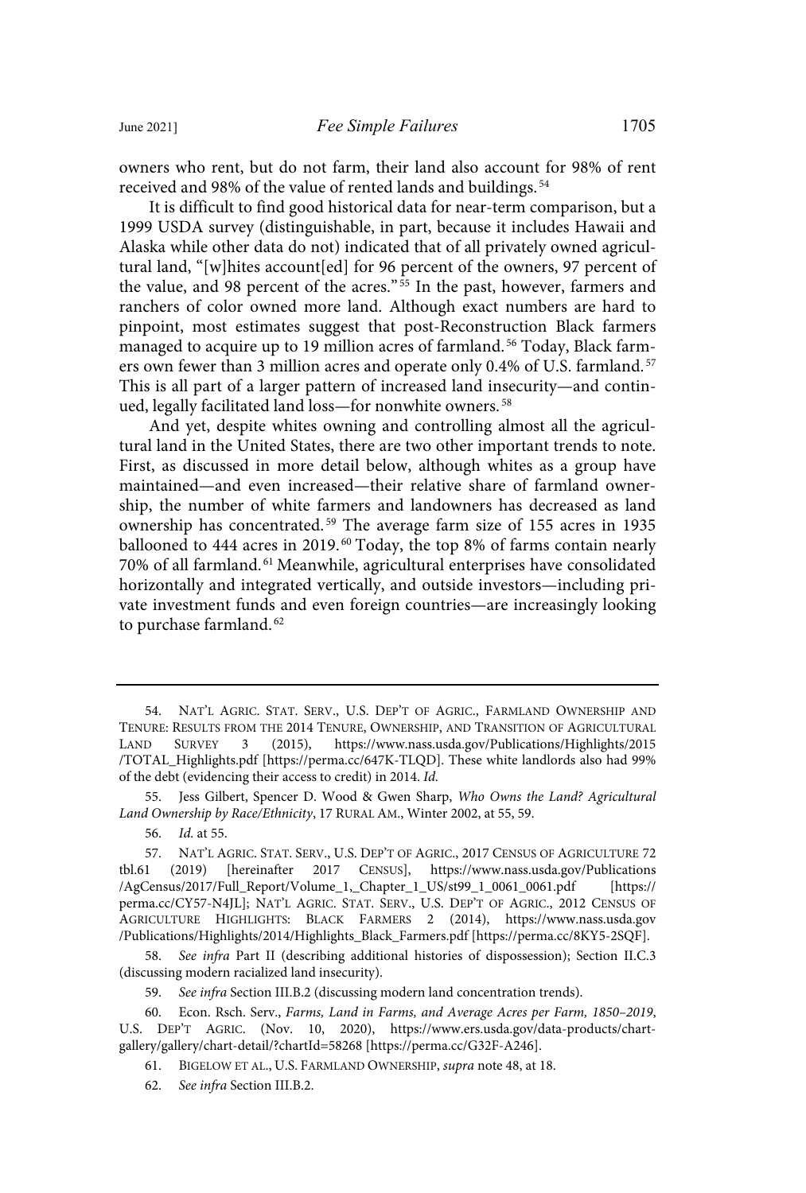owners who rent, but do not farm, their land also account for 98% of rent received and 98% of the value of rented lands and buildings.[54]

It is difficult to find good historical data for near-term comparison, but a 1999 USDA survey (distinguishable, in part, because it includes Hawaii and Alaska while other data do not) indicated that of all privately owned agricultural land, "[w]hites account[ed] for 96 percent of the owners, 97 percent of the value, and 98 percent of the acres."[55] In the past, however, farmers and ranchers of color owned more land. Although exact numbers are hard to pinpoint, most estimates suggest that post-Reconstruction Black farmers managed to acquire up to 19 million acres of farmland.[56] Today, Black farmers own fewer than 3 million acres and operate only 0.4% of U.S. farmland.[57] This is all part of a larger pattern of increased land insecurity—and continued, legally facilitated land loss—for nonwhite owners.[58]

And yet, despite whites owning and controlling almost all the agricultural land in the United States, there are two other important trends to note. First, as discussed in more detail below, although whites as a group have maintained—and even increased—their relative share of farmland ownership, the number of white farmers and landowners has decreased as land ownership has concentrated.[59] The average farm size of 155 acres in 1935 ballooned to 444 acres in 2019.[60] Today, the top 8% of farms contain nearly 70% of all farmland.[61] Meanwhile, agricultural enterprises have consolidated horizontally and integrated vertically, and outside investors—including private investment funds and even foreign countries—are increasingly looking to purchase farmland.[62]

---

54. Nat'l Agric. Stat. Serv., U.S. Dep't of Agric., Farmland Ownership and Tenure: Results from the 2014 Tenure, Ownership, and Transition of Agricultural Land Survey 3 (2015), https://www.nass.usda.gov/Publications/Highlights/2015/TOTAL_Highlights.pdf [https://perma.cc/647K-TLQD]. These white landlords also had 99% of the debt (evidencing their access to credit) in 2014. *Id.*

55. Jess Gilbert, Spencer D. Wood & Gwen Sharp, *Who Owns the Land? Agricultural Land Ownership by Race/Ethnicity*, 17 Rural Am., Winter 2002, at 55, 59.

56. *Id.* at 55.

57. Nat'l Agric. Stat. Serv., U.S. Dep't of Agric., 2017 Census of Agriculture 72 tbl.61 (2019) [hereinafter 2017 Census], https://www.nass.usda.gov/Publications/AgCensus/2017/Full_Report/Volume_1,_Chapter_1_US/st99_1_0061_0061.pdf [https://perma.cc/CY57-N4JL]; Nat'l Agric. Stat. Serv., U.S. Dep't of Agric., 2012 Census of Agriculture Highlights: Black Farmers 2 (2014), https://www.nass.usda.gov/Publications/Highlights/2014/Highlights_Black_Farmers.pdf [https://perma.cc/8KY5-2SQF].

58. *See infra* Part II (describing additional histories of dispossession); Section II.C.3 (discussing modern racialized land insecurity).

59. *See infra* Section III.B.2 (discussing modern land concentration trends).

60. Econ. Rsch. Serv., *Farms, Land in Farms, and Average Acres per Farm, 1850–2019*, U.S. Dep't Agric. (Nov. 10, 2020), https://www.ers.usda.gov/data-products/chart-gallery/gallery/chart-detail/?chartId=58268 [https://perma.cc/G32F-A246].

61. Bigelow et al., U.S. Farmland Ownership, *supra* note 48, at 18.

62. *See infra* Section III.B.2.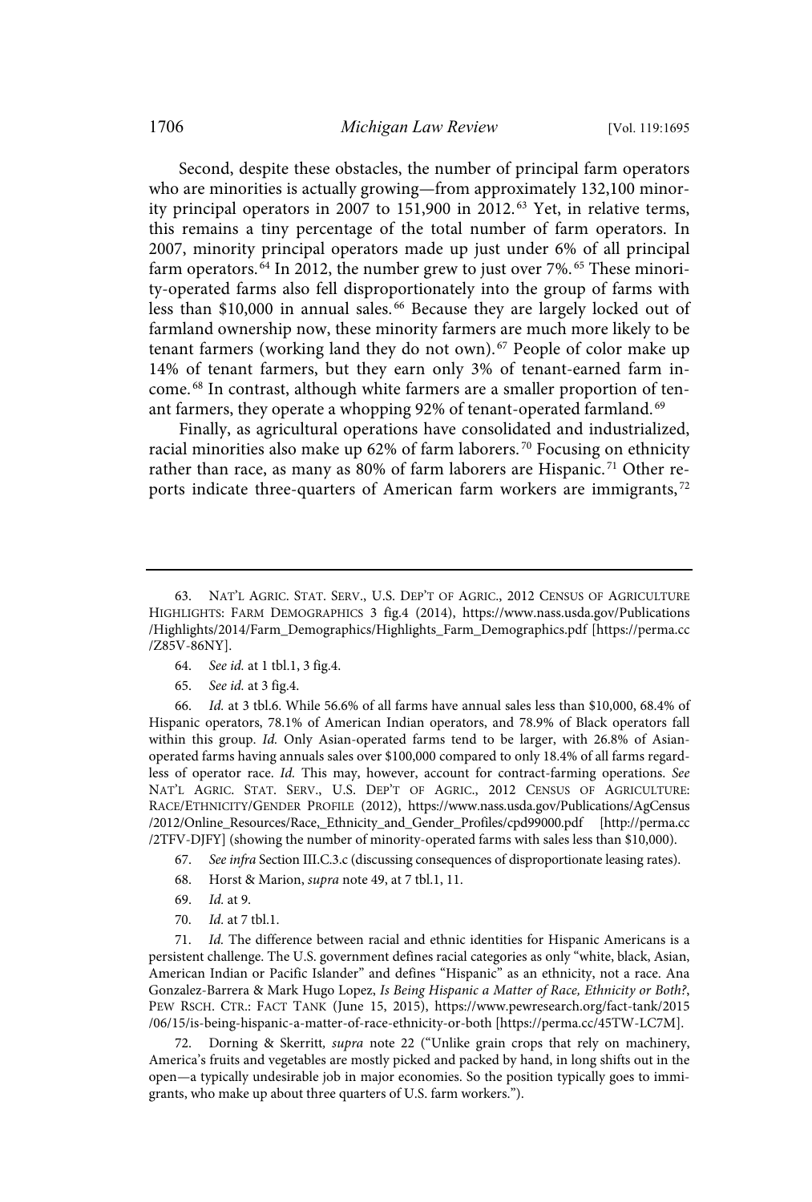Second, despite these obstacles, the number of principal farm operators who are minorities is actually growing—from approximately 132,100 minority principal operators in 2007 to 151,900 in 2012.[63] Yet, in relative terms, this remains a tiny percentage of the total number of farm operators. In 2007, minority principal operators made up just under 6% of all principal farm operators.[64] In 2012, the number grew to just over 7%.[65] These minority-operated farms also fell disproportionately into the group of farms with less than $10,000 in annual sales.[66] Because they are largely locked out of farmland ownership now, these minority farmers are much more likely to be tenant farmers (working land they do not own).[67] People of color make up 14% of tenant farmers, but they earn only 3% of tenant-earned farm income.[68] In contrast, although white farmers are a smaller proportion of tenant farmers, they operate a whopping 92% of tenant-operated farmland.[69]

Finally, as agricultural operations have consolidated and industrialized, racial minorities also make up 62% of farm laborers.[70] Focusing on ethnicity rather than race, as many as 80% of farm laborers are Hispanic.[71] Other reports indicate three-quarters of American farm workers are immigrants,[72]

---

63. NAT'L AGRIC. STAT. SERV., U.S. DEP'T OF AGRIC., 2012 CENSUS OF AGRICULTURE HIGHLIGHTS: FARM DEMOGRAPHICS 3 fig.4 (2014), https://www.nass.usda.gov/Publications/Highlights/2014/Farm_Demographics/Highlights_Farm_Demographics.pdf [https://perma.cc/Z85V-86NY].

64. *See id.* at 1 tbl.1, 3 fig.4.

65. *See id.* at 3 fig.4.

66. *Id.* at 3 tbl.6. While 56.6% of all farms have annual sales less than $10,000, 68.4% of Hispanic operators, 78.1% of American Indian operators, and 78.9% of Black operators fall within this group. *Id.* Only Asian-operated farms tend to be larger, with 26.8% of Asian-operated farms having annuals sales over $100,000 compared to only 18.4% of all farms regardless of operator race. *Id.* This may, however, account for contract-farming operations. *See* NAT'L AGRIC. STAT. SERV., U.S. DEP'T OF AGRIC., 2012 CENSUS OF AGRICULTURE: RACE/ETHNICITY/GENDER PROFILE (2012), https://www.nass.usda.gov/Publications/AgCensus/2012/Online_Resources/Race,_Ethnicity_and_Gender_Profiles/cpd99000.pdf [http://perma.cc/2TFV-DJFY] (showing the number of minority-operated farms with sales less than $10,000).

67. *See infra* Section III.C.3.c (discussing consequences of disproportionate leasing rates).

68. Horst & Marion, *supra* note 49, at 7 tbl.1, 11.

69. *Id.* at 9.

70. *Id.* at 7 tbl.1.

71. *Id.* The difference between racial and ethnic identities for Hispanic Americans is a persistent challenge. The U.S. government defines racial categories as only "white, black, Asian, American Indian or Pacific Islander" and defines "Hispanic" as an ethnicity, not a race. Ana Gonzalez-Barrera & Mark Hugo Lopez, *Is Being Hispanic a Matter of Race, Ethnicity or Both?*, PEW RSCH. CTR.: FACT TANK (June 15, 2015), https://www.pewresearch.org/fact-tank/2015/06/15/is-being-hispanic-a-matter-of-race-ethnicity-or-both [https://perma.cc/45TW-LC7M].

72. Dorning & Skerritt, *supra* note 22 ("Unlike grain crops that rely on machinery, America's fruits and vegetables are mostly picked and packed by hand, in long shifts out in the open—a typically undesirable job in major economies. So the position typically goes to immigrants, who make up about three quarters of U.S. farm workers.").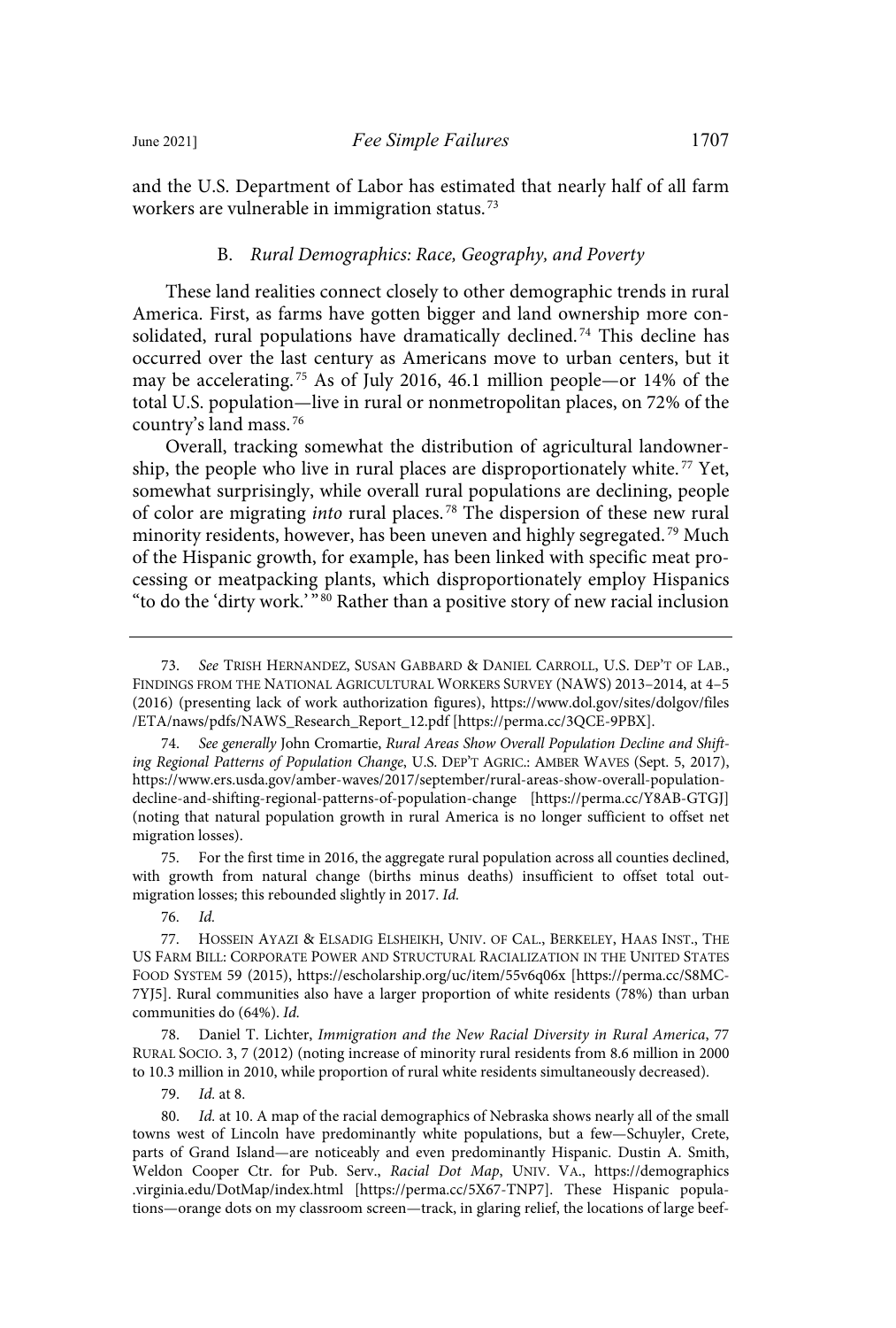and the U.S. Department of Labor has estimated that nearly half of all farm workers are vulnerable in immigration status.[73]

### B. *Rural Demographics: Race, Geography, and Poverty*

These land realities connect closely to other demographic trends in rural America. First, as farms have gotten bigger and land ownership more consolidated, rural populations have dramatically declined.[74] This decline has occurred over the last century as Americans move to urban centers, but it may be accelerating.[75] As of July 2016, 46.1 million people—or 14% of the total U.S. population—live in rural or nonmetropolitan places, on 72% of the country's land mass.[76]

Overall, tracking somewhat the distribution of agricultural landownership, the people who live in rural places are disproportionately white.[77] Yet, somewhat surprisingly, while overall rural populations are declining, people of color are migrating *into* rural places.[78] The dispersion of these new rural minority residents, however, has been uneven and highly segregated.[79] Much of the Hispanic growth, for example, has been linked with specific meat processing or meatpacking plants, which disproportionately employ Hispanics "to do the 'dirty work.'"[80] Rather than a positive story of new racial inclusion

---

73. *See* Trish Hernandez, Susan Gabbard & Daniel Carroll, U.S. Dep't of Lab., Findings from the National Agricultural Workers Survey (NAWS) 2013–2014, at 4–5 (2016) (presenting lack of work authorization figures), https://www.dol.gov/sites/dolgov/files/ETA/naws/pdfs/NAWS_Research_Report_12.pdf [https://perma.cc/3QCE-9PBX].

74. *See generally* John Cromartie, *Rural Areas Show Overall Population Decline and Shifting Regional Patterns of Population Change*, U.S. Dep't Agric.: Amber Waves (Sept. 5, 2017), https://www.ers.usda.gov/amber-waves/2017/september/rural-areas-show-overall-population-decline-and-shifting-regional-patterns-of-population-change [https://perma.cc/Y8AB-GTGJ] (noting that natural population growth in rural America is no longer sufficient to offset net migration losses).

75. For the first time in 2016, the aggregate rural population across all counties declined, with growth from natural change (births minus deaths) insufficient to offset total out-migration losses; this rebounded slightly in 2017. *Id.*

76. *Id.*

77. Hossein Ayazi & Elsadig Elsheikh, Univ. of Cal., Berkeley, Haas Inst., The US Farm Bill: Corporate Power and Structural Racialization in the United States Food System 59 (2015), https://escholarship.org/uc/item/55v6q06x [https://perma.cc/S8MC-7YJ5]. Rural communities also have a larger proportion of white residents (78%) than urban communities do (64%). *Id.*

78. Daniel T. Lichter, *Immigration and the New Racial Diversity in Rural America*, 77 Rural Socio. 3, 7 (2012) (noting increase of minority rural residents from 8.6 million in 2000 to 10.3 million in 2010, while proportion of rural white residents simultaneously decreased).

79. *Id.* at 8.

80. *Id.* at 10. A map of the racial demographics of Nebraska shows nearly all of the small towns west of Lincoln have predominantly white populations, but a few—Schuyler, Crete, parts of Grand Island—are noticeably and even predominantly Hispanic. Dustin A. Smith, Weldon Cooper Ctr. for Pub. Serv., *Racial Dot Map*, Univ. Va., https://demographics.virginia.edu/DotMap/index.html [https://perma.cc/5X67-TNP7]. These Hispanic populations—orange dots on my classroom screen—track, in glaring relief, the locations of large beef-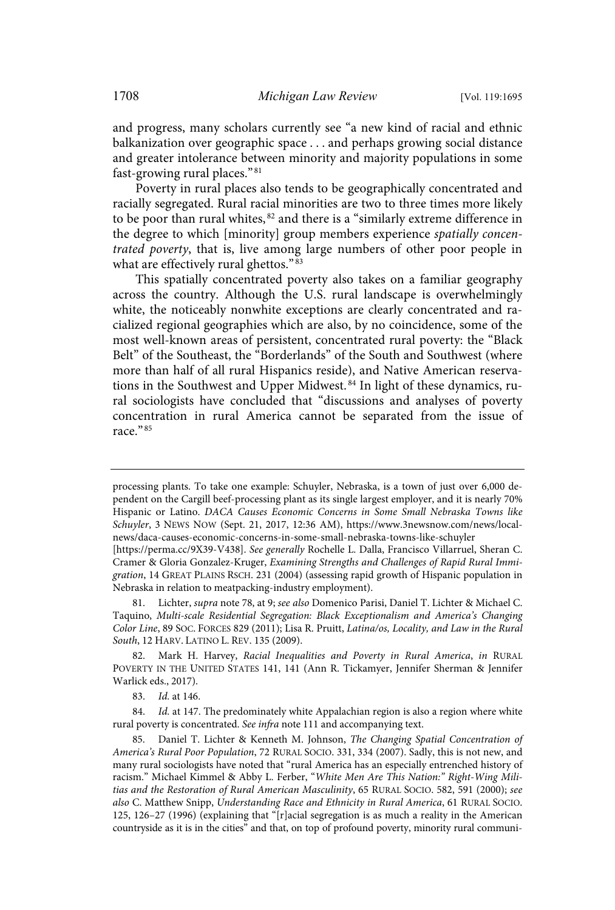and progress, many scholars currently see "a new kind of racial and ethnic balkanization over geographic space . . . and perhaps growing social distance and greater intolerance between minority and majority populations in some fast-growing rural places."[81]

Poverty in rural places also tends to be geographically concentrated and racially segregated. Rural racial minorities are two to three times more likely to be poor than rural whites,[82] and there is a "similarly extreme difference in the degree to which [minority] group members experience *spatially concentrated poverty*, that is, live among large numbers of other poor people in what are effectively rural ghettos."[83]

This spatially concentrated poverty also takes on a familiar geography across the country. Although the U.S. rural landscape is overwhelmingly white, the noticeably nonwhite exceptions are clearly concentrated and racialized regional geographies which are also, by no coincidence, some of the most well-known areas of persistent, concentrated rural poverty: the "Black Belt" of the Southeast, the "Borderlands" of the South and Southwest (where more than half of all rural Hispanics reside), and Native American reservations in the Southwest and Upper Midwest.[84] In light of these dynamics, rural sociologists have concluded that "discussions and analyses of poverty concentration in rural America cannot be separated from the issue of race."[85]

---

processing plants. To take one example: Schuyler, Nebraska, is a town of just over 6,000 dependent on the Cargill beef-processing plant as its single largest employer, and it is nearly 70% Hispanic or Latino. *DACA Causes Economic Concerns in Some Small Nebraska Towns like Schuyler*, 3 NEWS NOW (Sept. 21, 2017, 12:36 AM), https://www.3newsnow.com/news/local-news/daca-causes-economic-concerns-in-some-small-nebraska-towns-like-schuyler [https://perma.cc/9X39-V438]. *See generally* Rochelle L. Dalla, Francisco Villarruel, Sheran C. Cramer & Gloria Gonzalez-Kruger, *Examining Strengths and Challenges of Rapid Rural Immigration*, 14 GREAT PLAINS RSCH. 231 (2004) (assessing rapid growth of Hispanic population in Nebraska in relation to meatpacking-industry employment).

81. Lichter, *supra* note 78, at 9; *see also* Domenico Parisi, Daniel T. Lichter & Michael C. Taquino, *Multi-scale Residential Segregation: Black Exceptionalism and America's Changing Color Line*, 89 SOC. FORCES 829 (2011); Lisa R. Pruitt, *Latina/os, Locality, and Law in the Rural South*, 12 HARV. LATINO L. REV. 135 (2009).

82. Mark H. Harvey, *Racial Inequalities and Poverty in Rural America*, *in* RURAL POVERTY IN THE UNITED STATES 141, 141 (Ann R. Tickamyer, Jennifer Sherman & Jennifer Warlick eds., 2017).

83. *Id.* at 146.

84. *Id.* at 147. The predominately white Appalachian region is also a region where white rural poverty is concentrated. *See infra* note 111 and accompanying text.

85. Daniel T. Lichter & Kenneth M. Johnson, *The Changing Spatial Concentration of America's Rural Poor Population*, 72 RURAL SOCIO. 331, 334 (2007). Sadly, this is not new, and many rural sociologists have noted that "rural America has an especially entrenched history of racism." Michael Kimmel & Abby L. Ferber, *"White Men Are This Nation:" Right-Wing Militias and the Restoration of Rural American Masculinity*, 65 RURAL SOCIO. 582, 591 (2000); *see also* C. Matthew Snipp, *Understanding Race and Ethnicity in Rural America*, 61 RURAL SOCIO. 125, 126–27 (1996) (explaining that "[r]acial segregation is as much a reality in the American countryside as it is in the cities" and that, on top of profound poverty, minority rural communi-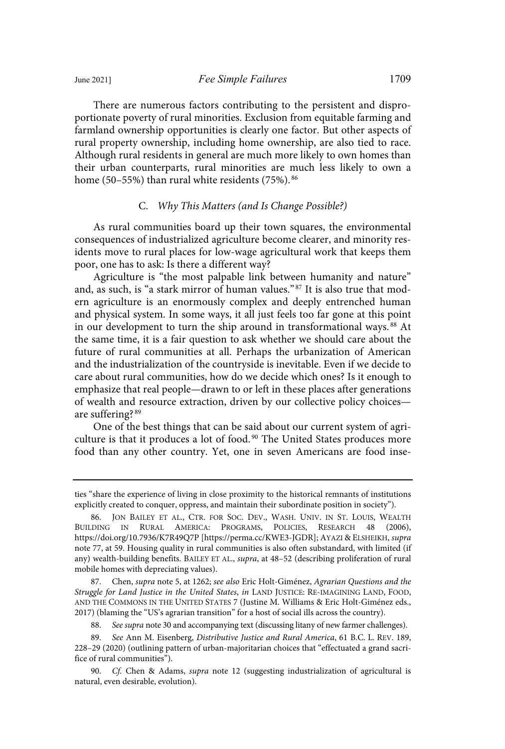There are numerous factors contributing to the persistent and disproportionate poverty of rural minorities. Exclusion from equitable farming and farmland ownership opportunities is clearly one factor. But other aspects of rural property ownership, including home ownership, are also tied to race. Although rural residents in general are much more likely to own homes than their urban counterparts, rural minorities are much less likely to own a home (50–55%) than rural white residents (75%).[86]

### C. *Why This Matters (and Is Change Possible?)*

As rural communities board up their town squares, the environmental consequences of industrialized agriculture become clearer, and minority residents move to rural places for low-wage agricultural work that keeps them poor, one has to ask: Is there a different way?

Agriculture is "the most palpable link between humanity and nature" and, as such, is "a stark mirror of human values."[87] It is also true that modern agriculture is an enormously complex and deeply entrenched human and physical system. In some ways, it all just feels too far gone at this point in our development to turn the ship around in transformational ways.[88] At the same time, it is a fair question to ask whether we should care about the future of rural communities at all. Perhaps the urbanization of American and the industrialization of the countryside is inevitable. Even if we decide to care about rural communities, how do we decide which ones? Is it enough to emphasize that real people—drawn to or left in these places after generations of wealth and resource extraction, driven by our collective policy choices—are suffering?[89]

One of the best things that can be said about our current system of agriculture is that it produces a lot of food.[90] The United States produces more food than any other country. Yet, one in seven Americans are food inse-

---

ties "share the experience of living in close proximity to the historical remnants of institutions explicitly created to conquer, oppress, and maintain their subordinate position in society").

86. JON BAILEY ET AL., CTR. FOR SOC. DEV., WASH. UNIV. IN ST. LOUIS, WEALTH BUILDING IN RURAL AMERICA: PROGRAMS, POLICIES, RESEARCH 48 (2006), https://doi.org/10.7936/K7R49Q7P [https://perma.cc/KWE3-JGDR]; AYAZI & ELSHEIKH, *supra* note 77, at 59. Housing quality in rural communities is also often substandard, with limited (if any) wealth-building benefits. BAILEY ET AL., *supra*, at 48–52 (describing proliferation of rural mobile homes with depreciating values).

87. Chen, *supra* note 5, at 1262; *see also* Eric Holt-Giménez, *Agrarian Questions and the Struggle for Land Justice in the United States*, *in* LAND JUSTICE: RE-IMAGINING LAND, FOOD, AND THE COMMONS IN THE UNITED STATES 7 (Justine M. Williams & Eric Holt-Giménez eds., 2017) (blaming the "US's agrarian transition" for a host of social ills across the country).

88. *See supra* note 30 and accompanying text (discussing litany of new farmer challenges).

89. *See* Ann M. Eisenberg, *Distributive Justice and Rural America*, 61 B.C. L. REV. 189, 228–29 (2020) (outlining pattern of urban-majoritarian choices that "effectuated a grand sacrifice of rural communities").

90. *Cf.* Chen & Adams, *supra* note 12 (suggesting industrialization of agricultural is natural, even desirable, evolution).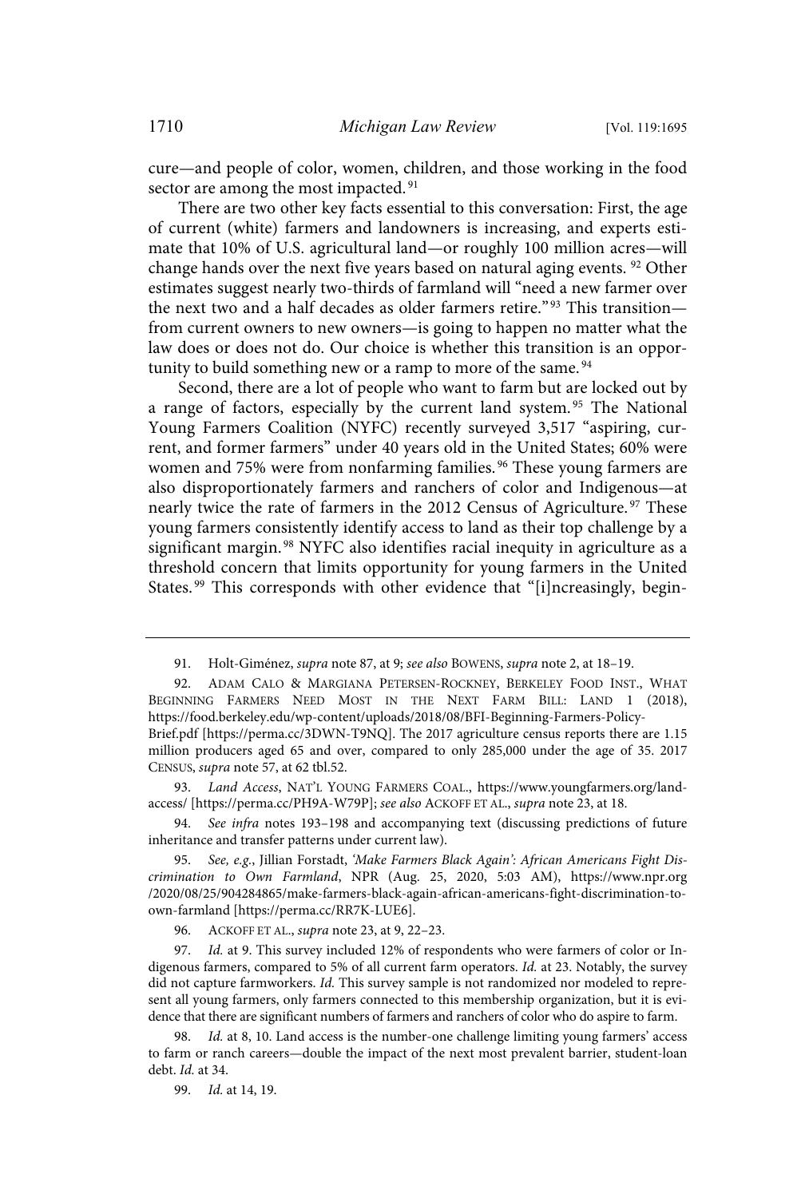cure—and people of color, women, children, and those working in the food sector are among the most impacted.[91]

There are two other key facts essential to this conversation: First, the age of current (white) farmers and landowners is increasing, and experts estimate that 10% of U.S. agricultural land—or roughly 100 million acres—will change hands over the next five years based on natural aging events.[92] Other estimates suggest nearly two-thirds of farmland will "need a new farmer over the next two and a half decades as older farmers retire."[93] This transition—from current owners to new owners—is going to happen no matter what the law does or does not do. Our choice is whether this transition is an opportunity to build something new or a ramp to more of the same.[94]

Second, there are a lot of people who want to farm but are locked out by a range of factors, especially by the current land system.[95] The National Young Farmers Coalition (NYFC) recently surveyed 3,517 "aspiring, current, and former farmers" under 40 years old in the United States; 60% were women and 75% were from nonfarming families.[96] These young farmers are also disproportionately farmers and ranchers of color and Indigenous—at nearly twice the rate of farmers in the 2012 Census of Agriculture.[97] These young farmers consistently identify access to land as their top challenge by a significant margin.[98] NYFC also identifies racial inequity in agriculture as a threshold concern that limits opportunity for young farmers in the United States.[99] This corresponds with other evidence that "[i]ncreasingly, begin-

---

91. Holt-Giménez, *supra* note 87, at 9; *see also* BOWENS, *supra* note 2, at 18–19.

92. ADAM CALO & MARGIANA PETERSEN-ROCKNEY, BERKELEY FOOD INST., WHAT BEGINNING FARMERS NEED MOST IN THE NEXT FARM BILL: LAND 1 (2018), https://food.berkeley.edu/wp-content/uploads/2018/08/BFI-Beginning-Farmers-Policy-Brief.pdf [https://perma.cc/3DWN-T9NQ]. The 2017 agriculture census reports there are 1.15 million producers aged 65 and over, compared to only 285,000 under the age of 35. 2017 CENSUS, *supra* note 57, at 62 tbl.52.

93. *Land Access*, NAT'L YOUNG FARMERS COAL., https://www.youngfarmers.org/land-access/ [https://perma.cc/PH9A-W79P]; *see also* ACKOFF ET AL., *supra* note 23, at 18.

94. *See infra* notes 193–198 and accompanying text (discussing predictions of future inheritance and transfer patterns under current law).

95. *See, e.g.*, Jillian Forstadt, *'Make Farmers Black Again': African Americans Fight Discrimination to Own Farmland*, NPR (Aug. 25, 2020, 5:03 AM), https://www.npr.org/2020/08/25/904284865/make-farmers-black-again-african-americans-fight-discrimination-to-own-farmland [https://perma.cc/RR7K-LUE6].

96. ACKOFF ET AL., *supra* note 23, at 9, 22–23.

97. *Id.* at 9. This survey included 12% of respondents who were farmers of color or Indigenous farmers, compared to 5% of all current farm operators. *Id.* at 23. Notably, the survey did not capture farmworkers. *Id.* This survey sample is not randomized nor modeled to represent all young farmers, only farmers connected to this membership organization, but it is evidence that there are significant numbers of farmers and ranchers of color who do aspire to farm.

98. *Id.* at 8, 10. Land access is the number-one challenge limiting young farmers' access to farm or ranch careers—double the impact of the next most prevalent barrier, student-loan debt. *Id.* at 34.

99. *Id.* at 14, 19.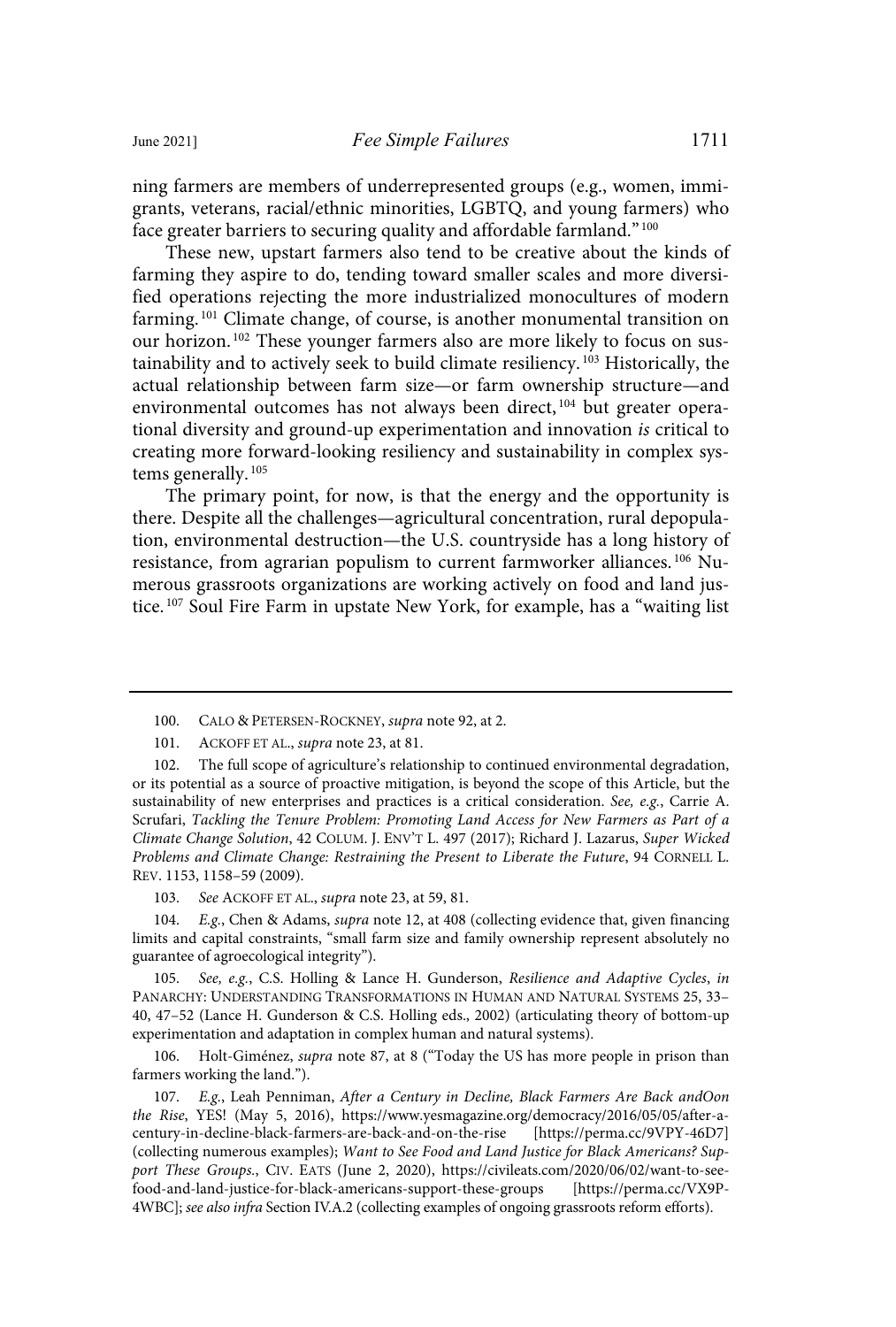ning farmers are members of underrepresented groups (e.g., women, immigrants, veterans, racial/ethnic minorities, LGBTQ, and young farmers) who face greater barriers to securing quality and affordable farmland."[100]

These new, upstart farmers also tend to be creative about the kinds of farming they aspire to do, tending toward smaller scales and more diversified operations rejecting the more industrialized monocultures of modern farming.[101] Climate change, of course, is another monumental transition on our horizon.[102] These younger farmers also are more likely to focus on sustainability and to actively seek to build climate resiliency.[103] Historically, the actual relationship between farm size—or farm ownership structure—and environmental outcomes has not always been direct,[104] but greater operational diversity and ground-up experimentation and innovation *is* critical to creating more forward-looking resiliency and sustainability in complex systems generally.[105]

The primary point, for now, is that the energy and the opportunity is there. Despite all the challenges—agricultural concentration, rural depopulation, environmental destruction—the U.S. countryside has a long history of resistance, from agrarian populism to current farmworker alliances.[106] Numerous grassroots organizations are working actively on food and land justice.[107] Soul Fire Farm in upstate New York, for example, has a "waiting list

---

100. CALO & PETERSEN-ROCKNEY, *supra* note 92, at 2.

101. ACKOFF ET AL., *supra* note 23, at 81.

102. The full scope of agriculture's relationship to continued environmental degradation, or its potential as a source of proactive mitigation, is beyond the scope of this Article, but the sustainability of new enterprises and practices is a critical consideration. *See, e.g.*, Carrie A. Scrufari, *Tackling the Tenure Problem: Promoting Land Access for New Farmers as Part of a Climate Change Solution*, 42 COLUM. J. ENV'T L. 497 (2017); Richard J. Lazarus, *Super Wicked Problems and Climate Change: Restraining the Present to Liberate the Future*, 94 CORNELL L. REV. 1153, 1158–59 (2009).

103. *See* ACKOFF ET AL., *supra* note 23, at 59, 81.

104. *E.g.*, Chen & Adams, *supra* note 12, at 408 (collecting evidence that, given financing limits and capital constraints, "small farm size and family ownership represent absolutely no guarantee of agroecological integrity").

105. *See, e.g.*, C.S. Holling & Lance H. Gunderson, *Resilience and Adaptive Cycles*, *in* PANARCHY: UNDERSTANDING TRANSFORMATIONS IN HUMAN AND NATURAL SYSTEMS 25, 33–40, 47–52 (Lance H. Gunderson & C.S. Holling eds., 2002) (articulating theory of bottom-up experimentation and adaptation in complex human and natural systems).

106. Holt-Giménez, *supra* note 87, at 8 ("Today the US has more people in prison than farmers working the land.").

107. *E.g.*, Leah Penniman, *After a Century in Decline, Black Farmers Are Back andOon the Rise*, YES! (May 5, 2016), https://www.yesmagazine.org/democracy/2016/05/05/after-a-century-in-decline-black-farmers-are-back-and-on-the-rise [https://perma.cc/9VPY-46D7] (collecting numerous examples); *Want to See Food and Land Justice for Black Americans? Support These Groups.*, CIV. EATS (June 2, 2020), https://civileats.com/2020/06/02/want-to-see-food-and-land-justice-for-black-americans-support-these-groups [https://perma.cc/VX9P-4WBC]; *see also infra* Section IV.A.2 (collecting examples of ongoing grassroots reform efforts).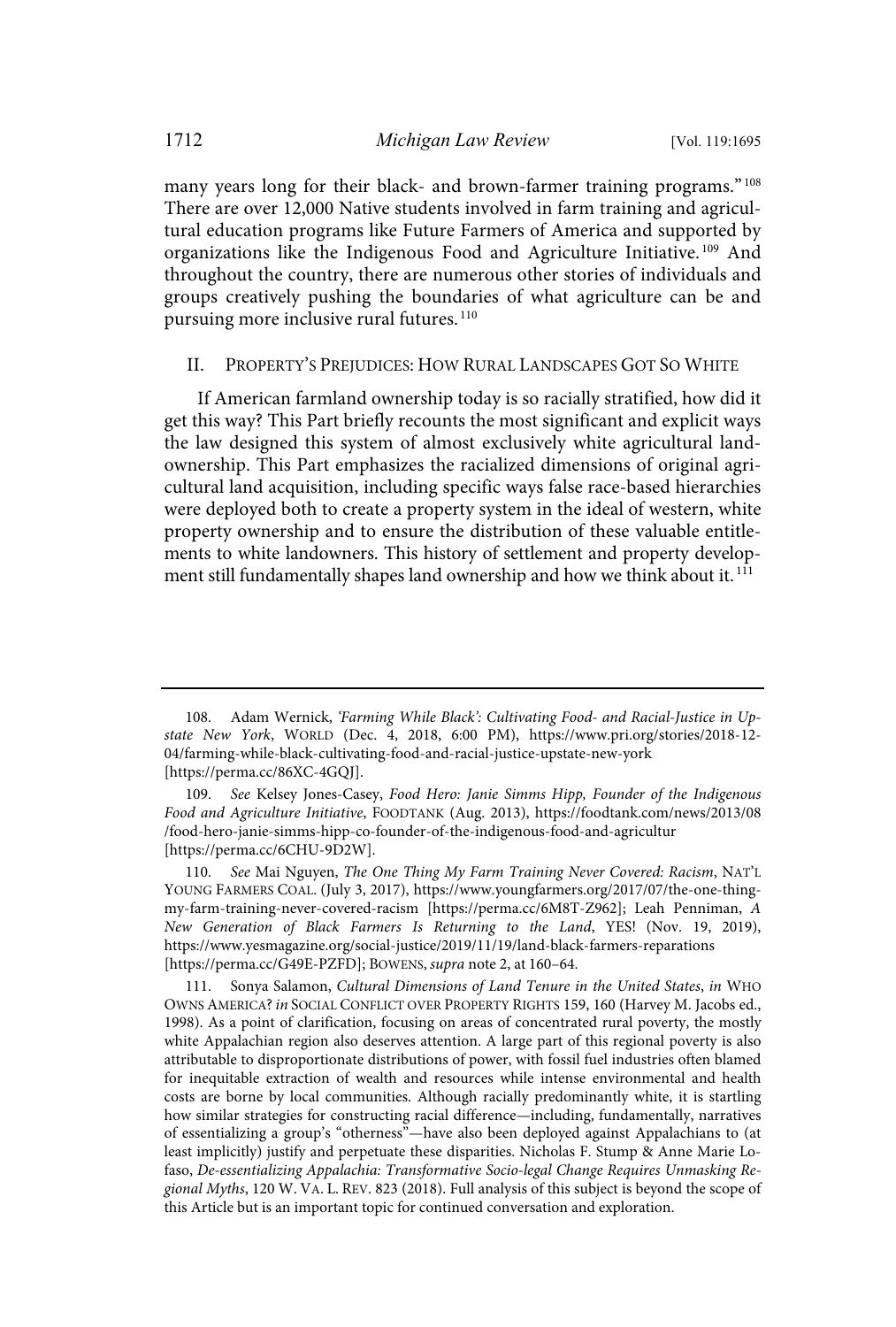many years long for their black- and brown-farmer training programs."[108] There are over 12,000 Native students involved in farm training and agricultural education programs like Future Farmers of America and supported by organizations like the Indigenous Food and Agriculture Initiative.[109] And throughout the country, there are numerous other stories of individuals and groups creatively pushing the boundaries of what agriculture can be and pursuing more inclusive rural futures.[110]

## II. PROPERTY'S PREJUDICES: HOW RURAL LANDSCAPES GOT SO WHITE

If American farmland ownership today is so racially stratified, how did it get this way? This Part briefly recounts the most significant and explicit ways the law designed this system of almost exclusively white agricultural landownership. This Part emphasizes the racialized dimensions of original agricultural land acquisition, including specific ways false race-based hierarchies were deployed both to create a property system in the ideal of western, white property ownership and to ensure the distribution of these valuable entitlements to white landowners. This history of settlement and property development still fundamentally shapes land ownership and how we think about it.[111]

---

108. Adam Wernick, *'Farming While Black': Cultivating Food- and Racial-Justice in Upstate New York*, WORLD (Dec. 4, 2018, 6:00 PM), https://www.pri.org/stories/2018-12-04/farming-while-black-cultivating-food-and-racial-justice-upstate-new-york [https://perma.cc/86XC-4GQJ].

109. *See* Kelsey Jones-Casey, *Food Hero: Janie Simms Hipp, Founder of the Indigenous Food and Agriculture Initiative*, FOODTANK (Aug. 2013), https://foodtank.com/news/2013/08/food-hero-janie-simms-hipp-co-founder-of-the-indigenous-food-and-agricultur [https://perma.cc/6CHU-9D2W].

110. *See* Mai Nguyen, *The One Thing My Farm Training Never Covered: Racism*, NAT'L YOUNG FARMERS COAL. (July 3, 2017), https://www.youngfarmers.org/2017/07/the-one-thing-my-farm-training-never-covered-racism [https://perma.cc/6M8T-Z962]; Leah Penniman, *A New Generation of Black Farmers Is Returning to the Land*, YES! (Nov. 19, 2019), https://www.yesmagazine.org/social-justice/2019/11/19/land-black-farmers-reparations [https://perma.cc/G49E-PZFD]; BOWENS, *supra* note 2, at 160–64.

111. Sonya Salamon, *Cultural Dimensions of Land Tenure in the United States*, *in* WHO OWNS AMERICA? *in* SOCIAL CONFLICT OVER PROPERTY RIGHTS 159, 160 (Harvey M. Jacobs ed., 1998). As a point of clarification, focusing on areas of concentrated rural poverty, the mostly white Appalachian region also deserves attention. A large part of this regional poverty is also attributable to disproportionate distributions of power, with fossil fuel industries often blamed for inequitable extraction of wealth and resources while intense environmental and health costs are borne by local communities. Although racially predominantly white, it is startling how similar strategies for constructing racial difference—including, fundamentally, narratives of essentializing a group's "otherness"—have also been deployed against Appalachians to (at least implicitly) justify and perpetuate these disparities. Nicholas F. Stump & Anne Marie Lofaso, *De-essentializing Appalachia: Transformative Socio-legal Change Requires Unmasking Regional Myths*, 120 W. VA. L. REV. 823 (2018). Full analysis of this subject is beyond the scope of this Article but is an important topic for continued conversation and exploration.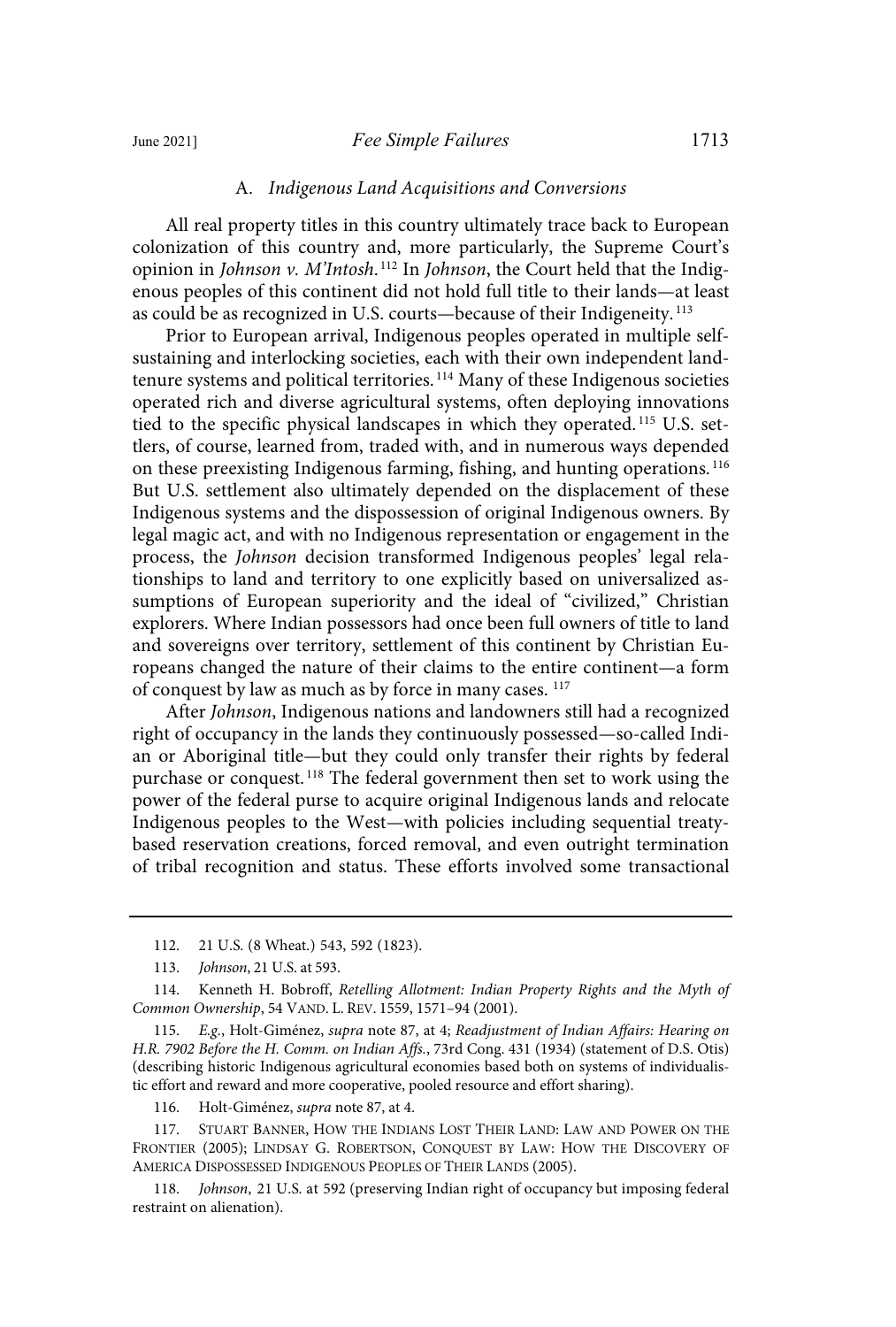### A. *Indigenous Land Acquisitions and Conversions*

All real property titles in this country ultimately trace back to European colonization of this country and, more particularly, the Supreme Court's opinion in *Johnson v. M'Intosh*.[112] In *Johnson*, the Court held that the Indigenous peoples of this continent did not hold full title to their lands—at least as could be as recognized in U.S. courts—because of their Indigeneity.[113]

Prior to European arrival, Indigenous peoples operated in multiple self-sustaining and interlocking societies, each with their own independent land-tenure systems and political territories.[114] Many of these Indigenous societies operated rich and diverse agricultural systems, often deploying innovations tied to the specific physical landscapes in which they operated.[115] U.S. settlers, of course, learned from, traded with, and in numerous ways depended on these preexisting Indigenous farming, fishing, and hunting operations.[116] But U.S. settlement also ultimately depended on the displacement of these Indigenous systems and the dispossession of original Indigenous owners. By legal magic act, and with no Indigenous representation or engagement in the process, the *Johnson* decision transformed Indigenous peoples' legal relationships to land and territory to one explicitly based on universalized assumptions of European superiority and the ideal of "civilized," Christian explorers. Where Indian possessors had once been full owners of title to land and sovereigns over territory, settlement of this continent by Christian Europeans changed the nature of their claims to the entire continent—a form of conquest by law as much as by force in many cases.[117]

After *Johnson*, Indigenous nations and landowners still had a recognized right of occupancy in the lands they continuously possessed—so-called Indian or Aboriginal title—but they could only transfer their rights by federal purchase or conquest.[118] The federal government then set to work using the power of the federal purse to acquire original Indigenous lands and relocate Indigenous peoples to the West—with policies including sequential treaty-based reservation creations, forced removal, and even outright termination of tribal recognition and status. These efforts involved some transactional

---

112. 21 U.S. (8 Wheat.) 543, 592 (1823).

113. *Johnson*, 21 U.S. at 593.

114. Kenneth H. Bobroff, *Retelling Allotment: Indian Property Rights and the Myth of Common Ownership*, 54 VAND. L. REV. 1559, 1571–94 (2001).

115. *E.g.*, Holt-Giménez, *supra* note 87, at 4; *Readjustment of Indian Affairs: Hearing on H.R. 7902 Before the H. Comm. on Indian Affs.*, 73rd Cong. 431 (1934) (statement of D.S. Otis) (describing historic Indigenous agricultural economies based both on systems of individualistic effort and reward and more cooperative, pooled resource and effort sharing).

116. Holt-Giménez, *supra* note 87, at 4.

117. STUART BANNER, HOW THE INDIANS LOST THEIR LAND: LAW AND POWER ON THE FRONTIER (2005); LINDSAY G. ROBERTSON, CONQUEST BY LAW: HOW THE DISCOVERY OF AMERICA DISPOSSESSED INDIGENOUS PEOPLES OF THEIR LANDS (2005).

118. *Johnson*, 21 U.S. at 592 (preserving Indian right of occupancy but imposing federal restraint on alienation).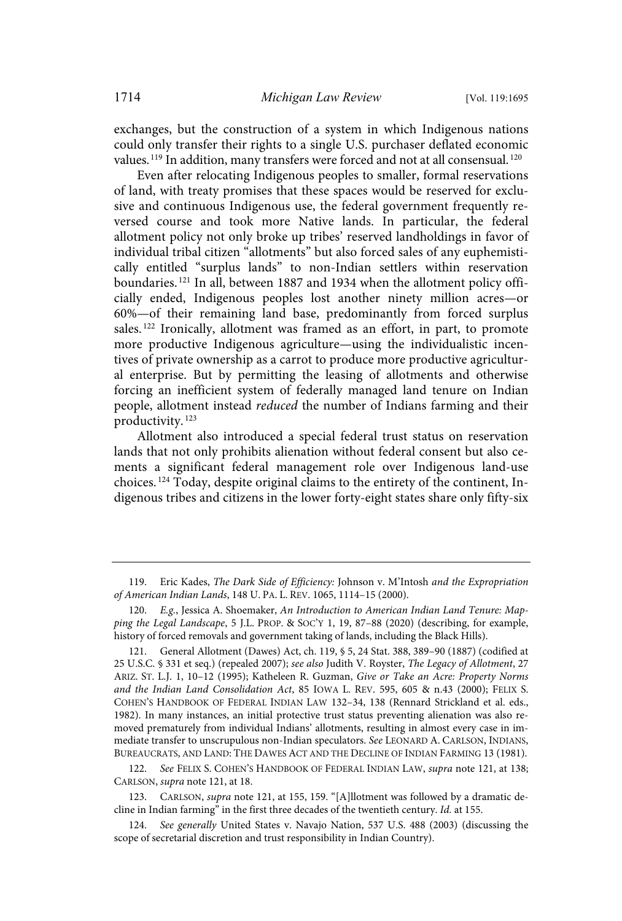exchanges, but the construction of a system in which Indigenous nations could only transfer their rights to a single U.S. purchaser deflated economic values.[119] In addition, many transfers were forced and not at all consensual.[120]

Even after relocating Indigenous peoples to smaller, formal reservations of land, with treaty promises that these spaces would be reserved for exclusive and continuous Indigenous use, the federal government frequently reversed course and took more Native lands. In particular, the federal allotment policy not only broke up tribes' reserved landholdings in favor of individual tribal citizen "allotments" but also forced sales of any euphemistically entitled "surplus lands" to non-Indian settlers within reservation boundaries.[121] In all, between 1887 and 1934 when the allotment policy officially ended, Indigenous peoples lost another ninety million acres—or 60%—of their remaining land base, predominantly from forced surplus sales.[122] Ironically, allotment was framed as an effort, in part, to promote more productive Indigenous agriculture—using the individualistic incentives of private ownership as a carrot to produce more productive agricultural enterprise. But by permitting the leasing of allotments and otherwise forcing an inefficient system of federally managed land tenure on Indian people, allotment instead *reduced* the number of Indians farming and their productivity.[123]

Allotment also introduced a special federal trust status on reservation lands that not only prohibits alienation without federal consent but also cements a significant federal management role over Indigenous land-use choices.[124] Today, despite original claims to the entirety of the continent, Indigenous tribes and citizens in the lower forty-eight states share only fifty-six

---

119. Eric Kades, *The Dark Side of Efficiency:* Johnson v. M'Intosh *and the Expropriation of American Indian Lands*, 148 U. PA. L. REV. 1065, 1114–15 (2000).

120. *E.g.*, Jessica A. Shoemaker, *An Introduction to American Indian Land Tenure: Mapping the Legal Landscape*, 5 J.L. PROP. & SOC'Y 1, 19, 87–88 (2020) (describing, for example, history of forced removals and government taking of lands, including the Black Hills).

121. General Allotment (Dawes) Act, ch. 119, § 5, 24 Stat. 388, 389–90 (1887) (codified at 25 U.S.C. § 331 et seq.) (repealed 2007); *see also* Judith V. Royster, *The Legacy of Allotment*, 27 ARIZ. ST. L.J. 1, 10–12 (1995); Katheleen R. Guzman, *Give or Take an Acre: Property Norms and the Indian Land Consolidation Act*, 85 IOWA L. REV. 595, 605 & n.43 (2000); FELIX S. COHEN'S HANDBOOK OF FEDERAL INDIAN LAW 132–34, 138 (Rennard Strickland et al. eds., 1982). In many instances, an initial protective trust status preventing alienation was also removed prematurely from individual Indians' allotments, resulting in almost every case in immediate transfer to unscrupulous non-Indian speculators. *See* LEONARD A. CARLSON, INDIANS, BUREAUCRATS, AND LAND: THE DAWES ACT AND THE DECLINE OF INDIAN FARMING 13 (1981).

122. *See* FELIX S. COHEN'S HANDBOOK OF FEDERAL INDIAN LAW, *supra* note 121, at 138; CARLSON, *supra* note 121, at 18.

123. CARLSON, *supra* note 121, at 155, 159. "[A]llotment was followed by a dramatic decline in Indian farming" in the first three decades of the twentieth century. *Id.* at 155.

124. *See generally* United States v. Navajo Nation, 537 U.S. 488 (2003) (discussing the scope of secretarial discretion and trust responsibility in Indian Country).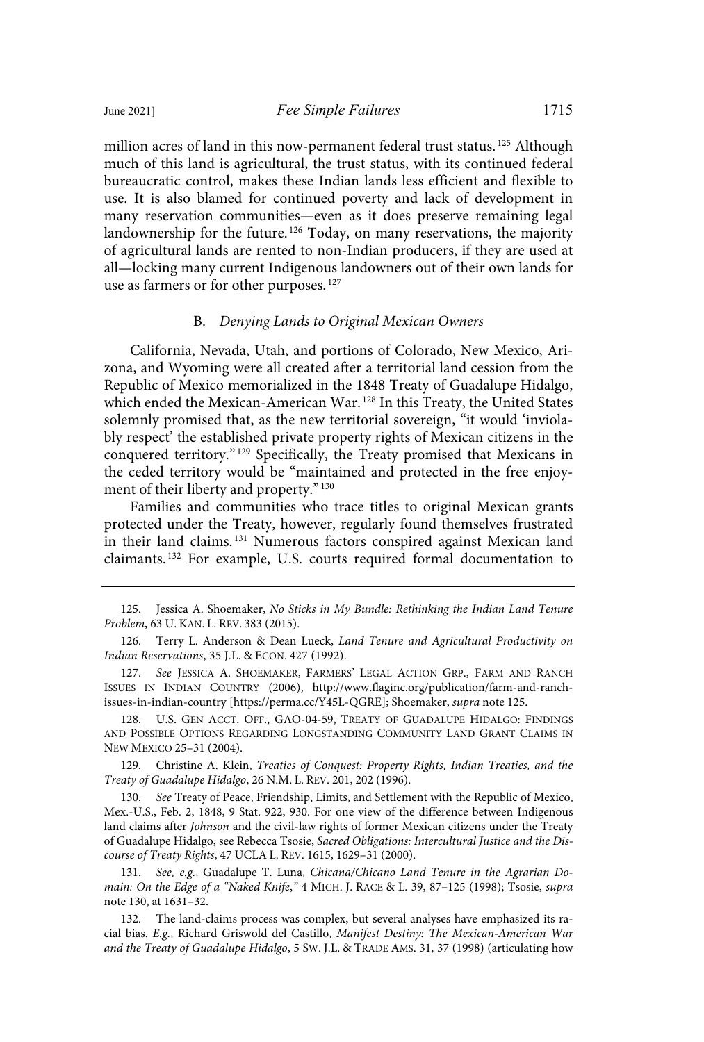million acres of land in this now-permanent federal trust status.[125] Although much of this land is agricultural, the trust status, with its continued federal bureaucratic control, makes these Indian lands less efficient and flexible to use. It is also blamed for continued poverty and lack of development in many reservation communities—even as it does preserve remaining legal landownership for the future.[126] Today, on many reservations, the majority of agricultural lands are rented to non-Indian producers, if they are used at all—locking many current Indigenous landowners out of their own lands for use as farmers or for other purposes.[127]

### B. *Denying Lands to Original Mexican Owners*

California, Nevada, Utah, and portions of Colorado, New Mexico, Arizona, and Wyoming were all created after a territorial land cession from the Republic of Mexico memorialized in the 1848 Treaty of Guadalupe Hidalgo, which ended the Mexican-American War.[128] In this Treaty, the United States solemnly promised that, as the new territorial sovereign, "it would 'inviolably respect' the established private property rights of Mexican citizens in the conquered territory."[129] Specifically, the Treaty promised that Mexicans in the ceded territory would be "maintained and protected in the free enjoyment of their liberty and property."[130]

Families and communities who trace titles to original Mexican grants protected under the Treaty, however, regularly found themselves frustrated in their land claims.[131] Numerous factors conspired against Mexican land claimants.[132] For example, U.S. courts required formal documentation to

---

125. Jessica A. Shoemaker, *No Sticks in My Bundle: Rethinking the Indian Land Tenure Problem*, 63 U. KAN. L. REV. 383 (2015).

126. Terry L. Anderson & Dean Lueck, *Land Tenure and Agricultural Productivity on Indian Reservations*, 35 J.L. & ECON. 427 (1992).

127. *See* JESSICA A. SHOEMAKER, FARMERS' LEGAL ACTION GRP., FARM AND RANCH ISSUES IN INDIAN COUNTRY (2006), http://www.flaginc.org/publication/farm-and-ranch-issues-in-indian-country [https://perma.cc/Y45L-QGRE]; Shoemaker, *supra* note 125.

128. U.S. GEN ACCT. OFF., GAO-04-59, TREATY OF GUADALUPE HIDALGO: FINDINGS AND POSSIBLE OPTIONS REGARDING LONGSTANDING COMMUNITY LAND GRANT CLAIMS IN NEW MEXICO 25–31 (2004).

129. Christine A. Klein, *Treaties of Conquest: Property Rights, Indian Treaties, and the Treaty of Guadalupe Hidalgo*, 26 N.M. L. REV. 201, 202 (1996).

130. *See* Treaty of Peace, Friendship, Limits, and Settlement with the Republic of Mexico, Mex.-U.S., Feb. 2, 1848, 9 Stat. 922, 930. For one view of the difference between Indigenous land claims after *Johnson* and the civil-law rights of former Mexican citizens under the Treaty of Guadalupe Hidalgo, see Rebecca Tsosie, *Sacred Obligations: Intercultural Justice and the Discourse of Treaty Rights*, 47 UCLA L. REV. 1615, 1629–31 (2000).

131. *See, e.g.*, Guadalupe T. Luna, *Chicana/Chicano Land Tenure in the Agrarian Domain: On the Edge of a "Naked Knife*,*"* 4 MICH. J. RACE & L. 39, 87–125 (1998); Tsosie, *supra* note 130, at 1631–32.

132. The land-claims process was complex, but several analyses have emphasized its racial bias. *E.g.*, Richard Griswold del Castillo, *Manifest Destiny: The Mexican-American War and the Treaty of Guadalupe Hidalgo*, 5 SW. J.L. & TRADE AMS. 31, 37 (1998) (articulating how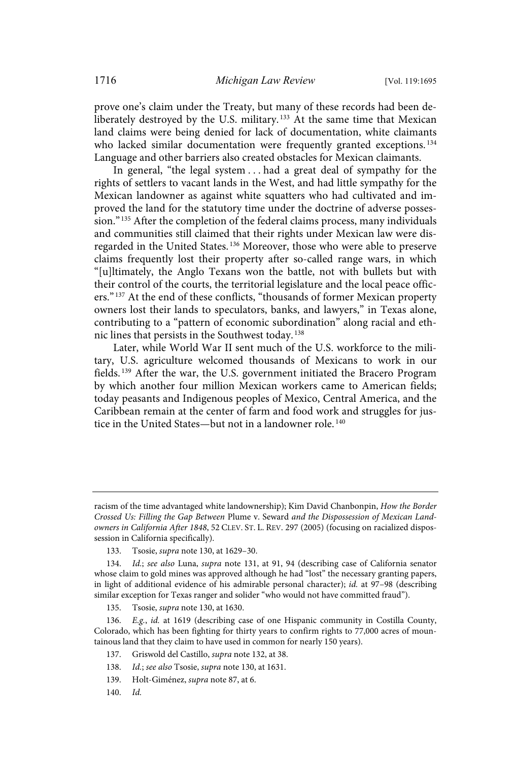prove one's claim under the Treaty, but many of these records had been deliberately destroyed by the U.S. military.[133] At the same time that Mexican land claims were being denied for lack of documentation, white claimants who lacked similar documentation were frequently granted exceptions.[134] Language and other barriers also created obstacles for Mexican claimants.

In general, "the legal system . . . had a great deal of sympathy for the rights of settlers to vacant lands in the West, and had little sympathy for the Mexican landowner as against white squatters who had cultivated and improved the land for the statutory time under the doctrine of adverse possession."[135] After the completion of the federal claims process, many individuals and communities still claimed that their rights under Mexican law were disregarded in the United States.[136] Moreover, those who were able to preserve claims frequently lost their property after so-called range wars, in which "[u]ltimately, the Anglo Texans won the battle, not with bullets but with their control of the courts, the territorial legislature and the local peace officers."[137] At the end of these conflicts, "thousands of former Mexican property owners lost their lands to speculators, banks, and lawyers," in Texas alone, contributing to a "pattern of economic subordination" along racial and ethnic lines that persists in the Southwest today.[138]

Later, while World War II sent much of the U.S. workforce to the military, U.S. agriculture welcomed thousands of Mexicans to work in our fields.[139] After the war, the U.S. government initiated the Bracero Program by which another four million Mexican workers came to American fields; today peasants and Indigenous peoples of Mexico, Central America, and the Caribbean remain at the center of farm and food work and struggles for justice in the United States—but not in a landowner role.[140]

---

racism of the time advantaged white landownership); Kim David Chanbonpin, *How the Border Crossed Us: Filling the Gap Between* Plume v. Seward *and the Dispossession of Mexican Landowners in California After 1848*, 52 CLEV. ST. L. REV. 297 (2005) (focusing on racialized dispossession in California specifically).

133. Tsosie, *supra* note 130, at 1629–30.

134. *Id.*; *see also* Luna, *supra* note 131, at 91, 94 (describing case of California senator whose claim to gold mines was approved although he had "lost" the necessary granting papers, in light of additional evidence of his admirable personal character); *id.* at 97–98 (describing similar exception for Texas ranger and solider "who would not have committed fraud").

135. Tsosie, *supra* note 130, at 1630.

136. *E.g.*, *id.* at 1619 (describing case of one Hispanic community in Costilla County, Colorado, which has been fighting for thirty years to confirm rights to 77,000 acres of mountainous land that they claim to have used in common for nearly 150 years).

137. Griswold del Castillo, *supra* note 132, at 38.

138. *Id.*; *see also* Tsosie, *supra* note 130, at 1631.

139. Holt-Giménez, *supra* note 87, at 6.

140. *Id.*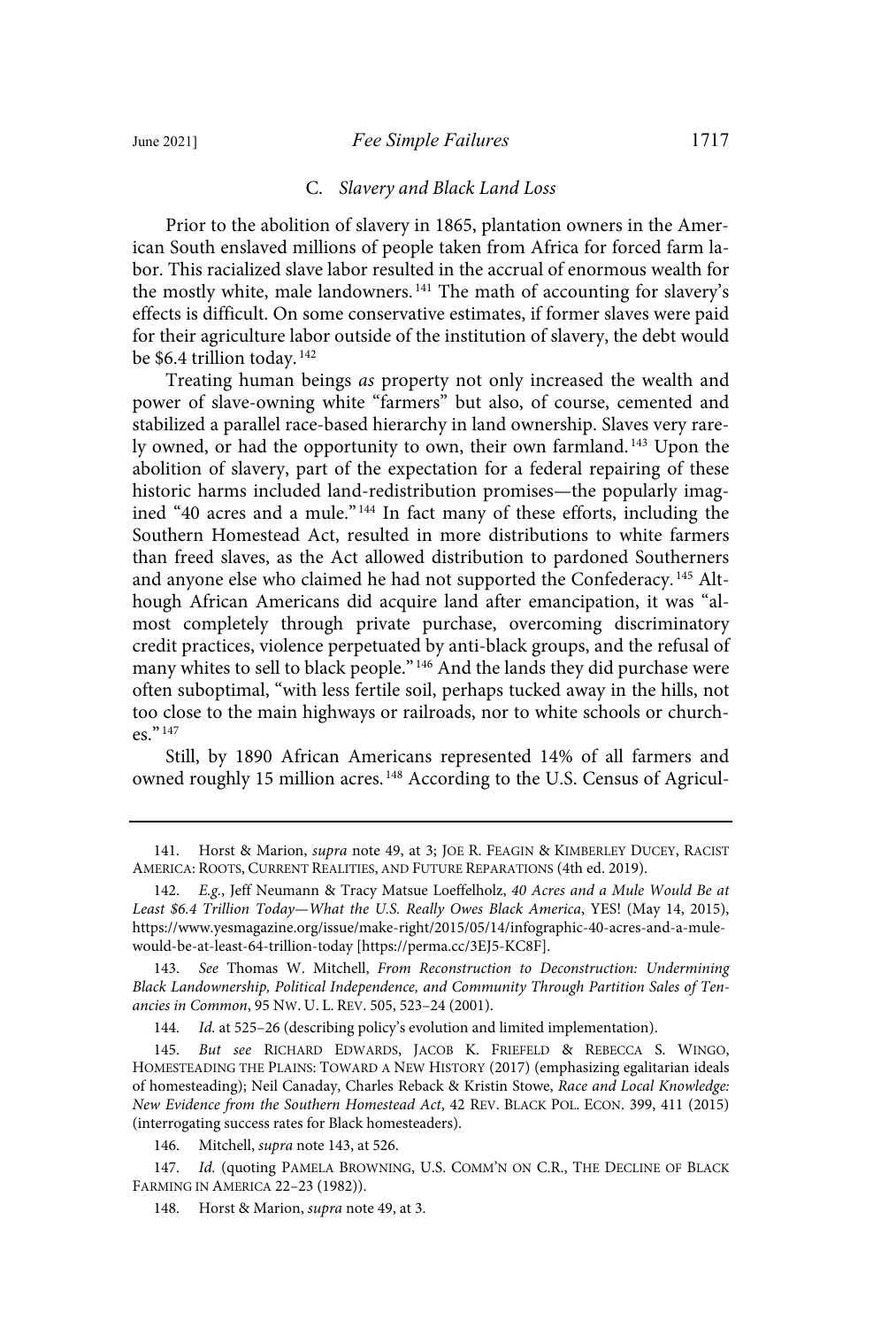### C. *Slavery and Black Land Loss*

Prior to the abolition of slavery in 1865, plantation owners in the American South enslaved millions of people taken from Africa for forced farm labor. This racialized slave labor resulted in the accrual of enormous wealth for the mostly white, male landowners.[141] The math of accounting for slavery's effects is difficult. On some conservative estimates, if former slaves were paid for their agriculture labor outside of the institution of slavery, the debt would be $6.4 trillion today.[142]

Treating human beings *as* property not only increased the wealth and power of slave-owning white "farmers" but also, of course, cemented and stabilized a parallel race-based hierarchy in land ownership. Slaves very rarely owned, or had the opportunity to own, their own farmland.[143] Upon the abolition of slavery, part of the expectation for a federal repairing of these historic harms included land-redistribution promises—the popularly imagined "40 acres and a mule."[144] In fact many of these efforts, including the Southern Homestead Act, resulted in more distributions to white farmers than freed slaves, as the Act allowed distribution to pardoned Southerners and anyone else who claimed he had not supported the Confederacy.[145] Although African Americans did acquire land after emancipation, it was "almost completely through private purchase, overcoming discriminatory credit practices, violence perpetuated by anti-black groups, and the refusal of many whites to sell to black people."[146] And the lands they did purchase were often suboptimal, "with less fertile soil, perhaps tucked away in the hills, not too close to the main highways or railroads, nor to white schools or churches."[147]

Still, by 1890 African Americans represented 14% of all farmers and owned roughly 15 million acres.[148] According to the U.S. Census of Agricul-

---

141. Horst & Marion, *supra* note 49, at 3; JOE R. FEAGIN & KIMBERLEY DUCEY, RACIST AMERICA: ROOTS, CURRENT REALITIES, AND FUTURE REPARATIONS (4th ed. 2019).

142. *E.g.*, Jeff Neumann & Tracy Matsue Loeffelholz, *40 Acres and a Mule Would Be at Least $6.4 Trillion Today—What the U.S. Really Owes Black America*, YES! (May 14, 2015), https://www.yesmagazine.org/issue/make-right/2015/05/14/infographic-40-acres-and-a-mule-would-be-at-least-64-trillion-today [https://perma.cc/3EJ5-KC8F].

143. *See* Thomas W. Mitchell, *From Reconstruction to Deconstruction: Undermining Black Landownership, Political Independence, and Community Through Partition Sales of Tenancies in Common*, 95 NW. U. L. REV. 505, 523–24 (2001).

144. *Id.* at 525–26 (describing policy's evolution and limited implementation).

145. *But see* RICHARD EDWARDS, JACOB K. FRIEFELD & REBECCA S. WINGO, HOMESTEADING THE PLAINS: TOWARD A NEW HISTORY (2017) (emphasizing egalitarian ideals of homesteading); Neil Canaday, Charles Reback & Kristin Stowe, *Race and Local Knowledge: New Evidence from the Southern Homestead Act*, 42 REV. BLACK POL. ECON. 399, 411 (2015) (interrogating success rates for Black homesteaders).

146. Mitchell, *supra* note 143, at 526.

147. *Id.* (quoting PAMELA BROWNING, U.S. COMM'N ON C.R., THE DECLINE OF BLACK FARMING IN AMERICA 22–23 (1982)).

148. Horst & Marion, *supra* note 49, at 3.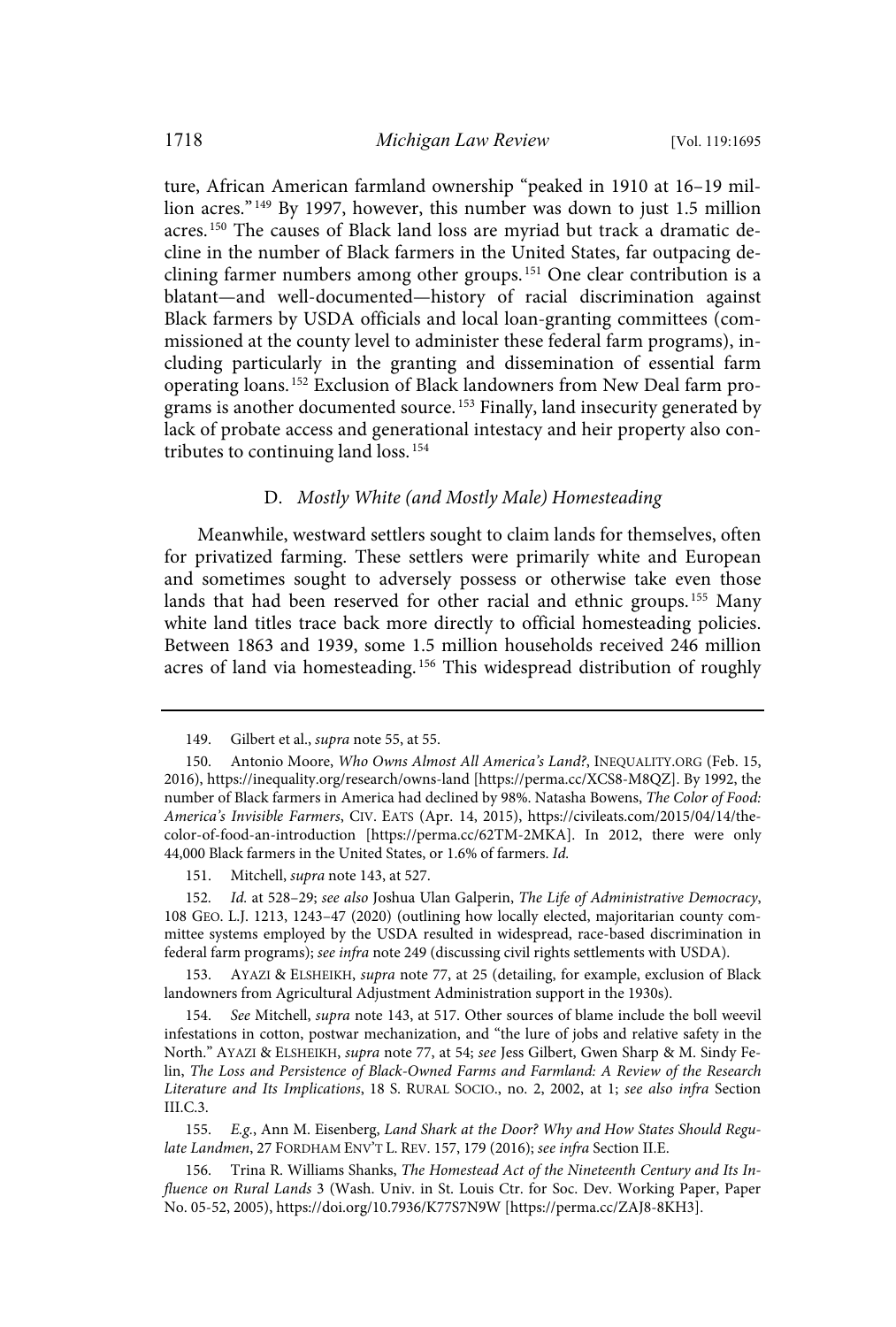ture, African American farmland ownership "peaked in 1910 at 16–19 million acres."[149] By 1997, however, this number was down to just 1.5 million acres.[150] The causes of Black land loss are myriad but track a dramatic decline in the number of Black farmers in the United States, far outpacing declining farmer numbers among other groups.[151] One clear contribution is a blatant—and well-documented—history of racial discrimination against Black farmers by USDA officials and local loan-granting committees (commissioned at the county level to administer these federal farm programs), including particularly in the granting and dissemination of essential farm operating loans.[152] Exclusion of Black landowners from New Deal farm programs is another documented source.[153] Finally, land insecurity generated by lack of probate access and generational intestacy and heir property also contributes to continuing land loss.[154]

### D. *Mostly White (and Mostly Male) Homesteading*

Meanwhile, westward settlers sought to claim lands for themselves, often for privatized farming. These settlers were primarily white and European and sometimes sought to adversely possess or otherwise take even those lands that had been reserved for other racial and ethnic groups.[155] Many white land titles trace back more directly to official homesteading policies. Between 1863 and 1939, some 1.5 million households received 246 million acres of land via homesteading.[156] This widespread distribution of roughly

---

149. Gilbert et al., *supra* note 55, at 55.

150. Antonio Moore, *Who Owns Almost All America's Land?*, INEQUALITY.ORG (Feb. 15, 2016), https://inequality.org/research/owns-land [https://perma.cc/XCS8-M8QZ]. By 1992, the number of Black farmers in America had declined by 98%. Natasha Bowens, *The Color of Food: America's Invisible Farmers*, CIV. EATS (Apr. 14, 2015), https://civileats.com/2015/04/14/the-color-of-food-an-introduction [https://perma.cc/62TM-2MKA]. In 2012, there were only 44,000 Black farmers in the United States, or 1.6% of farmers. *Id.*

151. Mitchell, *supra* note 143, at 527.

152. *Id.* at 528–29; *see also* Joshua Ulan Galperin, *The Life of Administrative Democracy*, 108 GEO. L.J. 1213, 1243–47 (2020) (outlining how locally elected, majoritarian county committee systems employed by the USDA resulted in widespread, race-based discrimination in federal farm programs); *see infra* note 249 (discussing civil rights settlements with USDA).

153. AYAZI & ELSHEIKH, *supra* note 77, at 25 (detailing, for example, exclusion of Black landowners from Agricultural Adjustment Administration support in the 1930s).

154. *See* Mitchell, *supra* note 143, at 517. Other sources of blame include the boll weevil infestations in cotton, postwar mechanization, and "the lure of jobs and relative safety in the North." AYAZI & ELSHEIKH, *supra* note 77, at 54; *see* Jess Gilbert, Gwen Sharp & M. Sindy Felin, *The Loss and Persistence of Black-Owned Farms and Farmland: A Review of the Research Literature and Its Implications*, 18 S. RURAL SOCIO., no. 2, 2002, at 1; *see also infra* Section III.C.3.

155. *E.g.*, Ann M. Eisenberg, *Land Shark at the Door? Why and How States Should Regulate Landmen*, 27 FORDHAM ENV'T L. REV. 157, 179 (2016); *see infra* Section II.E.

156. Trina R. Williams Shanks, *The Homestead Act of the Nineteenth Century and Its Influence on Rural Lands* 3 (Wash. Univ. in St. Louis Ctr. for Soc. Dev. Working Paper, Paper No. 05-52, 2005), https://doi.org/10.7936/K77S7N9W [https://perma.cc/ZAJ8-8KH3].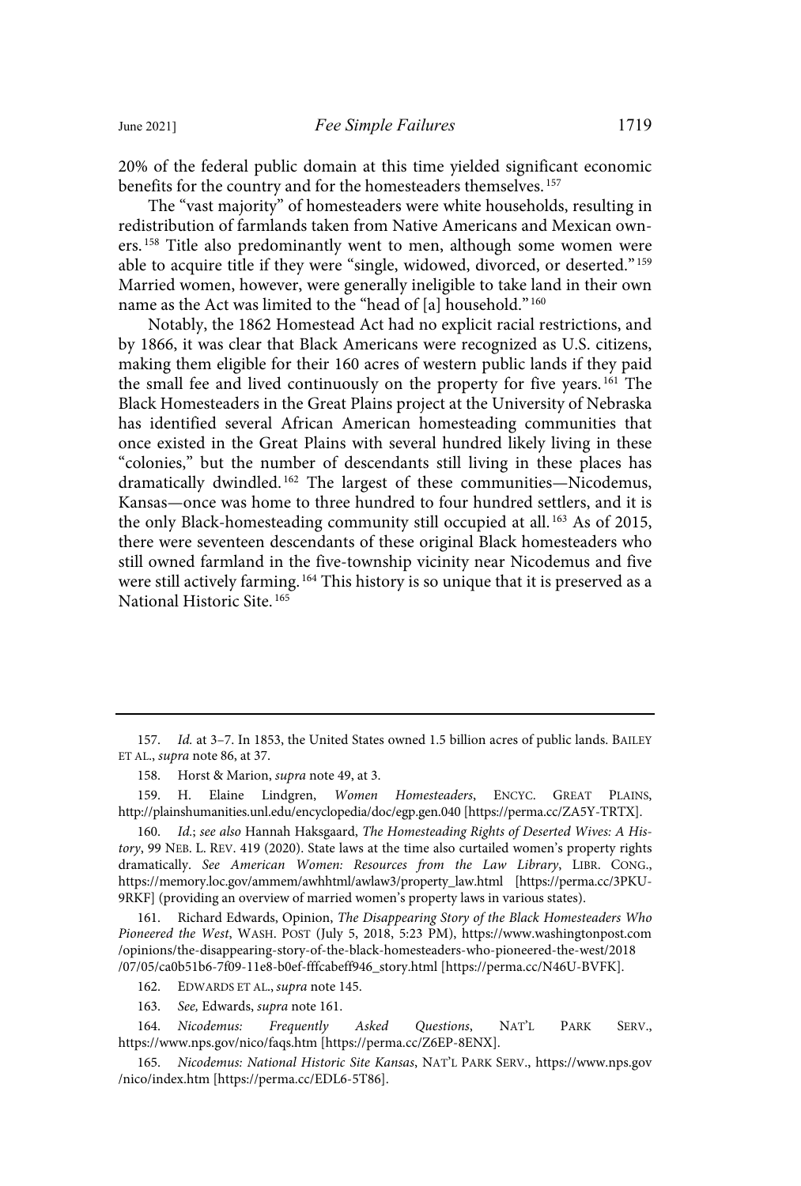20% of the federal public domain at this time yielded significant economic benefits for the country and for the homesteaders themselves.[157]

The "vast majority" of homesteaders were white households, resulting in redistribution of farmlands taken from Native Americans and Mexican owners.[158] Title also predominantly went to men, although some women were able to acquire title if they were "single, widowed, divorced, or deserted."[159] Married women, however, were generally ineligible to take land in their own name as the Act was limited to the "head of [a] household."[160]

Notably, the 1862 Homestead Act had no explicit racial restrictions, and by 1866, it was clear that Black Americans were recognized as U.S. citizens, making them eligible for their 160 acres of western public lands if they paid the small fee and lived continuously on the property for five years.[161] The Black Homesteaders in the Great Plains project at the University of Nebraska has identified several African American homesteading communities that once existed in the Great Plains with several hundred likely living in these "colonies," but the number of descendants still living in these places has dramatically dwindled.[162] The largest of these communities—Nicodemus, Kansas—once was home to three hundred to four hundred settlers, and it is the only Black-homesteading community still occupied at all.[163] As of 2015, there were seventeen descendants of these original Black homesteaders who still owned farmland in the five-township vicinity near Nicodemus and five were still actively farming.[164] This history is so unique that it is preserved as a National Historic Site.[165]

---

157. *Id.* at 3–7. In 1853, the United States owned 1.5 billion acres of public lands. BAILEY ET AL., *supra* note 86, at 37.

158. Horst & Marion, *supra* note 49, at 3.

159. H. Elaine Lindgren, *Women Homesteaders*, ENCYC. GREAT PLAINS, http://plainshumanities.unl.edu/encyclopedia/doc/egp.gen.040 [https://perma.cc/ZA5Y-TRTX].

160. *Id.*; *see also* Hannah Haksgaard, *The Homesteading Rights of Deserted Wives: A History*, 99 NEB. L. REV. 419 (2020). State laws at the time also curtailed women's property rights dramatically. *See American Women: Resources from the Law Library*, LIBR. CONG., https://memory.loc.gov/ammem/awhhtml/awlaw3/property_law.html [https://perma.cc/3PKU-9RKF] (providing an overview of married women's property laws in various states).

161. Richard Edwards, Opinion, *The Disappearing Story of the Black Homesteaders Who Pioneered the West*, WASH. POST (July 5, 2018, 5:23 PM), https://www.washingtonpost.com/opinions/the-disappearing-story-of-the-black-homesteaders-who-pioneered-the-west/2018/07/05/ca0b51b6-7f09-11e8-b0ef-fffcabeff946_story.html [https://perma.cc/N46U-BVFK].

162. EDWARDS ET AL., *supra* note 145.

163. *See,* Edwards, *supra* note 161.

164. *Nicodemus: Frequently Asked Questions*, NAT'L PARK SERV., https://www.nps.gov/nico/faqs.htm [https://perma.cc/Z6EP-8ENX].

165. *Nicodemus: National Historic Site Kansas*, NAT'L PARK SERV., https://www.nps.gov/nico/index.htm [https://perma.cc/EDL6-5T86].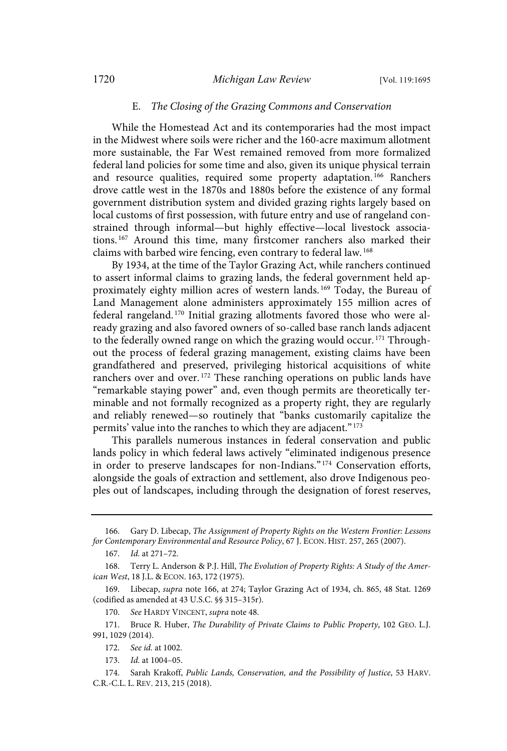### E. *The Closing of the Grazing Commons and Conservation*

While the Homestead Act and its contemporaries had the most impact in the Midwest where soils were richer and the 160-acre maximum allotment more sustainable, the Far West remained removed from more formalized federal land policies for some time and also, given its unique physical terrain and resource qualities, required some property adaptation.[166] Ranchers drove cattle west in the 1870s and 1880s before the existence of any formal government distribution system and divided grazing rights largely based on local customs of first possession, with future entry and use of rangeland constrained through informal—but highly effective—local livestock associations.[167] Around this time, many firstcomer ranchers also marked their claims with barbed wire fencing, even contrary to federal law.[168]

By 1934, at the time of the Taylor Grazing Act, while ranchers continued to assert informal claims to grazing lands, the federal government held approximately eighty million acres of western lands.[169] Today, the Bureau of Land Management alone administers approximately 155 million acres of federal rangeland.[170] Initial grazing allotments favored those who were already grazing and also favored owners of so-called base ranch lands adjacent to the federally owned range on which the grazing would occur.[171] Throughout the process of federal grazing management, existing claims have been grandfathered and preserved, privileging historical acquisitions of white ranchers over and over.[172] These ranching operations on public lands have "remarkable staying power" and, even though permits are theoretically terminable and not formally recognized as a property right, they are regularly and reliably renewed—so routinely that "banks customarily capitalize the permits' value into the ranches to which they are adjacent."[173]

This parallels numerous instances in federal conservation and public lands policy in which federal laws actively "eliminated indigenous presence in order to preserve landscapes for non-Indians."[174] Conservation efforts, alongside the goals of extraction and settlement, also drove Indigenous peoples out of landscapes, including through the designation of forest reserves,

---

166. Gary D. Libecap, *The Assignment of Property Rights on the Western Frontier: Lessons for Contemporary Environmental and Resource Policy*, 67 J. ECON. HIST. 257, 265 (2007).

167. *Id.* at 271–72.

168. Terry L. Anderson & P.J. Hill, *The Evolution of Property Rights: A Study of the American West*, 18 J.L. & ECON. 163, 172 (1975).

169. Libecap, *supra* note 166, at 274; Taylor Grazing Act of 1934, ch. 865, 48 Stat. 1269 (codified as amended at 43 U.S.C. §§ 315–315r).

170. *See* HARDY VINCENT, *supra* note 48.

171. Bruce R. Huber, *The Durability of Private Claims to Public Property*, 102 GEO. L.J. 991, 1029 (2014).

172. *See id.* at 1002.

173. *Id.* at 1004–05.

174. Sarah Krakoff, *Public Lands, Conservation, and the Possibility of Justice*, 53 HARV. C.R.-C.L. L. REV. 213, 215 (2018).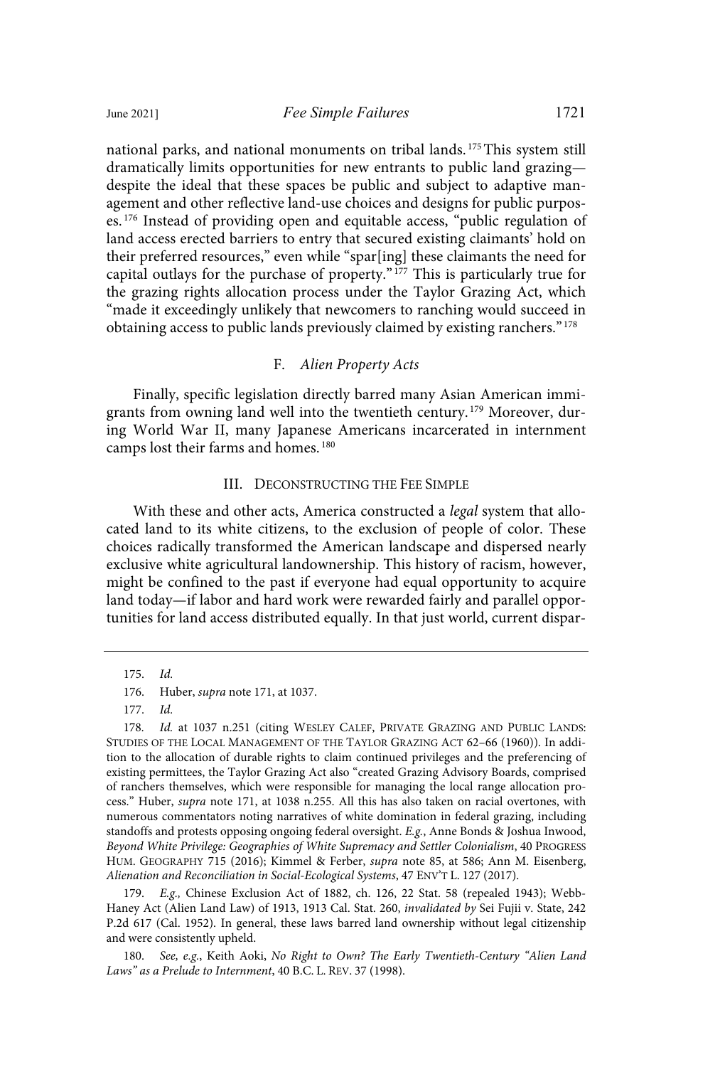national parks, and national monuments on tribal lands.[175] This system still dramatically limits opportunities for new entrants to public land grazing—despite the ideal that these spaces be public and subject to adaptive management and other reflective land-use choices and designs for public purposes.[176] Instead of providing open and equitable access, "public regulation of land access erected barriers to entry that secured existing claimants' hold on their preferred resources," even while "spar[ing] these claimants the need for capital outlays for the purchase of property."[177] This is particularly true for the grazing rights allocation process under the Taylor Grazing Act, which "made it exceedingly unlikely that newcomers to ranching would succeed in obtaining access to public lands previously claimed by existing ranchers."[178]

### F. *Alien Property Acts*

Finally, specific legislation directly barred many Asian American immigrants from owning land well into the twentieth century.[179] Moreover, during World War II, many Japanese Americans incarcerated in internment camps lost their farms and homes.[180]

## III. DECONSTRUCTING THE FEE SIMPLE

With these and other acts, America constructed a *legal* system that allocated land to its white citizens, to the exclusion of people of color. These choices radically transformed the American landscape and dispersed nearly exclusive white agricultural landownership. This history of racism, however, might be confined to the past if everyone had equal opportunity to acquire land today—if labor and hard work were rewarded fairly and parallel opportunities for land access distributed equally. In that just world, current dispar-

---

175. *Id.*

176. Huber, *supra* note 171, at 1037.

177. *Id.*

178. *Id.* at 1037 n.251 (citing WESLEY CALEF, PRIVATE GRAZING AND PUBLIC LANDS: STUDIES OF THE LOCAL MANAGEMENT OF THE TAYLOR GRAZING ACT 62–66 (1960)). In addition to the allocation of durable rights to claim continued privileges and the preferencing of existing permittees, the Taylor Grazing Act also "created Grazing Advisory Boards, comprised of ranchers themselves, which were responsible for managing the local range allocation process." Huber, *supra* note 171, at 1038 n.255. All this has also taken on racial overtones, with numerous commentators noting narratives of white domination in federal grazing, including standoffs and protests opposing ongoing federal oversight. *E.g.*, Anne Bonds & Joshua Inwood, *Beyond White Privilege: Geographies of White Supremacy and Settler Colonialism*, 40 PROGRESS HUM. GEOGRAPHY 715 (2016); Kimmel & Ferber, *supra* note 85, at 586; Ann M. Eisenberg, *Alienation and Reconciliation in Social-Ecological Systems*, 47 ENV'T L. 127 (2017).

179. *E.g.,* Chinese Exclusion Act of 1882, ch. 126, 22 Stat. 58 (repealed 1943); Webb-Haney Act (Alien Land Law) of 1913, 1913 Cal. Stat. 260, *invalidated by* Sei Fujii v. State, 242 P.2d 617 (Cal. 1952). In general, these laws barred land ownership without legal citizenship and were consistently upheld.

180. *See, e.g.*, Keith Aoki, *No Right to Own? The Early Twentieth-Century "Alien Land Laws" as a Prelude to Internment*, 40 B.C. L. REV. 37 (1998).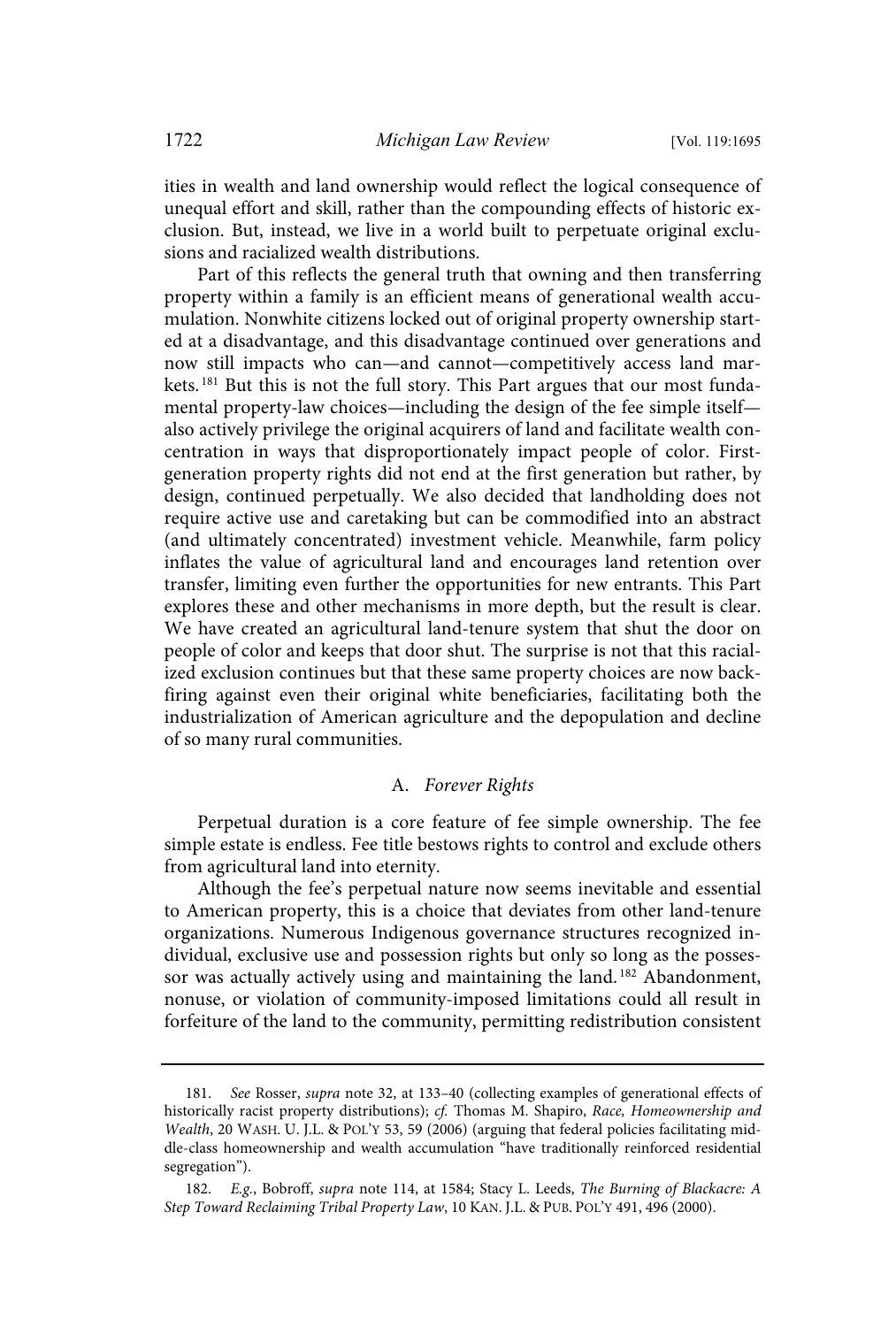ities in wealth and land ownership would reflect the logical consequence of unequal effort and skill, rather than the compounding effects of historic exclusion. But, instead, we live in a world built to perpetuate original exclusions and racialized wealth distributions.

Part of this reflects the general truth that owning and then transferring property within a family is an efficient means of generational wealth accumulation. Nonwhite citizens locked out of original property ownership started at a disadvantage, and this disadvantage continued over generations and now still impacts who can—and cannot—competitively access land markets.[181] But this is not the full story. This Part argues that our most fundamental property-law choices—including the design of the fee simple itself—also actively privilege the original acquirers of land and facilitate wealth concentration in ways that disproportionately impact people of color. First-generation property rights did not end at the first generation but rather, by design, continued perpetually. We also decided that landholding does not require active use and caretaking but can be commodified into an abstract (and ultimately concentrated) investment vehicle. Meanwhile, farm policy inflates the value of agricultural land and encourages land retention over transfer, limiting even further the opportunities for new entrants. This Part explores these and other mechanisms in more depth, but the result is clear. We have created an agricultural land-tenure system that shut the door on people of color and keeps that door shut. The surprise is not that this racialized exclusion continues but that these same property choices are now backfiring against even their original white beneficiaries, facilitating both the industrialization of American agriculture and the depopulation and decline of so many rural communities.

### A. *Forever Rights*

Perpetual duration is a core feature of fee simple ownership. The fee simple estate is endless. Fee title bestows rights to control and exclude others from agricultural land into eternity.

Although the fee's perpetual nature now seems inevitable and essential to American property, this is a choice that deviates from other land-tenure organizations. Numerous Indigenous governance structures recognized individual, exclusive use and possession rights but only so long as the possessor was actually actively using and maintaining the land.[182] Abandonment, nonuse, or violation of community-imposed limitations could all result in forfeiture of the land to the community, permitting redistribution consistent

---

181. *See* Rosser, *supra* note 32, at 133–40 (collecting examples of generational effects of historically racist property distributions); *cf.* Thomas M. Shapiro, *Race, Homeownership and Wealth*, 20 WASH. U. J.L. & POL'Y 53, 59 (2006) (arguing that federal policies facilitating middle-class homeownership and wealth accumulation "have traditionally reinforced residential segregation").

182. *E.g.*, Bobroff, *supra* note 114, at 1584; Stacy L. Leeds, *The Burning of Blackacre: A Step Toward Reclaiming Tribal Property Law*, 10 KAN. J.L. & PUB. POL'Y 491, 496 (2000).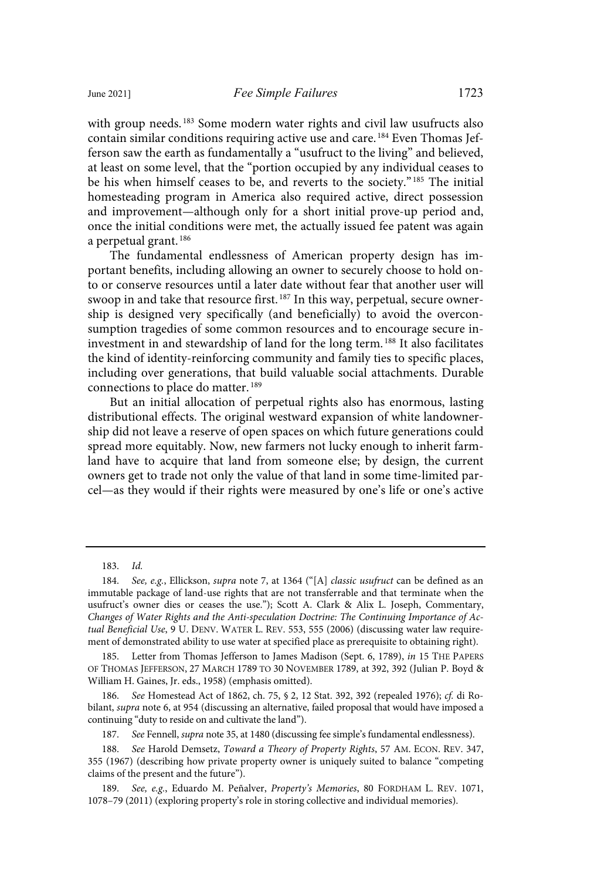with group needs.[183] Some modern water rights and civil law usufructs also contain similar conditions requiring active use and care.[184] Even Thomas Jefferson saw the earth as fundamentally a "usufruct to the living" and believed, at least on some level, that the "portion occupied by any individual ceases to be his when himself ceases to be, and reverts to the society."[185] The initial homesteading program in America also required active, direct possession and improvement—although only for a short initial prove-up period and, once the initial conditions were met, the actually issued fee patent was again a perpetual grant.[186]

The fundamental endlessness of American property design has important benefits, including allowing an owner to securely choose to hold onto or conserve resources until a later date without fear that another user will swoop in and take that resource first.[187] In this way, perpetual, secure ownership is designed very specifically (and beneficially) to avoid the overconsumption tragedies of some common resources and to encourage secure ininvestment in and stewardship of land for the long term.[188] It also facilitates the kind of identity-reinforcing community and family ties to specific places, including over generations, that build valuable social attachments. Durable connections to place do matter.[189]

But an initial allocation of perpetual rights also has enormous, lasting distributional effects. The original westward expansion of white landownership did not leave a reserve of open spaces on which future generations could spread more equitably. Now, new farmers not lucky enough to inherit farmland have to acquire that land from someone else; by design, the current owners get to trade not only the value of that land in some time-limited parcel—as they would if their rights were measured by one's life or one's active

---

183. *Id.*

184. *See, e.g.*, Ellickson, *supra* note 7, at 1364 ("[A] *classic usufruct* can be defined as an immutable package of land-use rights that are not transferrable and that terminate when the usufruct's owner dies or ceases the use."); Scott A. Clark & Alix L. Joseph, Commentary, *Changes of Water Rights and the Anti-speculation Doctrine: The Continuing Importance of Actual Beneficial Use*, 9 U. DENV. WATER L. REV. 553, 555 (2006) (discussing water law requirement of demonstrated ability to use water at specified place as prerequisite to obtaining right).

185. Letter from Thomas Jefferson to James Madison (Sept. 6, 1789), *in* 15 THE PAPERS OF THOMAS JEFFERSON, 27 MARCH 1789 TO 30 NOVEMBER 1789, at 392, 392 (Julian P. Boyd & William H. Gaines, Jr. eds., 1958) (emphasis omitted).

186. *See* Homestead Act of 1862, ch. 75, § 2, 12 Stat. 392, 392 (repealed 1976); *cf.* di Robilant, *supra* note 6, at 954 (discussing an alternative, failed proposal that would have imposed a continuing "duty to reside on and cultivate the land").

187. *See* Fennell, *supra* note 35, at 1480 (discussing fee simple's fundamental endlessness).

188. *See* Harold Demsetz, *Toward a Theory of Property Rights*, 57 AM. ECON. REV. 347, 355 (1967) (describing how private property owner is uniquely suited to balance "competing claims of the present and the future").

189. *See, e.g.*, Eduardo M. Peñalver, *Property's Memories*, 80 FORDHAM L. REV. 1071, 1078–79 (2011) (exploring property's role in storing collective and individual memories).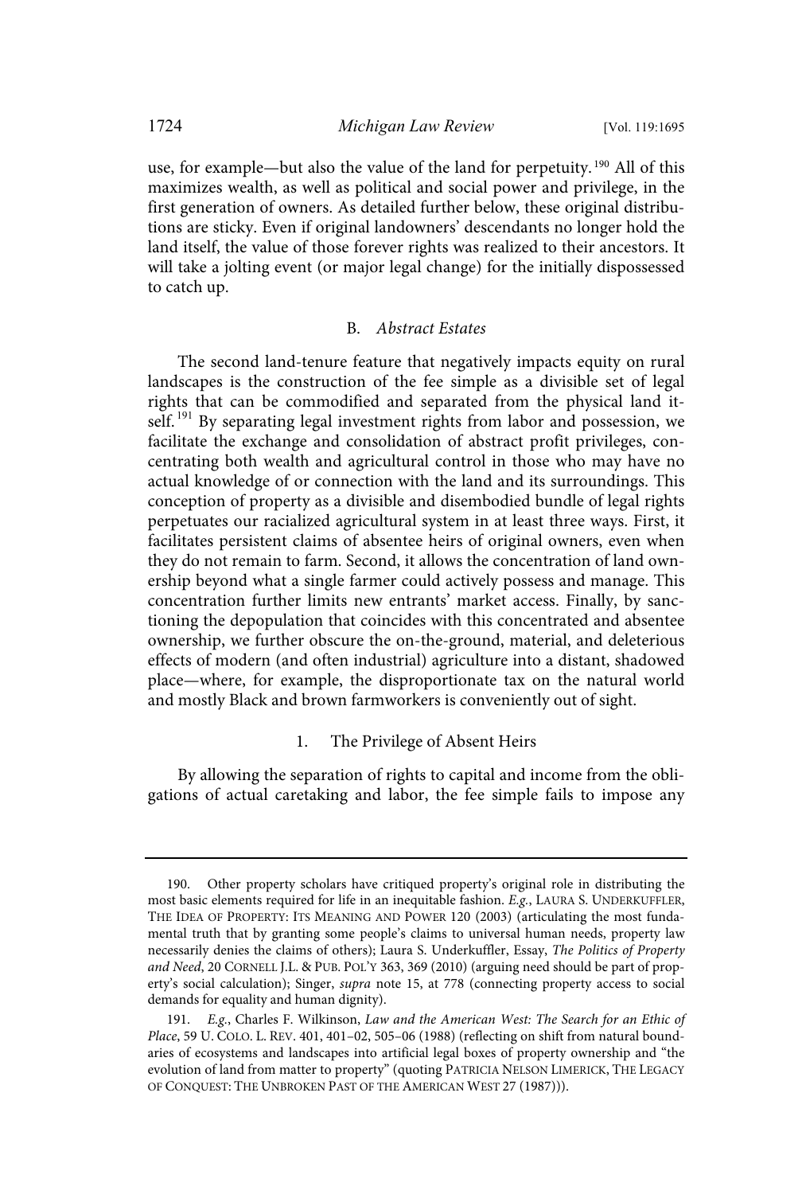use, for example—but also the value of the land for perpetuity.[190] All of this maximizes wealth, as well as political and social power and privilege, in the first generation of owners. As detailed further below, these original distributions are sticky. Even if original landowners' descendants no longer hold the land itself, the value of those forever rights was realized to their ancestors. It will take a jolting event (or major legal change) for the initially dispossessed to catch up.

### B. *Abstract Estates*

The second land-tenure feature that negatively impacts equity on rural landscapes is the construction of the fee simple as a divisible set of legal rights that can be commodified and separated from the physical land itself.[191] By separating legal investment rights from labor and possession, we facilitate the exchange and consolidation of abstract profit privileges, concentrating both wealth and agricultural control in those who may have no actual knowledge of or connection with the land and its surroundings. This conception of property as a divisible and disembodied bundle of legal rights perpetuates our racialized agricultural system in at least three ways. First, it facilitates persistent claims of absentee heirs of original owners, even when they do not remain to farm. Second, it allows the concentration of land ownership beyond what a single farmer could actively possess and manage. This concentration further limits new entrants' market access. Finally, by sanctioning the depopulation that coincides with this concentrated and absentee ownership, we further obscure the on-the-ground, material, and deleterious effects of modern (and often industrial) agriculture into a distant, shadowed place—where, for example, the disproportionate tax on the natural world and mostly Black and brown farmworkers is conveniently out of sight.

#### 1. The Privilege of Absent Heirs

By allowing the separation of rights to capital and income from the obligations of actual caretaking and labor, the fee simple fails to impose any

---

190. Other property scholars have critiqued property's original role in distributing the most basic elements required for life in an inequitable fashion. *E.g.*, LAURA S. UNDERKUFFLER, THE IDEA OF PROPERTY: ITS MEANING AND POWER 120 (2003) (articulating the most fundamental truth that by granting some people's claims to universal human needs, property law necessarily denies the claims of others); Laura S. Underkuffler, Essay, *The Politics of Property and Need*, 20 CORNELL J.L. & PUB. POL'Y 363, 369 (2010) (arguing need should be part of property's social calculation); Singer, *supra* note 15, at 778 (connecting property access to social demands for equality and human dignity).

191. *E.g.*, Charles F. Wilkinson, *Law and the American West: The Search for an Ethic of Place*, 59 U. COLO. L. REV. 401, 401–02, 505–06 (1988) (reflecting on shift from natural boundaries of ecosystems and landscapes into artificial legal boxes of property ownership and "the evolution of land from matter to property" (quoting PATRICIA NELSON LIMERICK, THE LEGACY OF CONQUEST: THE UNBROKEN PAST OF THE AMERICAN WEST 27 (1987))).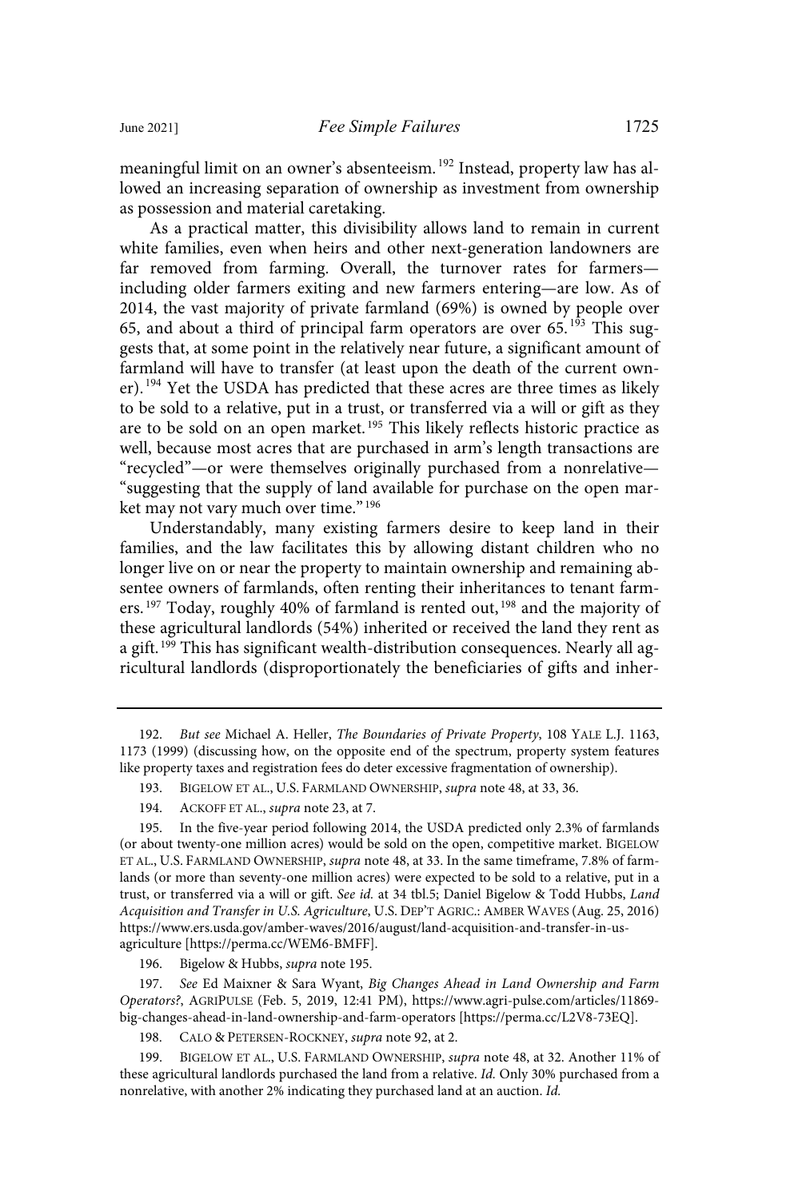meaningful limit on an owner's absenteeism.[192] Instead, property law has allowed an increasing separation of ownership as investment from ownership as possession and material caretaking.

As a practical matter, this divisibility allows land to remain in current white families, even when heirs and other next-generation landowners are far removed from farming. Overall, the turnover rates for farmers—including older farmers exiting and new farmers entering—are low. As of 2014, the vast majority of private farmland (69%) is owned by people over 65, and about a third of principal farm operators are over 65.[193] This suggests that, at some point in the relatively near future, a significant amount of farmland will have to transfer (at least upon the death of the current owner).[194] Yet the USDA has predicted that these acres are three times as likely to be sold to a relative, put in a trust, or transferred via a will or gift as they are to be sold on an open market.[195] This likely reflects historic practice as well, because most acres that are purchased in arm's length transactions are "recycled"—or were themselves originally purchased from a nonrelative—"suggesting that the supply of land available for purchase on the open market may not vary much over time."[196]

Understandably, many existing farmers desire to keep land in their families, and the law facilitates this by allowing distant children who no longer live on or near the property to maintain ownership and remaining absentee owners of farmlands, often renting their inheritances to tenant farmers.[197] Today, roughly 40% of farmland is rented out,[198] and the majority of these agricultural landlords (54%) inherited or received the land they rent as a gift.[199] This has significant wealth-distribution consequences. Nearly all agricultural landlords (disproportionately the beneficiaries of gifts and inher-

---

192. *But see* Michael A. Heller, *The Boundaries of Private Property*, 108 YALE L.J. 1163, 1173 (1999) (discussing how, on the opposite end of the spectrum, property system features like property taxes and registration fees do deter excessive fragmentation of ownership).

193. BIGELOW ET AL., U.S. FARMLAND OWNERSHIP, *supra* note 48, at 33, 36.

194. ACKOFF ET AL., *supra* note 23, at 7.

195. In the five-year period following 2014, the USDA predicted only 2.3% of farmlands (or about twenty-one million acres) would be sold on the open, competitive market. BIGELOW ET AL., U.S. FARMLAND OWNERSHIP, *supra* note 48, at 33. In the same timeframe, 7.8% of farmlands (or more than seventy-one million acres) were expected to be sold to a relative, put in a trust, or transferred via a will or gift. *See id.* at 34 tbl.5; Daniel Bigelow & Todd Hubbs, *Land Acquisition and Transfer in U.S. Agriculture*, U.S. DEP'T AGRIC.: AMBER WAVES (Aug. 25, 2016) https://www.ers.usda.gov/amber-waves/2016/august/land-acquisition-and-transfer-in-us-agriculture [https://perma.cc/WEM6-BMFF].

196. Bigelow & Hubbs, *supra* note 195.

197. *See* Ed Maixner & Sara Wyant, *Big Changes Ahead in Land Ownership and Farm Operators?*, AGRIPULSE (Feb. 5, 2019, 12:41 PM), https://www.agri-pulse.com/articles/11869-big-changes-ahead-in-land-ownership-and-farm-operators [https://perma.cc/L2V8-73EQ].

198. CALO & PETERSEN-ROCKNEY, *supra* note 92, at 2.

199. BIGELOW ET AL., U.S. FARMLAND OWNERSHIP, *supra* note 48, at 32. Another 11% of these agricultural landlords purchased the land from a relative. *Id.* Only 30% purchased from a nonrelative, with another 2% indicating they purchased land at an auction. *Id.*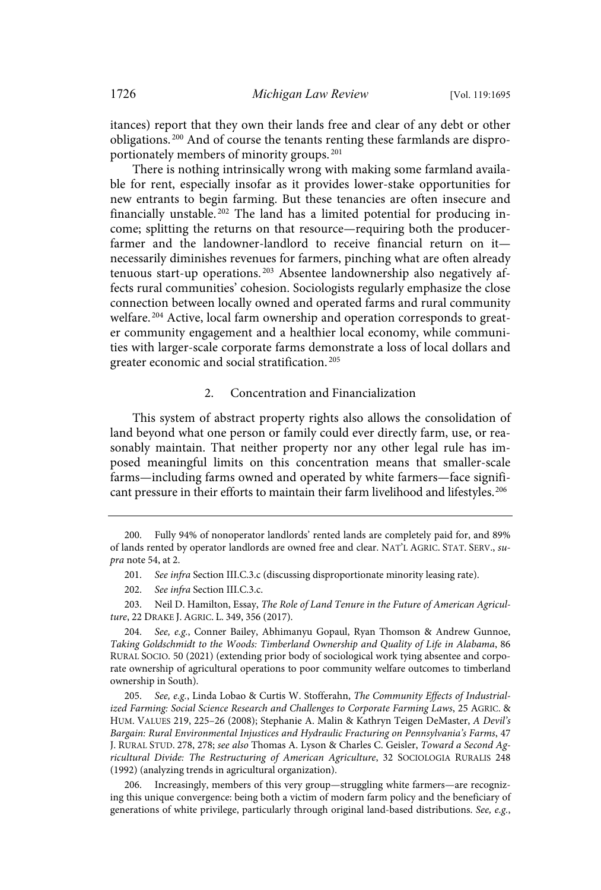itances) report that they own their lands free and clear of any debt or other obligations.[200] And of course the tenants renting these farmlands are disproportionately members of minority groups.[201]

There is nothing intrinsically wrong with making some farmland available for rent, especially insofar as it provides lower-stake opportunities for new entrants to begin farming. But these tenancies are often insecure and financially unstable.[202] The land has a limited potential for producing income; splitting the returns on that resource—requiring both the producer-farmer and the landowner-landlord to receive financial return on it—necessarily diminishes revenues for farmers, pinching what are often already tenuous start-up operations.[203] Absentee landownership also negatively affects rural communities' cohesion. Sociologists regularly emphasize the close connection between locally owned and operated farms and rural community welfare.[204] Active, local farm ownership and operation corresponds to greater community engagement and a healthier local economy, while communities with larger-scale corporate farms demonstrate a loss of local dollars and greater economic and social stratification.[205]

### 2. Concentration and Financialization

This system of abstract property rights also allows the consolidation of land beyond what one person or family could ever directly farm, use, or reasonably maintain. That neither property nor any other legal rule has imposed meaningful limits on this concentration means that smaller-scale farms—including farms owned and operated by white farmers—face significant pressure in their efforts to maintain their farm livelihood and lifestyles.[206]

---

200. Fully 94% of nonoperator landlords' rented lands are completely paid for, and 89% of lands rented by operator landlords are owned free and clear. NAT'L AGRIC. STAT. SERV., *supra* note 54, at 2.

201. *See infra* Section III.C.3.c (discussing disproportionate minority leasing rate).

202. *See infra* Section III.C.3.c.

203. Neil D. Hamilton, Essay, *The Role of Land Tenure in the Future of American Agriculture*, 22 DRAKE J. AGRIC. L. 349, 356 (2017).

204. *See, e.g.*, Conner Bailey, Abhimanyu Gopaul, Ryan Thomson & Andrew Gunnoe, *Taking Goldschmidt to the Woods: Timberland Ownership and Quality of Life in Alabama*, 86 RURAL SOCIO. 50 (2021) (extending prior body of sociological work tying absentee and corporate ownership of agricultural operations to poor community welfare outcomes to timberland ownership in South).

205. *See, e.g.*, Linda Lobao & Curtis W. Stofferahn, *The Community Effects of Industrialized Farming: Social Science Research and Challenges to Corporate Farming Laws*, 25 AGRIC. & HUM. VALUES 219, 225–26 (2008); Stephanie A. Malin & Kathryn Teigen DeMaster, *A Devil's Bargain: Rural Environmental Injustices and Hydraulic Fracturing on Pennsylvania's Farms*, 47 J. RURAL STUD. 278, 278; *see also* Thomas A. Lyson & Charles C. Geisler, *Toward a Second Agricultural Divide: The Restructuring of American Agriculture*, 32 SOCIOLOGIA RURALIS 248 (1992) (analyzing trends in agricultural organization).

206. Increasingly, members of this very group—struggling white farmers—are recognizing this unique convergence: being both a victim of modern farm policy and the beneficiary of generations of white privilege, particularly through original land-based distributions. *See, e.g.*,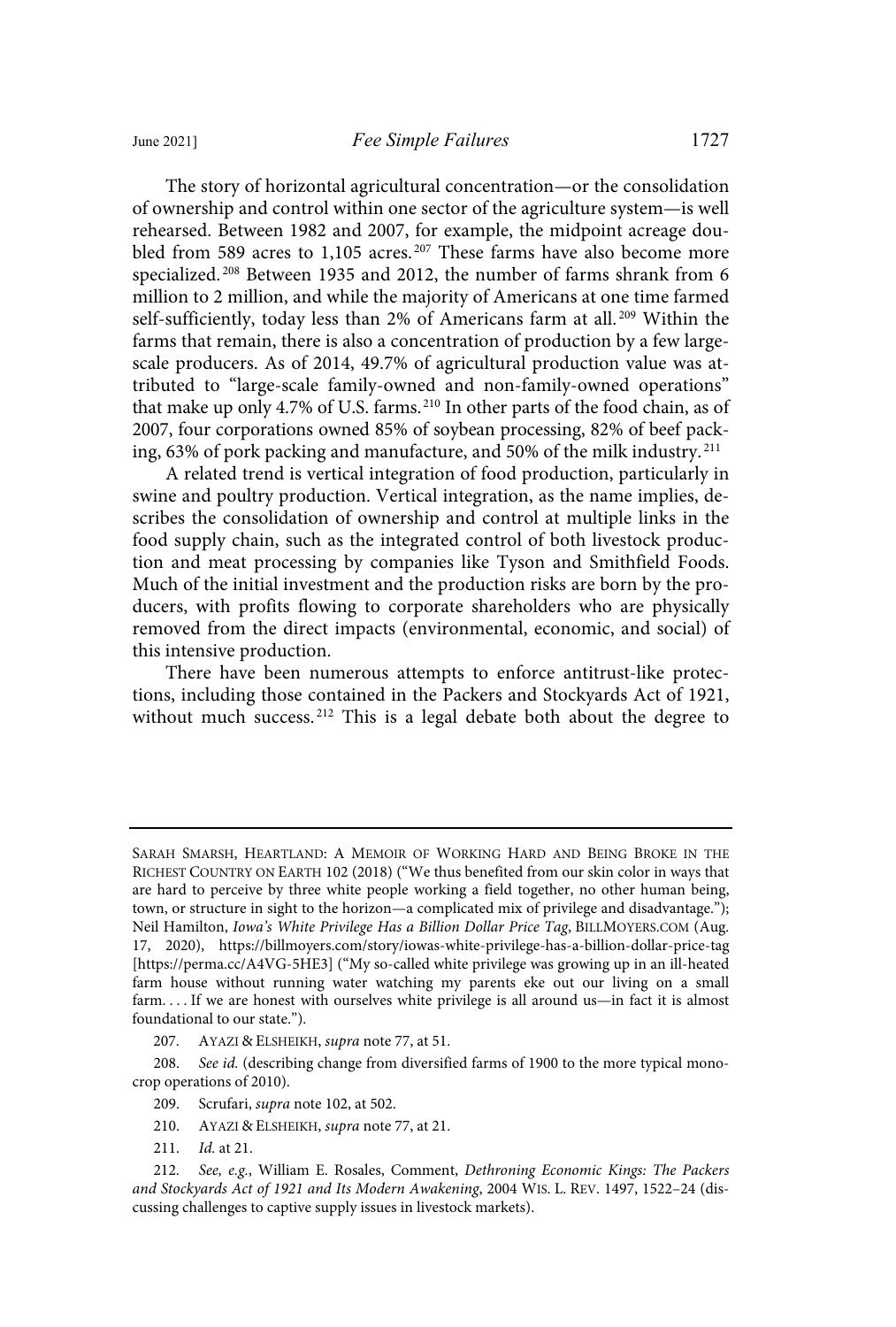The story of horizontal agricultural concentration—or the consolidation of ownership and control within one sector of the agriculture system—is well rehearsed. Between 1982 and 2007, for example, the midpoint acreage doubled from 589 acres to 1,105 acres.[207] These farms have also become more specialized.[208] Between 1935 and 2012, the number of farms shrank from 6 million to 2 million, and while the majority of Americans at one time farmed self-sufficiently, today less than 2% of Americans farm at all.[209] Within the farms that remain, there is also a concentration of production by a few large-scale producers. As of 2014, 49.7% of agricultural production value was attributed to "large-scale family-owned and non-family-owned operations" that make up only 4.7% of U.S. farms.[210] In other parts of the food chain, as of 2007, four corporations owned 85% of soybean processing, 82% of beef packing, 63% of pork packing and manufacture, and 50% of the milk industry.[211]

A related trend is vertical integration of food production, particularly in swine and poultry production. Vertical integration, as the name implies, describes the consolidation of ownership and control at multiple links in the food supply chain, such as the integrated control of both livestock production and meat processing by companies like Tyson and Smithfield Foods. Much of the initial investment and the production risks are born by the producers, with profits flowing to corporate shareholders who are physically removed from the direct impacts (environmental, economic, and social) of this intensive production.

There have been numerous attempts to enforce antitrust-like protections, including those contained in the Packers and Stockyards Act of 1921, without much success.[212] This is a legal debate both about the degree to

---

SARAH SMARSH, HEARTLAND: A MEMOIR OF WORKING HARD AND BEING BROKE IN THE RICHEST COUNTRY ON EARTH 102 (2018) ("We thus benefited from our skin color in ways that are hard to perceive by three white people working a field together, no other human being, town, or structure in sight to the horizon—a complicated mix of privilege and disadvantage."); Neil Hamilton, *Iowa's White Privilege Has a Billion Dollar Price Tag*, BILLMOYERS.COM (Aug. 17, 2020), https://billmoyers.com/story/iowas-white-privilege-has-a-billion-dollar-price-tag [https://perma.cc/A4VG-5HE3] ("My so-called white privilege was growing up in an ill-heated farm house without running water watching my parents eke out our living on a small farm. . . . If we are honest with ourselves white privilege is all around us—in fact it is almost foundational to our state.").

207. AYAZI & ELSHEIKH, *supra* note 77, at 51.

208. *See id.* (describing change from diversified farms of 1900 to the more typical monocrop operations of 2010).

209. Scrufari, *supra* note 102, at 502.

210. AYAZI & ELSHEIKH, *supra* note 77, at 21.

211. *Id.* at 21.

212. *See, e.g.*, William E. Rosales, Comment, *Dethroning Economic Kings: The Packers and Stockyards Act of 1921 and Its Modern Awakening*, 2004 WIS. L. REV. 1497, 1522–24 (discussing challenges to captive supply issues in livestock markets).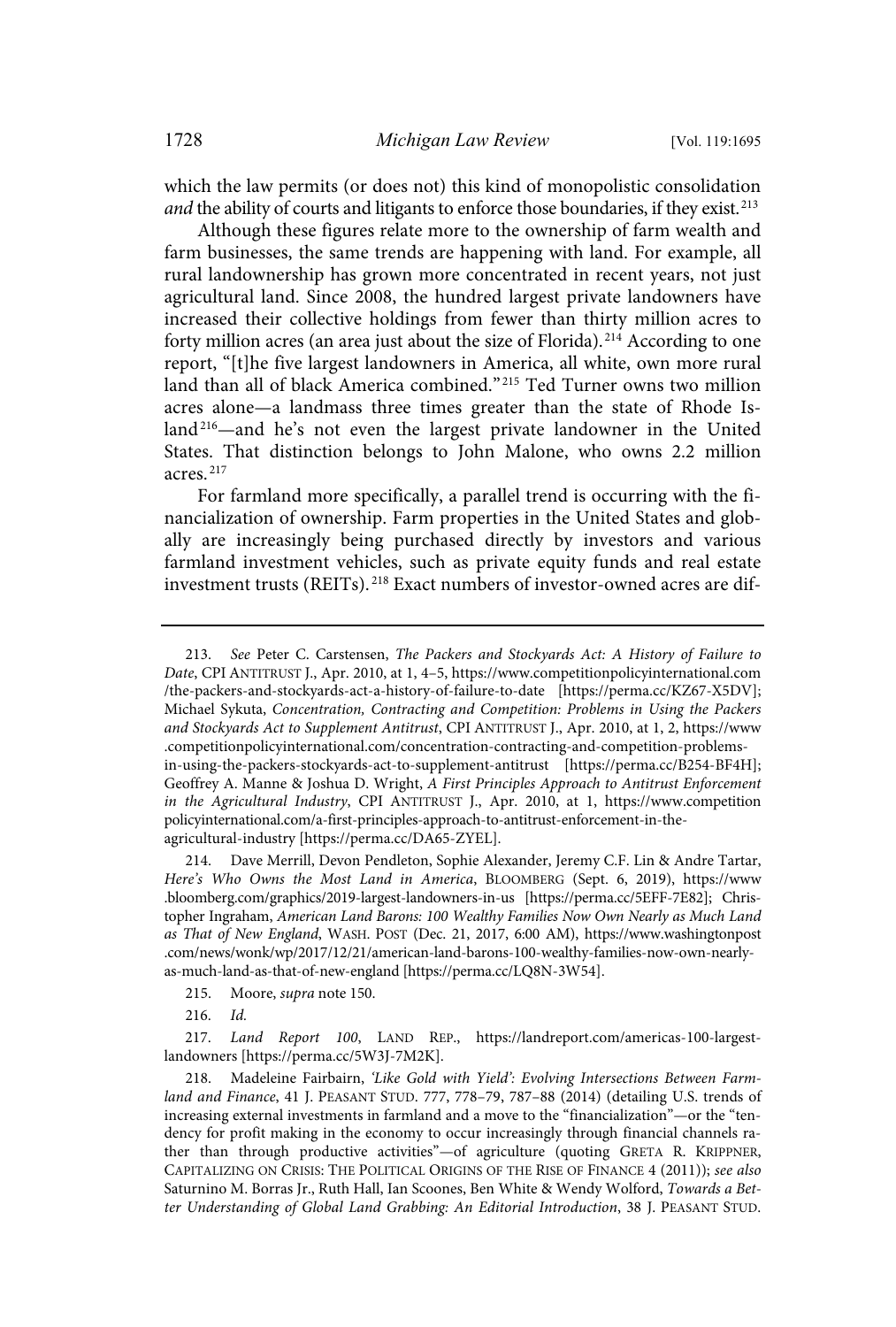which the law permits (or does not) this kind of monopolistic consolidation *and* the ability of courts and litigants to enforce those boundaries, if they exist.[213]

Although these figures relate more to the ownership of farm wealth and farm businesses, the same trends are happening with land. For example, all rural landownership has grown more concentrated in recent years, not just agricultural land. Since 2008, the hundred largest private landowners have increased their collective holdings from fewer than thirty million acres to forty million acres (an area just about the size of Florida).[214] According to one report, "[t]he five largest landowners in America, all white, own more rural land than all of black America combined."[215] Ted Turner owns two million acres alone—a landmass three times greater than the state of Rhode Island[216]—and he's not even the largest private landowner in the United States. That distinction belongs to John Malone, who owns 2.2 million acres.[217]

For farmland more specifically, a parallel trend is occurring with the financialization of ownership. Farm properties in the United States and globally are increasingly being purchased directly by investors and various farmland investment vehicles, such as private equity funds and real estate investment trusts (REITs).[218] Exact numbers of investor-owned acres are dif-

---

213. *See* Peter C. Carstensen, *The Packers and Stockyards Act: A History of Failure to Date*, CPI ANTITRUST J., Apr. 2010, at 1, 4–5, https://www.competitionpolicyinternational.com/the-packers-and-stockyards-act-a-history-of-failure-to-date [https://perma.cc/KZ67-X5DV]; Michael Sykuta, *Concentration, Contracting and Competition: Problems in Using the Packers and Stockyards Act to Supplement Antitrust*, CPI ANTITRUST J., Apr. 2010, at 1, 2, https://www.competitionpolicyinternational.com/concentration-contracting-and-competition-problems-in-using-the-packers-stockyards-act-to-supplement-antitrust [https://perma.cc/B254-BF4H]; Geoffrey A. Manne & Joshua D. Wright, *A First Principles Approach to Antitrust Enforcement in the Agricultural Industry*, CPI ANTITRUST J., Apr. 2010, at 1, https://www.competitionpolicyinternational.com/a-first-principles-approach-to-antitrust-enforcement-in-the-agricultural-industry [https://perma.cc/DA65-ZYEL].

214. Dave Merrill, Devon Pendleton, Sophie Alexander, Jeremy C.F. Lin & Andre Tartar, *Here's Who Owns the Most Land in America*, BLOOMBERG (Sept. 6, 2019), https://www.bloomberg.com/graphics/2019-largest-landowners-in-us [https://perma.cc/5EFF-7E82]; Christopher Ingraham, *American Land Barons: 100 Wealthy Families Now Own Nearly as Much Land as That of New England*, WASH. POST (Dec. 21, 2017, 6:00 AM), https://www.washingtonpost.com/news/wonk/wp/2017/12/21/american-land-barons-100-wealthy-families-now-own-nearly-as-much-land-as-that-of-new-england [https://perma.cc/LQ8N-3W54].

215. Moore, *supra* note 150.

216. *Id.*

217. *Land Report 100*, LAND REP., https://landreport.com/americas-100-largest-landowners [https://perma.cc/5W3J-7M2K].

218. Madeleine Fairbairn, *'Like Gold with Yield': Evolving Intersections Between Farmland and Finance*, 41 J. PEASANT STUD. 777, 778–79, 787–88 (2014) (detailing U.S. trends of increasing external investments in farmland and a move to the "financialization"—or the "tendency for profit making in the economy to occur increasingly through financial channels rather than through productive activities"—of agriculture (quoting GRETA R. KRIPPNER, CAPITALIZING ON CRISIS: THE POLITICAL ORIGINS OF THE RISE OF FINANCE 4 (2011)); *see also* Saturnino M. Borras Jr., Ruth Hall, Ian Scoones, Ben White & Wendy Wolford, *Towards a Better Understanding of Global Land Grabbing: An Editorial Introduction*, 38 J. PEASANT STUD.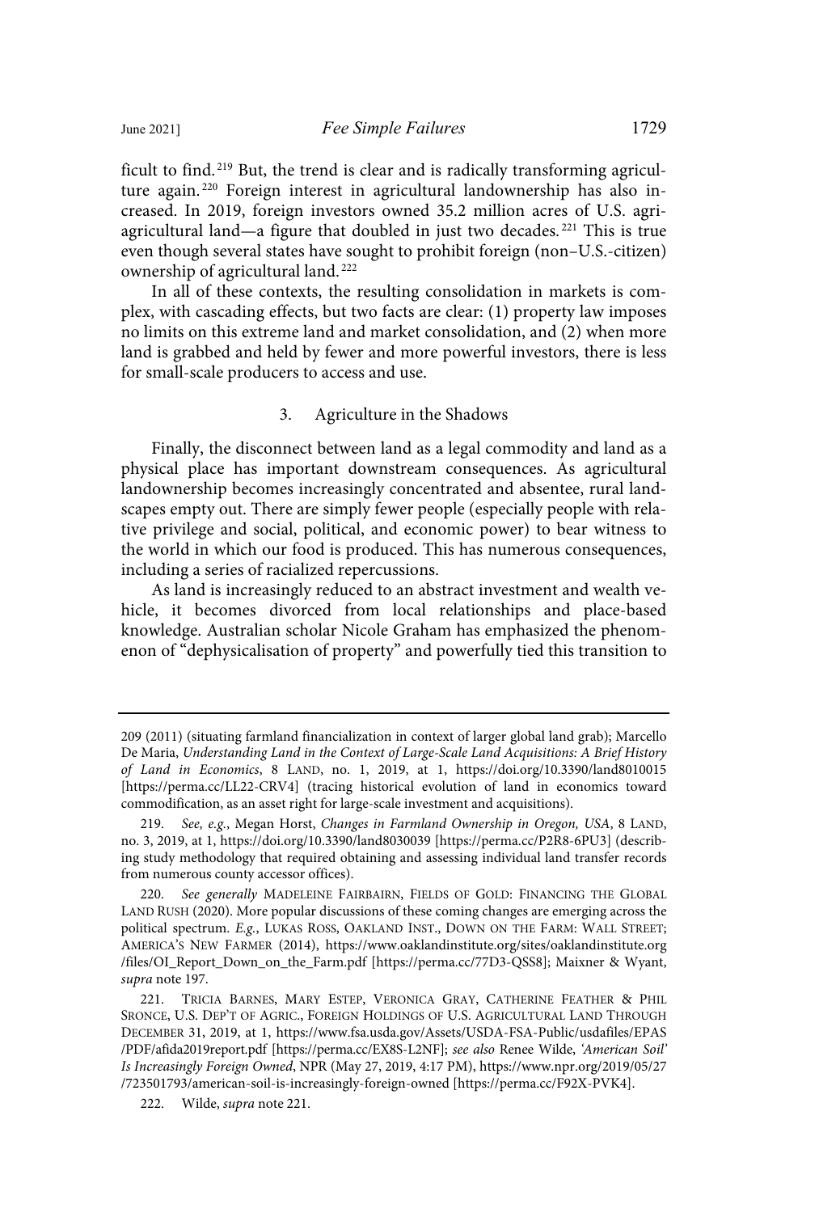ficult to find.[219] But, the trend is clear and is radically transforming agriculture again.[220] Foreign interest in agricultural landownership has also increased. In 2019, foreign investors owned 35.2 million acres of U.S. agri-agricultural land—a figure that doubled in just two decades.[221] This is true even though several states have sought to prohibit foreign (non–U.S.-citizen) ownership of agricultural land.[222]

In all of these contexts, the resulting consolidation in markets is complex, with cascading effects, but two facts are clear: (1) property law imposes no limits on this extreme land and market consolidation, and (2) when more land is grabbed and held by fewer and more powerful investors, there is less for small-scale producers to access and use.

### 3. Agriculture in the Shadows

Finally, the disconnect between land as a legal commodity and land as a physical place has important downstream consequences. As agricultural landownership becomes increasingly concentrated and absentee, rural landscapes empty out. There are simply fewer people (especially people with relative privilege and social, political, and economic power) to bear witness to the world in which our food is produced. This has numerous consequences, including a series of racialized repercussions.

As land is increasingly reduced to an abstract investment and wealth vehicle, it becomes divorced from local relationships and place-based knowledge. Australian scholar Nicole Graham has emphasized the phenomenon of "dephysicalisation of property" and powerfully tied this transition to

---

209 (2011) (situating farmland financialization in context of larger global land grab); Marcello De Maria, *Understanding Land in the Context of Large-Scale Land Acquisitions: A Brief History of Land in Economics*, 8 LAND, no. 1, 2019, at 1, https://doi.org/10.3390/land8010015 [https://perma.cc/LL22-CRV4] (tracing historical evolution of land in economics toward commodification, as an asset right for large-scale investment and acquisitions).

219. *See, e.g.*, Megan Horst, *Changes in Farmland Ownership in Oregon, USA*, 8 LAND, no. 3, 2019, at 1, https://doi.org/10.3390/land8030039 [https://perma.cc/P2R8-6PU3] (describing study methodology that required obtaining and assessing individual land transfer records from numerous county accessor offices).

220. *See generally* MADELEINE FAIRBAIRN, FIELDS OF GOLD: FINANCING THE GLOBAL LAND RUSH (2020). More popular discussions of these coming changes are emerging across the political spectrum. *E.g.*, LUKAS ROSS, OAKLAND INST., DOWN ON THE FARM: WALL STREET; AMERICA'S NEW FARMER (2014), https://www.oaklandinstitute.org/sites/oaklandinstitute.org/files/OI_Report_Down_on_the_Farm.pdf [https://perma.cc/77D3-QSS8]; Maixner & Wyant, *supra* note 197.

221. TRICIA BARNES, MARY ESTEP, VERONICA GRAY, CATHERINE FEATHER & PHIL SRONCE, U.S. DEP'T OF AGRIC., FOREIGN HOLDINGS OF U.S. AGRICULTURAL LAND THROUGH DECEMBER 31, 2019, at 1, https://www.fsa.usda.gov/Assets/USDA-FSA-Public/usdafiles/EPAS/PDF/afida2019report.pdf [https://perma.cc/EX8S-L2NF]; *see also* Renee Wilde, *'American Soil' Is Increasingly Foreign Owned*, NPR (May 27, 2019, 4:17 PM), https://www.npr.org/2019/05/27/723501793/american-soil-is-increasingly-foreign-owned [https://perma.cc/F92X-PVK4].

222. Wilde, *supra* note 221.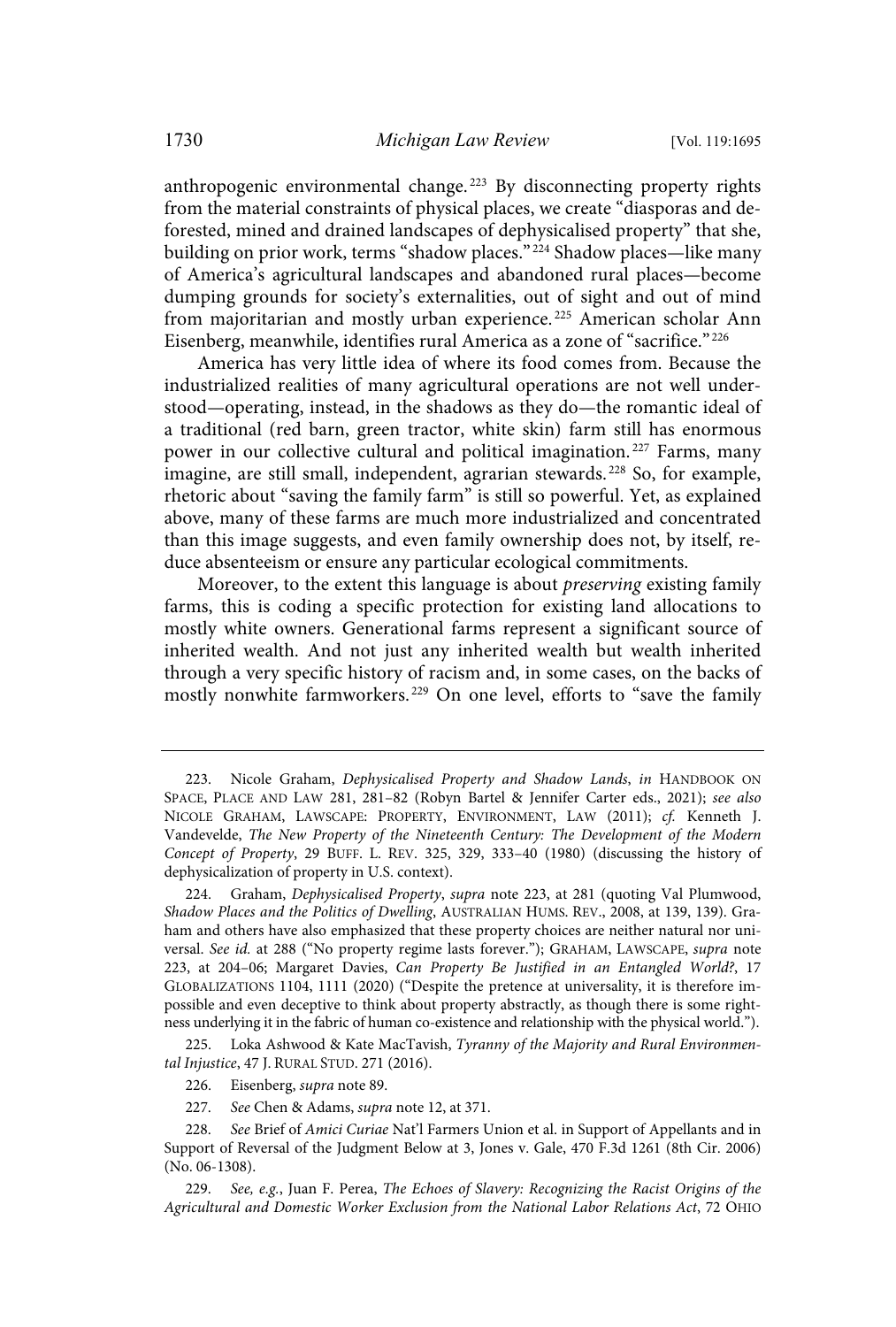anthropogenic environmental change.[223] By disconnecting property rights from the material constraints of physical places, we create "diasporas and deforested, mined and drained landscapes of dephysicalised property" that she, building on prior work, terms "shadow places."[224] Shadow places—like many of America's agricultural landscapes and abandoned rural places—become dumping grounds for society's externalities, out of sight and out of mind from majoritarian and mostly urban experience.[225] American scholar Ann Eisenberg, meanwhile, identifies rural America as a zone of "sacrifice."[226]

America has very little idea of where its food comes from. Because the industrialized realities of many agricultural operations are not well understood—operating, instead, in the shadows as they do—the romantic ideal of a traditional (red barn, green tractor, white skin) farm still has enormous power in our collective cultural and political imagination.[227] Farms, many imagine, are still small, independent, agrarian stewards.[228] So, for example, rhetoric about "saving the family farm" is still so powerful. Yet, as explained above, many of these farms are much more industrialized and concentrated than this image suggests, and even family ownership does not, by itself, reduce absenteeism or ensure any particular ecological commitments.

Moreover, to the extent this language is about *preserving* existing family farms, this is coding a specific protection for existing land allocations to mostly white owners. Generational farms represent a significant source of inherited wealth. And not just any inherited wealth but wealth inherited through a very specific history of racism and, in some cases, on the backs of mostly nonwhite farmworkers.[229] On one level, efforts to "save the family

---

223. Nicole Graham, *Dephysicalised Property and Shadow Lands*, *in* HANDBOOK ON SPACE, PLACE AND LAW 281, 281–82 (Robyn Bartel & Jennifer Carter eds., 2021); *see also* NICOLE GRAHAM, LAWSCAPE: PROPERTY, ENVIRONMENT, LAW (2011); *cf.* Kenneth J. Vandevelde, *The New Property of the Nineteenth Century: The Development of the Modern Concept of Property*, 29 BUFF. L. REV. 325, 329, 333–40 (1980) (discussing the history of dephysicalization of property in U.S. context).

224. Graham, *Dephysicalised Property*, *supra* note 223, at 281 (quoting Val Plumwood, *Shadow Places and the Politics of Dwelling*, AUSTRALIAN HUMS. REV., 2008, at 139, 139). Graham and others have also emphasized that these property choices are neither natural nor universal. *See id.* at 288 ("No property regime lasts forever."); GRAHAM, LAWSCAPE, *supra* note 223, at 204–06; Margaret Davies, *Can Property Be Justified in an Entangled World?*, 17 GLOBALIZATIONS 1104, 1111 (2020) ("Despite the pretence at universality, it is therefore impossible and even deceptive to think about property abstractly, as though there is some rightness underlying it in the fabric of human co-existence and relationship with the physical world.").

225. Loka Ashwood & Kate MacTavish, *Tyranny of the Majority and Rural Environmental Injustice*, 47 J. RURAL STUD. 271 (2016).

226. Eisenberg, *supra* note 89.

227. *See* Chen & Adams, *supra* note 12, at 371.

228. *See* Brief of *Amici Curiae* Nat'l Farmers Union et al. in Support of Appellants and in Support of Reversal of the Judgment Below at 3, Jones v. Gale, 470 F.3d 1261 (8th Cir. 2006) (No. 06-1308).

229. *See, e.g.*, Juan F. Perea, *The Echoes of Slavery: Recognizing the Racist Origins of the Agricultural and Domestic Worker Exclusion from the National Labor Relations Act*, 72 OHIO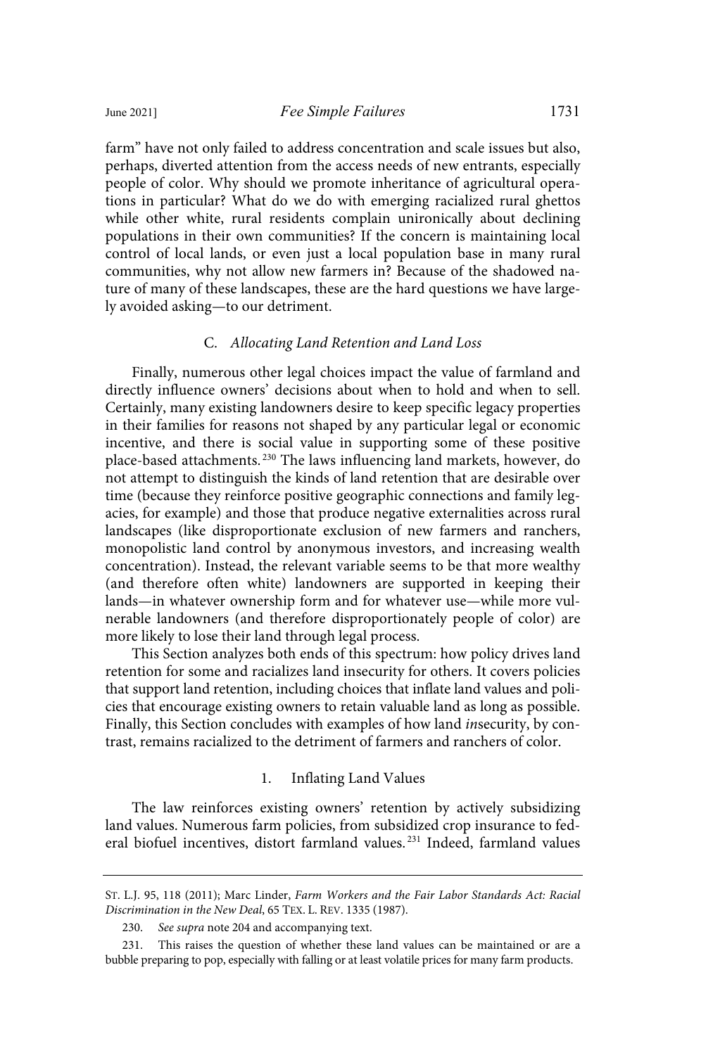farm" have not only failed to address concentration and scale issues but also, perhaps, diverted attention from the access needs of new entrants, especially people of color. Why should we promote inheritance of agricultural operations in particular? What do we do with emerging racialized rural ghettos while other white, rural residents complain unironically about declining populations in their own communities? If the concern is maintaining local control of local lands, or even just a local population base in many rural communities, why not allow new farmers in? Because of the shadowed nature of many of these landscapes, these are the hard questions we have largely avoided asking—to our detriment.

### C. *Allocating Land Retention and Land Loss*

Finally, numerous other legal choices impact the value of farmland and directly influence owners' decisions about when to hold and when to sell. Certainly, many existing landowners desire to keep specific legacy properties in their families for reasons not shaped by any particular legal or economic incentive, and there is social value in supporting some of these positive place-based attachments.[230] The laws influencing land markets, however, do not attempt to distinguish the kinds of land retention that are desirable over time (because they reinforce positive geographic connections and family legacies, for example) and those that produce negative externalities across rural landscapes (like disproportionate exclusion of new farmers and ranchers, monopolistic land control by anonymous investors, and increasing wealth concentration). Instead, the relevant variable seems to be that more wealthy (and therefore often white) landowners are supported in keeping their lands—in whatever ownership form and for whatever use—while more vulnerable landowners (and therefore disproportionately people of color) are more likely to lose their land through legal process.

This Section analyzes both ends of this spectrum: how policy drives land retention for some and racializes land insecurity for others. It covers policies that support land retention, including choices that inflate land values and policies that encourage existing owners to retain valuable land as long as possible. Finally, this Section concludes with examples of how land *in*security, by contrast, remains racialized to the detriment of farmers and ranchers of color.

#### 1. Inflating Land Values

The law reinforces existing owners' retention by actively subsidizing land values. Numerous farm policies, from subsidized crop insurance to federal biofuel incentives, distort farmland values.[231] Indeed, farmland values

---

ST. L.J. 95, 118 (2011); Marc Linder, *Farm Workers and the Fair Labor Standards Act: Racial Discrimination in the New Deal*, 65 TEX. L. REV. 1335 (1987).

230. *See supra* note 204 and accompanying text.

231. This raises the question of whether these land values can be maintained or are a bubble preparing to pop, especially with falling or at least volatile prices for many farm products.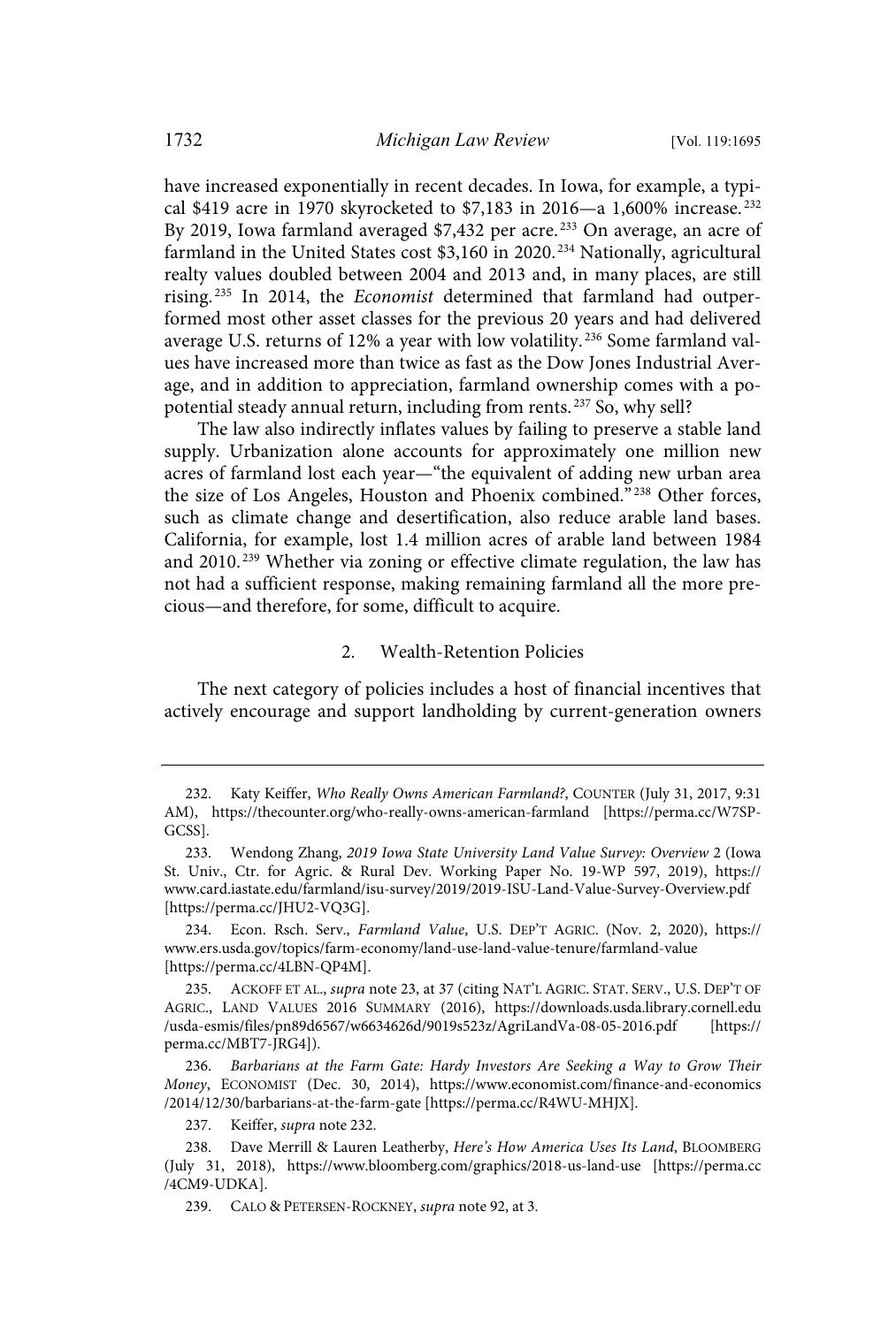have increased exponentially in recent decades. In Iowa, for example, a typical $419 acre in 1970 skyrocketed to $7,183 in 2016—a 1,600% increase.[232] By 2019, Iowa farmland averaged $7,432 per acre.[233] On average, an acre of farmland in the United States cost $3,160 in 2020.[234] Nationally, agricultural realty values doubled between 2004 and 2013 and, in many places, are still rising.[235] In 2014, the *Economist* determined that farmland had outperformed most other asset classes for the previous 20 years and had delivered average U.S. returns of 12% a year with low volatility.[236] Some farmland values have increased more than twice as fast as the Dow Jones Industrial Average, and in addition to appreciation, farmland ownership comes with a popotential steady annual return, including from rents.[237] So, why sell?

The law also indirectly inflates values by failing to preserve a stable land supply. Urbanization alone accounts for approximately one million new acres of farmland lost each year—"the equivalent of adding new urban area the size of Los Angeles, Houston and Phoenix combined."[238] Other forces, such as climate change and desertification, also reduce arable land bases. California, for example, lost 1.4 million acres of arable land between 1984 and 2010.[239] Whether via zoning or effective climate regulation, the law has not had a sufficient response, making remaining farmland all the more precious—and therefore, for some, difficult to acquire.

### 2. Wealth-Retention Policies

The next category of policies includes a host of financial incentives that actively encourage and support landholding by current-generation owners

---

232. Katy Keiffer, *Who Really Owns American Farmland?*, COUNTER (July 31, 2017, 9:31 AM), https://thecounter.org/who-really-owns-american-farmland [https://perma.cc/W7SP-GCSS].

233. Wendong Zhang, *2019 Iowa State University Land Value Survey: Overview* 2 (Iowa St. Univ., Ctr. for Agric. & Rural Dev. Working Paper No. 19-WP 597, 2019), https://www.card.iastate.edu/farmland/isu-survey/2019/2019-ISU-Land-Value-Survey-Overview.pdf [https://perma.cc/JHU2-VQ3G].

234. Econ. Rsch. Serv., *Farmland Value*, U.S. DEP'T AGRIC. (Nov. 2, 2020), https://www.ers.usda.gov/topics/farm-economy/land-use-land-value-tenure/farmland-value [https://perma.cc/4LBN-QP4M].

235. ACKOFF ET AL., *supra* note 23, at 37 (citing NAT'L AGRIC. STAT. SERV., U.S. DEP'T OF AGRIC., LAND VALUES 2016 SUMMARY (2016), https://downloads.usda.library.cornell.edu/usda-esmis/files/pn89d6567/w6634626d/9019s523z/AgriLandVa-08-05-2016.pdf [https://perma.cc/MBT7-JRG4]).

236. *Barbarians at the Farm Gate: Hardy Investors Are Seeking a Way to Grow Their Money*, ECONOMIST (Dec. 30, 2014), https://www.economist.com/finance-and-economics/2014/12/30/barbarians-at-the-farm-gate [https://perma.cc/R4WU-MHJX].

237. Keiffer, *supra* note 232.

238. Dave Merrill & Lauren Leatherby, *Here's How America Uses Its Land*, BLOOMBERG (July 31, 2018), https://www.bloomberg.com/graphics/2018-us-land-use [https://perma.cc/4CM9-UDKA].

239. CALO & PETERSEN-ROCKNEY, *supra* note 92, at 3.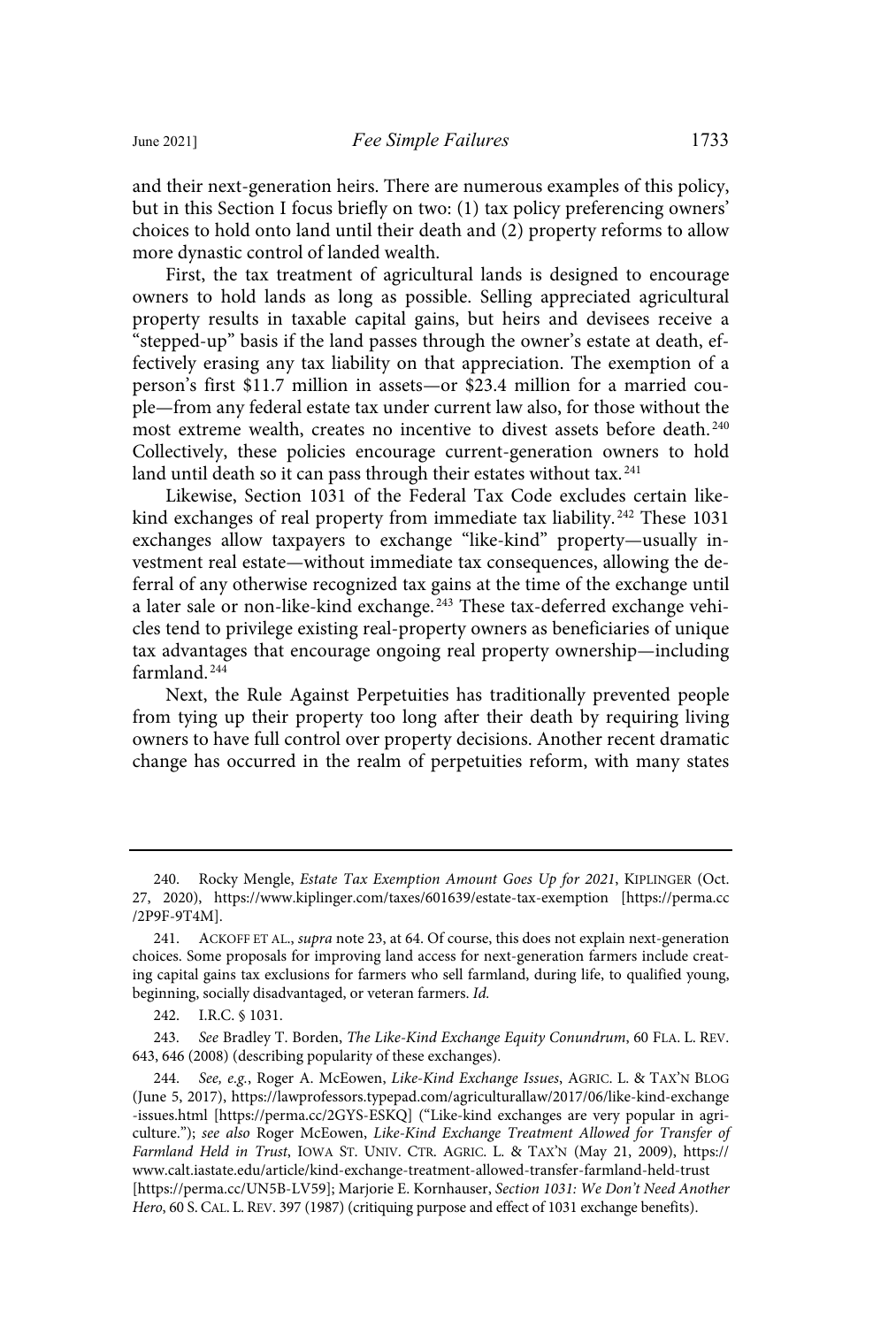and their next-generation heirs. There are numerous examples of this policy, but in this Section I focus briefly on two: (1) tax policy preferencing owners' choices to hold onto land until their death and (2) property reforms to allow more dynastic control of landed wealth.

First, the tax treatment of agricultural lands is designed to encourage owners to hold lands as long as possible. Selling appreciated agricultural property results in taxable capital gains, but heirs and devisees receive a "stepped-up" basis if the land passes through the owner's estate at death, effectively erasing any tax liability on that appreciation. The exemption of a person's first $11.7 million in assets—or $23.4 million for a married couple—from any federal estate tax under current law also, for those without the most extreme wealth, creates no incentive to divest assets before death.[240] Collectively, these policies encourage current-generation owners to hold land until death so it can pass through their estates without tax.[241]

Likewise, Section 1031 of the Federal Tax Code excludes certain like-kind exchanges of real property from immediate tax liability.[242] These 1031 exchanges allow taxpayers to exchange "like-kind" property—usually investment real estate—without immediate tax consequences, allowing the deferral of any otherwise recognized tax gains at the time of the exchange until a later sale or non-like-kind exchange.[243] These tax-deferred exchange vehicles tend to privilege existing real-property owners as beneficiaries of unique tax advantages that encourage ongoing real property ownership—including farmland.[244]

Next, the Rule Against Perpetuities has traditionally prevented people from tying up their property too long after their death by requiring living owners to have full control over property decisions. Another recent dramatic change has occurred in the realm of perpetuities reform, with many states

---

240. Rocky Mengle, *Estate Tax Exemption Amount Goes Up for 2021*, KIPLINGER (Oct. 27, 2020), https://www.kiplinger.com/taxes/601639/estate-tax-exemption [https://perma.cc/2P9F-9T4M].

241. ACKOFF ET AL., *supra* note 23, at 64. Of course, this does not explain next-generation choices. Some proposals for improving land access for next-generation farmers include creating capital gains tax exclusions for farmers who sell farmland, during life, to qualified young, beginning, socially disadvantaged, or veteran farmers. *Id.*

242. I.R.C. § 1031.

243. *See* Bradley T. Borden, *The Like-Kind Exchange Equity Conundrum*, 60 FLA. L. REV. 643, 646 (2008) (describing popularity of these exchanges).

244. *See, e.g.*, Roger A. McEowen, *Like-Kind Exchange Issues*, AGRIC. L. & TAX'N BLOG (June 5, 2017), https://lawprofessors.typepad.com/agriculturallaw/2017/06/like-kind-exchange-issues.html [https://perma.cc/2GYS-ESKQ] ("Like-kind exchanges are very popular in agriculture."); *see also* Roger McEowen, *Like-Kind Exchange Treatment Allowed for Transfer of Farmland Held in Trust*, IOWA ST. UNIV. CTR. AGRIC. L. & TAX'N (May 21, 2009), https://www.calt.iastate.edu/article/kind-exchange-treatment-allowed-transfer-farmland-held-trust [https://perma.cc/UN5B-LV59]; Marjorie E. Kornhauser, *Section 1031: We Don't Need Another Hero*, 60 S. CAL. L. REV. 397 (1987) (critiquing purpose and effect of 1031 exchange benefits).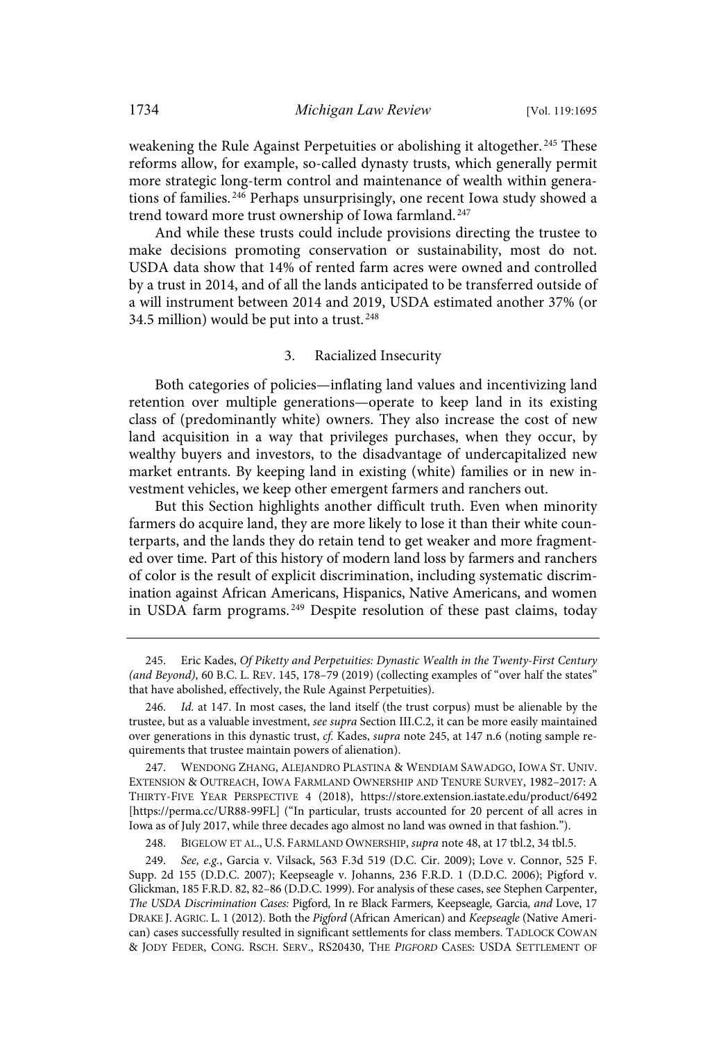weakening the Rule Against Perpetuities or abolishing it altogether.[245] These reforms allow, for example, so-called dynasty trusts, which generally permit more strategic long-term control and maintenance of wealth within generations of families.[246] Perhaps unsurprisingly, one recent Iowa study showed a trend toward more trust ownership of Iowa farmland.[247]

And while these trusts could include provisions directing the trustee to make decisions promoting conservation or sustainability, most do not. USDA data show that 14% of rented farm acres were owned and controlled by a trust in 2014, and of all the lands anticipated to be transferred outside of a will instrument between 2014 and 2019, USDA estimated another 37% (or 34.5 million) would be put into a trust.[248]

### 3. Racialized Insecurity

Both categories of policies—inflating land values and incentivizing land retention over multiple generations—operate to keep land in its existing class of (predominantly white) owners. They also increase the cost of new land acquisition in a way that privileges purchases, when they occur, by wealthy buyers and investors, to the disadvantage of undercapitalized new market entrants. By keeping land in existing (white) families or in new investment vehicles, we keep other emergent farmers and ranchers out.

But this Section highlights another difficult truth. Even when minority farmers do acquire land, they are more likely to lose it than their white counterparts, and the lands they do retain tend to get weaker and more fragmented over time. Part of this history of modern land loss by farmers and ranchers of color is the result of explicit discrimination, including systematic discrimination against African Americans, Hispanics, Native Americans, and women in USDA farm programs.[249] Despite resolution of these past claims, today

---

245. Eric Kades, *Of Piketty and Perpetuities: Dynastic Wealth in the Twenty-First Century (and Beyond)*, 60 B.C. L. REV. 145, 178–79 (2019) (collecting examples of "over half the states" that have abolished, effectively, the Rule Against Perpetuities).

246. *Id.* at 147. In most cases, the land itself (the trust corpus) must be alienable by the trustee, but as a valuable investment, *see supra* Section III.C.2, it can be more easily maintained over generations in this dynastic trust, *cf.* Kades, *supra* note 245, at 147 n.6 (noting sample requirements that trustee maintain powers of alienation).

247. WENDONG ZHANG, ALEJANDRO PLASTINA & WENDIAM SAWADGO, IOWA ST. UNIV. EXTENSION & OUTREACH, IOWA FARMLAND OWNERSHIP AND TENURE SURVEY, 1982–2017: A THIRTY-FIVE YEAR PERSPECTIVE 4 (2018), https://store.extension.iastate.edu/product/6492 [https://perma.cc/UR88-99FL] ("In particular, trusts accounted for 20 percent of all acres in Iowa as of July 2017, while three decades ago almost no land was owned in that fashion.").

248. BIGELOW ET AL., U.S. FARMLAND OWNERSHIP, *supra* note 48, at 17 tbl.2, 34 tbl.5.

249. *See, e.g.*, Garcia v. Vilsack, 563 F.3d 519 (D.C. Cir. 2009); Love v. Connor, 525 F. Supp. 2d 155 (D.D.C. 2007); Keepseagle v. Johanns, 236 F.R.D. 1 (D.D.C. 2006); Pigford v. Glickman, 185 F.R.D. 82, 82–86 (D.D.C. 1999). For analysis of these cases, see Stephen Carpenter, *The USDA Discrimination Cases:* Pigford*,* In re Black Farmers*,* Keepseagle*,* Garcia*, and* Love, 17 DRAKE J. AGRIC. L. 1 (2012). Both the *Pigford* (African American) and *Keepseagle* (Native American) cases successfully resulted in significant settlements for class members. TADLOCK COWAN & JODY FEDER, CONG. RSCH. SERV., RS20430, THE *PIGFORD* CASES: USDA SETTLEMENT OF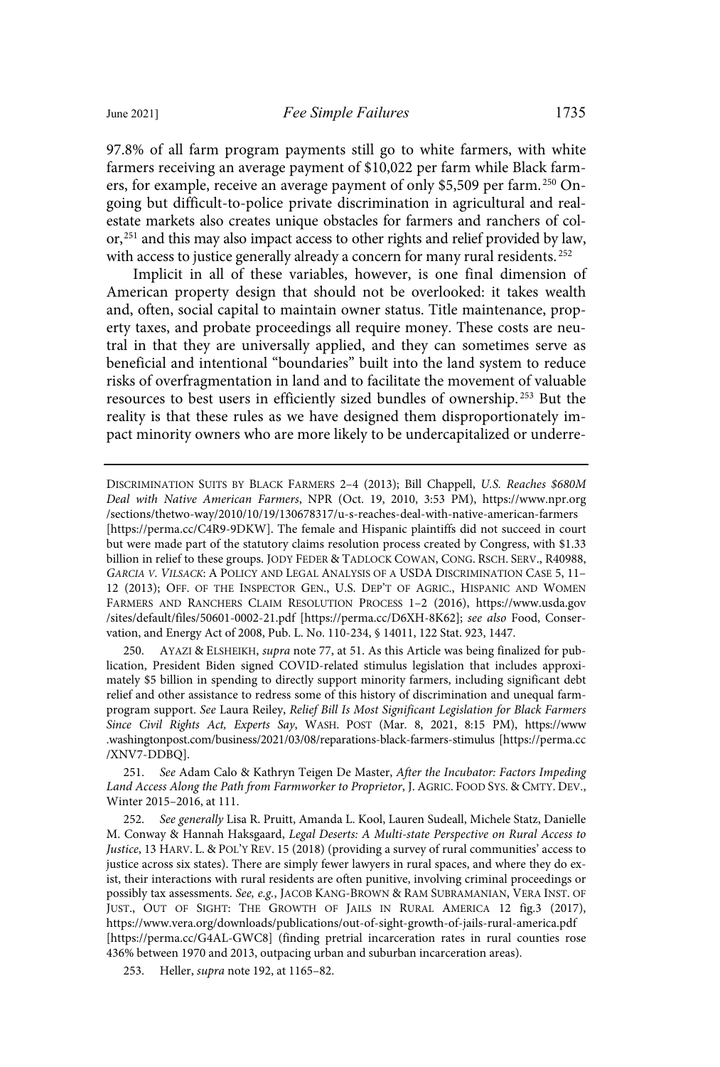97.8% of all farm program payments still go to white farmers, with white farmers receiving an average payment of $10,022 per farm while Black farmers, for example, receive an average payment of only $5,509 per farm.[250] Ongoing but difficult-to-police private discrimination in agricultural and real-estate markets also creates unique obstacles for farmers and ranchers of color,[251] and this may also impact access to other rights and relief provided by law, with access to justice generally already a concern for many rural residents.[252]

Implicit in all of these variables, however, is one final dimension of American property design that should not be overlooked: it takes wealth and, often, social capital to maintain owner status. Title maintenance, property taxes, and probate proceedings all require money. These costs are neutral in that they are universally applied, and they can sometimes serve as beneficial and intentional "boundaries" built into the land system to reduce risks of overfragmentation in land and to facilitate the movement of valuable resources to best users in efficiently sized bundles of ownership.[253] But the reality is that these rules as we have designed them disproportionately impact minority owners who are more likely to be undercapitalized or underre-

---

DISCRIMINATION SUITS BY BLACK FARMERS 2–4 (2013); Bill Chappell, *U.S. Reaches $680M Deal with Native American Farmers*, NPR (Oct. 19, 2010, 3:53 PM), https://www.npr.org/sections/thetwo-way/2010/10/19/130678317/u-s-reaches-deal-with-native-american-farmers [https://perma.cc/C4R9-9DKW]. The female and Hispanic plaintiffs did not succeed in court but were made part of the statutory claims resolution process created by Congress, with $1.33 billion in relief to these groups. JODY FEDER & TADLOCK COWAN, CONG. RSCH. SERV., R40988, *GARCIA V. VILSACK*: A POLICY AND LEGAL ANALYSIS OF A USDA DISCRIMINATION CASE 5, 11–12 (2013); OFF. OF THE INSPECTOR GEN., U.S. DEP'T OF AGRIC., HISPANIC AND WOMEN FARMERS AND RANCHERS CLAIM RESOLUTION PROCESS 1–2 (2016), https://www.usda.gov/sites/default/files/50601-0002-21.pdf [https://perma.cc/D6XH-8K62]; *see also* Food, Conservation, and Energy Act of 2008, Pub. L. No. 110-234, § 14011, 122 Stat. 923, 1447.

250. AYAZI & ELSHEIKH, *supra* note 77, at 51. As this Article was being finalized for publication, President Biden signed COVID-related stimulus legislation that includes approximately $5 billion in spending to directly support minority farmers, including significant debt relief and other assistance to redress some of this history of discrimination and unequal farm-program support. *See* Laura Reiley, *Relief Bill Is Most Significant Legislation for Black Farmers Since Civil Rights Act, Experts Say*, WASH. POST (Mar. 8, 2021, 8:15 PM), https://www.washingtonpost.com/business/2021/03/08/reparations-black-farmers-stimulus [https://perma.cc/XNV7-DDBQ].

251. *See* Adam Calo & Kathryn Teigen De Master, *After the Incubator: Factors Impeding Land Access Along the Path from Farmworker to Proprietor*, J. AGRIC. FOOD SYS. & CMTY. DEV., Winter 2015–2016, at 111.

252. *See generally* Lisa R. Pruitt, Amanda L. Kool, Lauren Sudeall, Michele Statz, Danielle M. Conway & Hannah Haksgaard, *Legal Deserts: A Multi-state Perspective on Rural Access to Justice*, 13 HARV. L. & POL'Y REV. 15 (2018) (providing a survey of rural communities' access to justice across six states). There are simply fewer lawyers in rural spaces, and where they do exist, their interactions with rural residents are often punitive, involving criminal proceedings or possibly tax assessments. *See, e.g.*, JACOB KANG-BROWN & RAM SUBRAMANIAN, VERA INST. OF JUST., OUT OF SIGHT: THE GROWTH OF JAILS IN RURAL AMERICA 12 fig.3 (2017), https://www.vera.org/downloads/publications/out-of-sight-growth-of-jails-rural-america.pdf [https://perma.cc/G4AL-GWC8] (finding pretrial incarceration rates in rural counties rose 436% between 1970 and 2013, outpacing urban and suburban incarceration areas).

253. Heller, *supra* note 192, at 1165–82.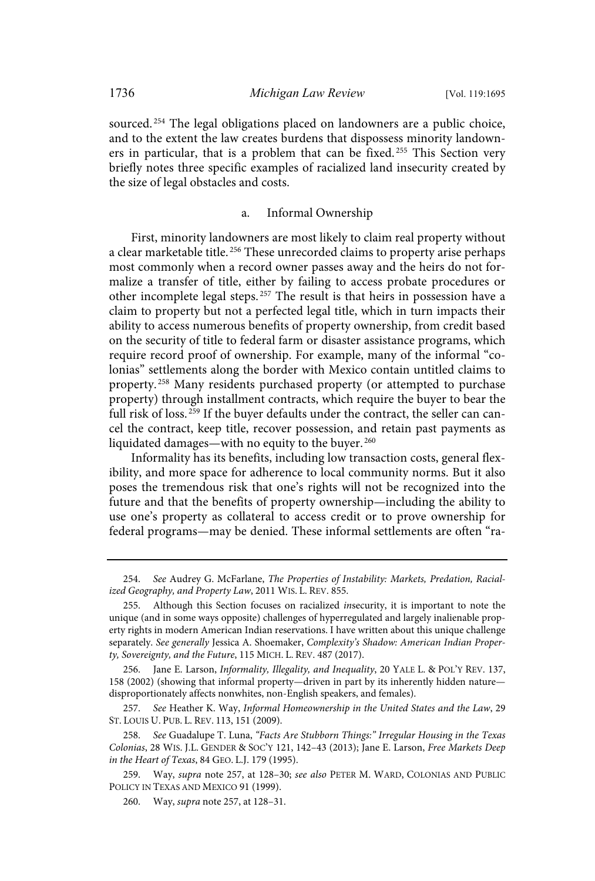sourced.[254] The legal obligations placed on landowners are a public choice, and to the extent the law creates burdens that dispossess minority landowners in particular, that is a problem that can be fixed.[255] This Section very briefly notes three specific examples of racialized land insecurity created by the size of legal obstacles and costs.

### a. Informal Ownership

First, minority landowners are most likely to claim real property without a clear marketable title.[256] These unrecorded claims to property arise perhaps most commonly when a record owner passes away and the heirs do not formalize a transfer of title, either by failing to access probate procedures or other incomplete legal steps.[257] The result is that heirs in possession have a claim to property but not a perfected legal title, which in turn impacts their ability to access numerous benefits of property ownership, from credit based on the security of title to federal farm or disaster assistance programs, which require record proof of ownership. For example, many of the informal "colonias" settlements along the border with Mexico contain untitled claims to property.[258] Many residents purchased property (or attempted to purchase property) through installment contracts, which require the buyer to bear the full risk of loss.[259] If the buyer defaults under the contract, the seller can cancel the contract, keep title, recover possession, and retain past payments as liquidated damages—with no equity to the buyer.[260]

Informality has its benefits, including low transaction costs, general flexibility, and more space for adherence to local community norms. But it also poses the tremendous risk that one's rights will not be recognized into the future and that the benefits of property ownership—including the ability to use one's property as collateral to access credit or to prove ownership for federal programs—may be denied. These informal settlements are often "ra-

---

254. *See* Audrey G. McFarlane, *The Properties of Instability: Markets, Predation, Racialized Geography, and Property Law*, 2011 WIS. L. REV. 855.

255. Although this Section focuses on racialized *in*security, it is important to note the unique (and in some ways opposite) challenges of hyperregulated and largely inalienable property rights in modern American Indian reservations. I have written about this unique challenge separately. *See generally* Jessica A. Shoemaker, *Complexity's Shadow: American Indian Property, Sovereignty, and the Future*, 115 MICH. L. REV. 487 (2017).

256. Jane E. Larson, *Informality, Illegality, and Inequality*, 20 YALE L. & POL'Y REV. 137, 158 (2002) (showing that informal property—driven in part by its inherently hidden nature—disproportionately affects nonwhites, non-English speakers, and females).

257. *See* Heather K. Way, *Informal Homeownership in the United States and the Law*, 29 ST. LOUIS U. PUB. L. REV. 113, 151 (2009).

258. *See* Guadalupe T. Luna, *"Facts Are Stubborn Things:" Irregular Housing in the Texas Colonias*, 28 WIS. J.L. GENDER & SOC'Y 121, 142–43 (2013); Jane E. Larson, *Free Markets Deep in the Heart of Texas*, 84 GEO. L.J. 179 (1995).

259. Way, *supra* note 257, at 128–30; *see also* PETER M. WARD, COLONIAS AND PUBLIC POLICY IN TEXAS AND MEXICO 91 (1999).

260. Way, *supra* note 257, at 128–31.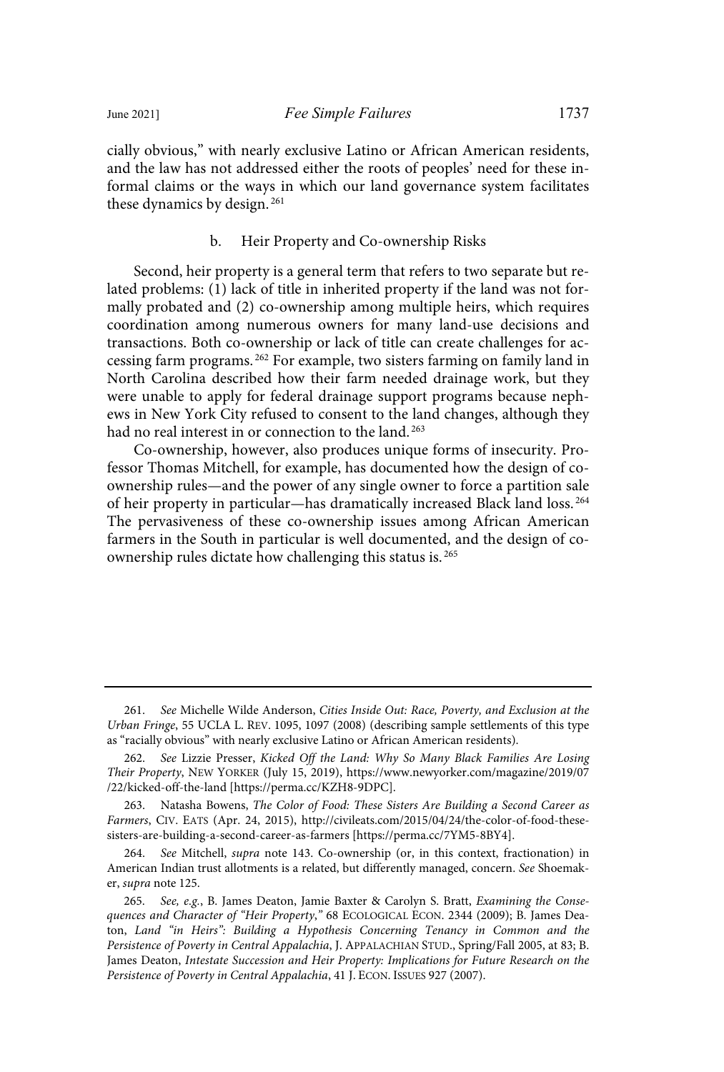cially obvious," with nearly exclusive Latino or African American residents, and the law has not addressed either the roots of peoples' need for these informal claims or the ways in which our land governance system facilitates these dynamics by design.[261]

### b. Heir Property and Co-ownership Risks

Second, heir property is a general term that refers to two separate but related problems: (1) lack of title in inherited property if the land was not formally probated and (2) co-ownership among multiple heirs, which requires coordination among numerous owners for many land-use decisions and transactions. Both co-ownership or lack of title can create challenges for accessing farm programs.[262] For example, two sisters farming on family land in North Carolina described how their farm needed drainage work, but they were unable to apply for federal drainage support programs because nephews in New York City refused to consent to the land changes, although they had no real interest in or connection to the land.[263]

Co-ownership, however, also produces unique forms of insecurity. Professor Thomas Mitchell, for example, has documented how the design of co-ownership rules—and the power of any single owner to force a partition sale of heir property in particular—has dramatically increased Black land loss.[264] The pervasiveness of these co-ownership issues among African American farmers in the South in particular is well documented, and the design of co-ownership rules dictate how challenging this status is.[265]

---

261. *See* Michelle Wilde Anderson, *Cities Inside Out: Race, Poverty, and Exclusion at the Urban Fringe*, 55 UCLA L. REV. 1095, 1097 (2008) (describing sample settlements of this type as "racially obvious" with nearly exclusive Latino or African American residents).

262. *See* Lizzie Presser, *Kicked Off the Land: Why So Many Black Families Are Losing Their Property*, NEW YORKER (July 15, 2019), https://www.newyorker.com/magazine/2019/07/22/kicked-off-the-land [https://perma.cc/KZH8-9DPC].

263. Natasha Bowens, *The Color of Food: These Sisters Are Building a Second Career as Farmers*, CIV. EATS (Apr. 24, 2015), http://civileats.com/2015/04/24/the-color-of-food-these-sisters-are-building-a-second-career-as-farmers [https://perma.cc/7YM5-8BY4].

264. *See* Mitchell, *supra* note 143. Co-ownership (or, in this context, fractionation) in American Indian trust allotments is a related, but differently managed, concern. *See* Shoemaker, *supra* note 125.

265. *See, e.g.*, B. James Deaton, Jamie Baxter & Carolyn S. Bratt, *Examining the Consequences and Character of "Heir Property*,*"* 68 ECOLOGICAL ECON. 2344 (2009); B. James Deaton, *Land "in Heirs": Building a Hypothesis Concerning Tenancy in Common and the Persistence of Poverty in Central Appalachia*, J. APPALACHIAN STUD., Spring/Fall 2005, at 83; B. James Deaton, *Intestate Succession and Heir Property: Implications for Future Research on the Persistence of Poverty in Central Appalachia*, 41 J. ECON. ISSUES 927 (2007).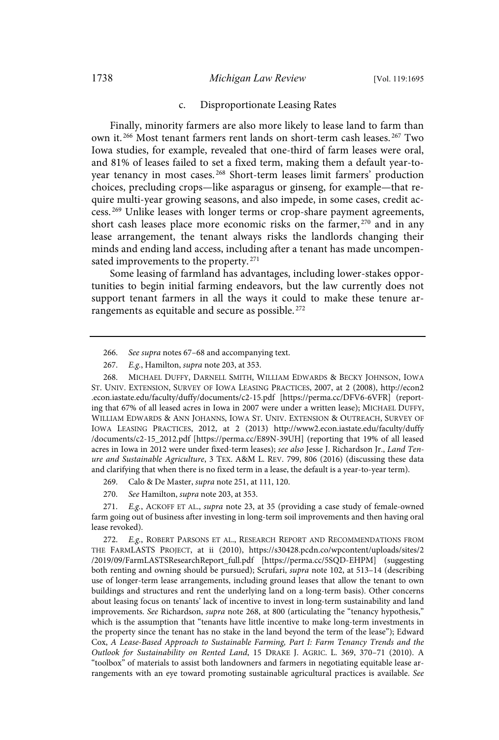### c. Disproportionate Leasing Rates

Finally, minority farmers are also more likely to lease land to farm than own it.[266] Most tenant farmers rent lands on short-term cash leases.[267] Two Iowa studies, for example, revealed that one-third of farm leases were oral, and 81% of leases failed to set a fixed term, making them a default year-to-year tenancy in most cases.[268] Short-term leases limit farmers' production choices, precluding crops—like asparagus or ginseng, for example—that require multi-year growing seasons, and also impede, in some cases, credit access.[269] Unlike leases with longer terms or crop-share payment agreements, short cash leases place more economic risks on the farmer,[270] and in any lease arrangement, the tenant always risks the landlords changing their minds and ending land access, including after a tenant has made uncompensated improvements to the property.[271]

Some leasing of farmland has advantages, including lower-stakes opportunities to begin initial farming endeavors, but the law currently does not support tenant farmers in all the ways it could to make these tenure arrangements as equitable and secure as possible.[272]

---

266. *See supra* notes 67–68 and accompanying text.

267. *E.g.*, Hamilton, *supra* note 203, at 353.

268. MICHAEL DUFFY, DARNELL SMITH, WILLIAM EDWARDS & BECKY JOHNSON, IOWA ST. UNIV. EXTENSION, SURVEY OF IOWA LEASING PRACTICES, 2007, at 2 (2008), http://econ2.econ.iastate.edu/faculty/duffy/documents/c2-15.pdf [https://perma.cc/DFV6-6VFR] (reporting that 67% of all leased acres in Iowa in 2007 were under a written lease); MICHAEL DUFFY, WILLIAM EDWARDS & ANN JOHANNS, IOWA ST. UNIV. EXTENSION & OUTREACH, SURVEY OF IOWA LEASING PRACTICES, 2012, at 2 (2013) http://www2.econ.iastate.edu/faculty/duffy/documents/c2-15_2012.pdf [https://perma.cc/E89N-39UH] (reporting that 19% of all leased acres in Iowa in 2012 were under fixed-term leases); *see also* Jesse J. Richardson Jr., *Land Tenure and Sustainable Agriculture*, 3 TEX. A&M L. REV. 799, 806 (2016) (discussing these data and clarifying that when there is no fixed term in a lease, the default is a year-to-year term).

269. Calo & De Master, *supra* note 251, at 111, 120.

270. *See* Hamilton, *supra* note 203, at 353.

271. *E.g.*, ACKOFF ET AL., *supra* note 23, at 35 (providing a case study of female-owned farm going out of business after investing in long-term soil improvements and then having oral lease revoked).

272. *E.g.*, ROBERT PARSONS ET AL., RESEARCH REPORT AND RECOMMENDATIONS FROM THE FARMLASTS PROJECT, at ii (2010), https://s30428.pcdn.co/wpcontent/uploads/sites/2/2019/09/FarmLASTSResearchReport_full.pdf [https://perma.cc/5SQD-EHPM] (suggesting both renting and owning should be pursued); Scrufari, *supra* note 102, at 513–14 (describing use of longer-term lease arrangements, including ground leases that allow the tenant to own buildings and structures and rent the underlying land on a long-term basis). Other concerns about leasing focus on tenants' lack of incentive to invest in long-term sustainability and land improvements. *See* Richardson, *supra* note 268, at 800 (articulating the "tenancy hypothesis," which is the assumption that "tenants have little incentive to make long-term investments in the property since the tenant has no stake in the land beyond the term of the lease"); Edward Cox, *A Lease-Based Approach to Sustainable Farming, Part I: Farm Tenancy Trends and the Outlook for Sustainability on Rented Land*, 15 DRAKE J. AGRIC. L. 369, 370–71 (2010). A "toolbox" of materials to assist both landowners and farmers in negotiating equitable lease arrangements with an eye toward promoting sustainable agricultural practices is available. *See*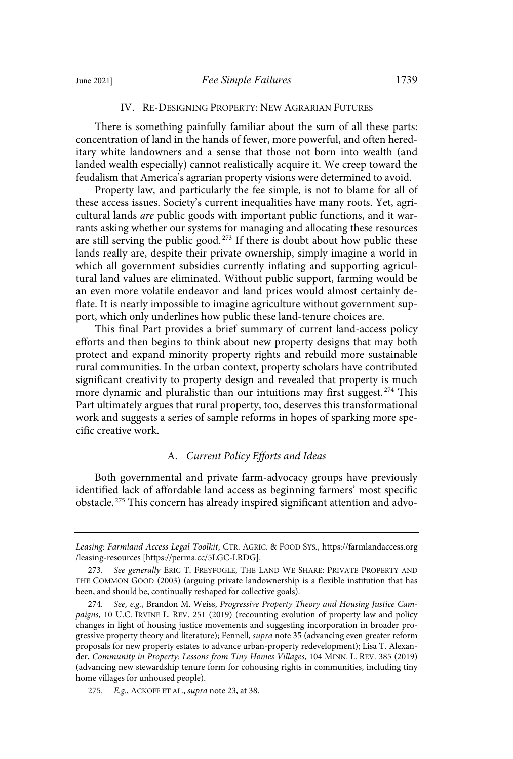## IV. RE-DESIGNING PROPERTY: NEW AGRARIAN FUTURES

There is something painfully familiar about the sum of all these parts: concentration of land in the hands of fewer, more powerful, and often hereditary white landowners and a sense that those not born into wealth (and landed wealth especially) cannot realistically acquire it. We creep toward the feudalism that America's agrarian property visions were determined to avoid.

Property law, and particularly the fee simple, is not to blame for all of these access issues. Society's current inequalities have many roots. Yet, agricultural lands *are* public goods with important public functions, and it warrants asking whether our systems for managing and allocating these resources are still serving the public good.[273] If there is doubt about how public these lands really are, despite their private ownership, simply imagine a world in which all government subsidies currently inflating and supporting agricultural land values are eliminated. Without public support, farming would be an even more volatile endeavor and land prices would almost certainly deflate. It is nearly impossible to imagine agriculture without government support, which only underlines how public these land-tenure choices are.

This final Part provides a brief summary of current land-access policy efforts and then begins to think about new property designs that may both protect and expand minority property rights and rebuild more sustainable rural communities. In the urban context, property scholars have contributed significant creativity to property design and revealed that property is much more dynamic and pluralistic than our intuitions may first suggest.[274] This Part ultimately argues that rural property, too, deserves this transformational work and suggests a series of sample reforms in hopes of sparking more specific creative work.

### A. *Current Policy Efforts and Ideas*

Both governmental and private farm-advocacy groups have previously identified lack of affordable land access as beginning farmers' most specific obstacle.[275] This concern has already inspired significant attention and advo-

---

*Leasing: Farmland Access Legal Toolkit*, CTR. AGRIC. & FOOD SYS., https://farmlandaccess.org/leasing-resources [https://perma.cc/5LGC-LRDG].

273. *See generally* ERIC T. FREYFOGLE, THE LAND WE SHARE: PRIVATE PROPERTY AND THE COMMON GOOD (2003) (arguing private landownership is a flexible institution that has been, and should be, continually reshaped for collective goals).

274. *See, e.g.*, Brandon M. Weiss, *Progressive Property Theory and Housing Justice Campaigns*, 10 U.C. IRVINE L. REV. 251 (2019) (recounting evolution of property law and policy changes in light of housing justice movements and suggesting incorporation in broader progressive property theory and literature); Fennell, *supra* note 35 (advancing even greater reform proposals for new property estates to advance urban-property redevelopment); Lisa T. Alexander, *Community in Property: Lessons from Tiny Homes Villages*, 104 MINN. L. REV. 385 (2019) (advancing new stewardship tenure form for cohousing rights in communities, including tiny home villages for unhoused people).

275. *E.g.*, ACKOFF ET AL., *supra* note 23, at 38.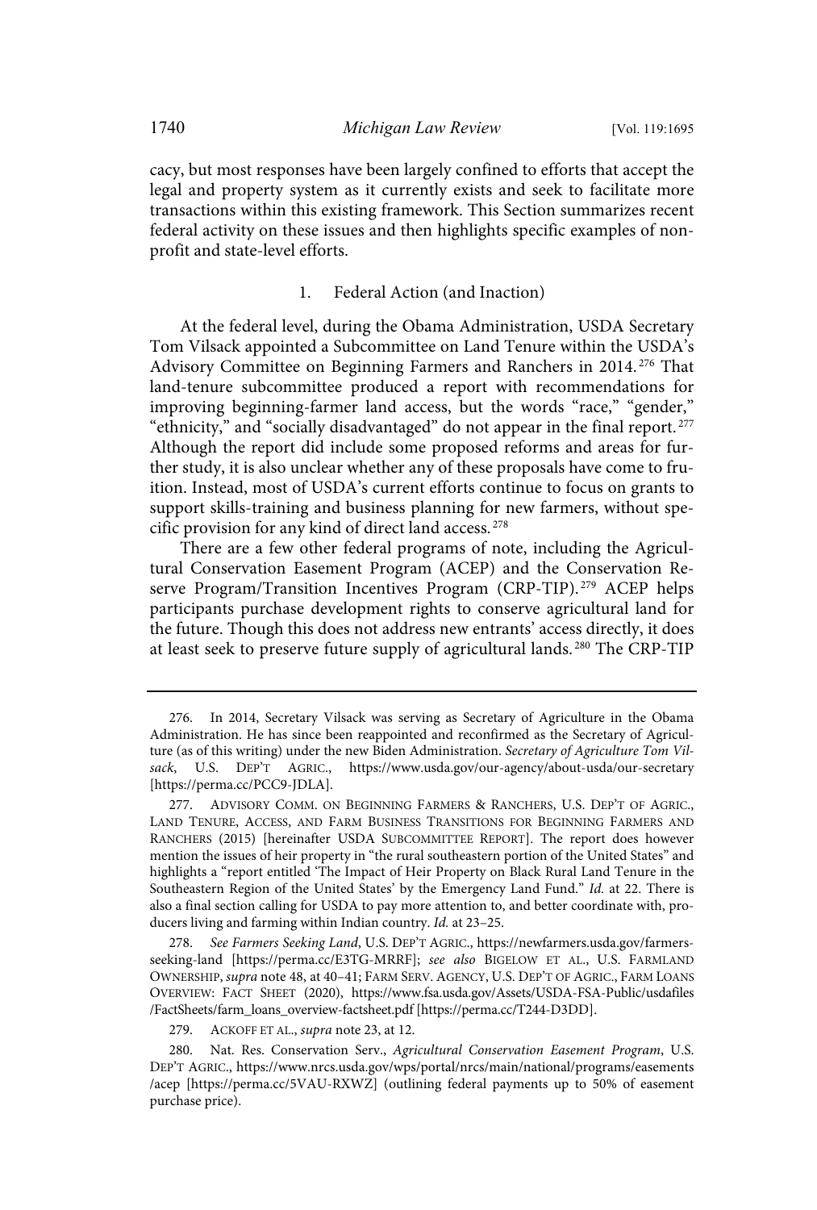cacy, but most responses have been largely confined to efforts that accept the legal and property system as it currently exists and seek to facilitate more transactions within this existing framework. This Section summarizes recent federal activity on these issues and then highlights specific examples of non-profit and state-level efforts.

### 1. Federal Action (and Inaction)

At the federal level, during the Obama Administration, USDA Secretary Tom Vilsack appointed a Subcommittee on Land Tenure within the USDA's Advisory Committee on Beginning Farmers and Ranchers in 2014.[276] That land-tenure subcommittee produced a report with recommendations for improving beginning-farmer land access, but the words "race," "gender," "ethnicity," and "socially disadvantaged" do not appear in the final report.[277] Although the report did include some proposed reforms and areas for further study, it is also unclear whether any of these proposals have come to fruition. Instead, most of USDA's current efforts continue to focus on grants to support skills-training and business planning for new farmers, without specific provision for any kind of direct land access.[278]

There are a few other federal programs of note, including the Agricultural Conservation Easement Program (ACEP) and the Conservation Reserve Program/Transition Incentives Program (CRP-TIP).[279] ACEP helps participants purchase development rights to conserve agricultural land for the future. Though this does not address new entrants' access directly, it does at least seek to preserve future supply of agricultural lands.[280] The CRP-TIP

---

276. In 2014, Secretary Vilsack was serving as Secretary of Agriculture in the Obama Administration. He has since been reappointed and reconfirmed as the Secretary of Agriculture (as of this writing) under the new Biden Administration. *Secretary of Agriculture Tom Vilsack*, U.S. DEP'T AGRIC., https://www.usda.gov/our-agency/about-usda/our-secretary [https://perma.cc/PCC9-JDLA].

277. ADVISORY COMM. ON BEGINNING FARMERS & RANCHERS, U.S. DEP'T OF AGRIC., LAND TENURE, ACCESS, AND FARM BUSINESS TRANSITIONS FOR BEGINNING FARMERS AND RANCHERS (2015) [hereinafter USDA SUBCOMMITTEE REPORT]. The report does however mention the issues of heir property in "the rural southeastern portion of the United States" and highlights a "report entitled 'The Impact of Heir Property on Black Rural Land Tenure in the Southeastern Region of the United States' by the Emergency Land Fund." *Id.* at 22. There is also a final section calling for USDA to pay more attention to, and better coordinate with, producers living and farming within Indian country. *Id.* at 23–25.

278. *See Farmers Seeking Land*, U.S. DEP'T AGRIC., https://newfarmers.usda.gov/farmers-seeking-land [https://perma.cc/E3TG-MRRF]; *see also* BIGELOW ET AL., U.S. FARMLAND OWNERSHIP, *supra* note 48, at 40–41; FARM SERV. AGENCY, U.S. DEP'T OF AGRIC., FARM LOANS OVERVIEW: FACT SHEET (2020), https://www.fsa.usda.gov/Assets/USDA-FSA-Public/usdafiles/FactSheets/farm_loans_overview-factsheet.pdf [https://perma.cc/T244-D3DD].

279. ACKOFF ET AL., *supra* note 23, at 12.

280. Nat. Res. Conservation Serv., *Agricultural Conservation Easement Program*, U.S. DEP'T AGRIC., https://www.nrcs.usda.gov/wps/portal/nrcs/main/national/programs/easements/acep [https://perma.cc/5VAU-RXWZ] (outlining federal payments up to 50% of easement purchase price).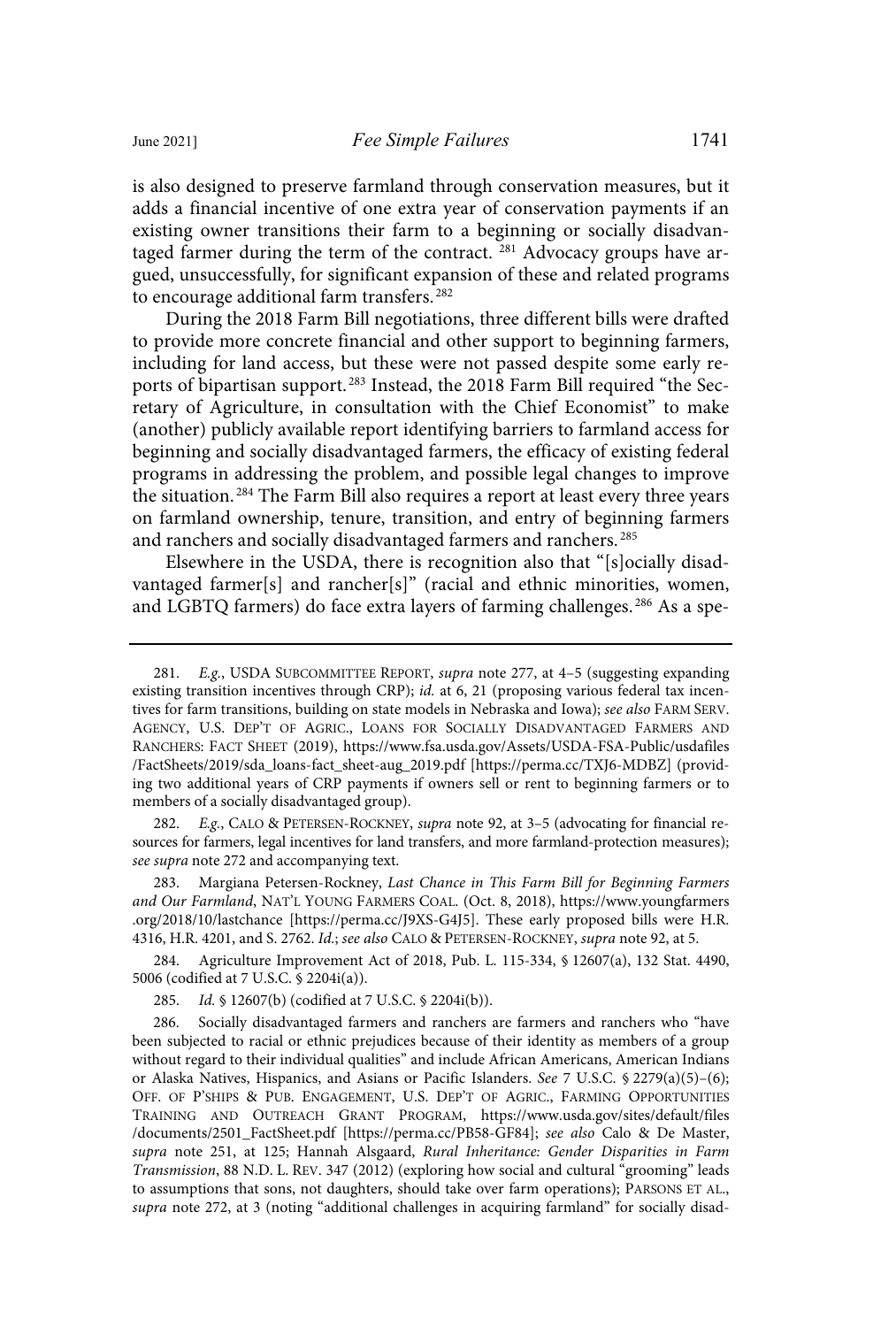is also designed to preserve farmland through conservation measures, but it adds a financial incentive of one extra year of conservation payments if an existing owner transitions their farm to a beginning or socially disadvantaged farmer during the term of the contract. [281] Advocacy groups have argued, unsuccessfully, for significant expansion of these and related programs to encourage additional farm transfers. [282]

During the 2018 Farm Bill negotiations, three different bills were drafted to provide more concrete financial and other support to beginning farmers, including for land access, but these were not passed despite some early reports of bipartisan support. [283] Instead, the 2018 Farm Bill required "the Secretary of Agriculture, in consultation with the Chief Economist" to make (another) publicly available report identifying barriers to farmland access for beginning and socially disadvantaged farmers, the efficacy of existing federal programs in addressing the problem, and possible legal changes to improve the situation. [284] The Farm Bill also requires a report at least every three years on farmland ownership, tenure, transition, and entry of beginning farmers and ranchers and socially disadvantaged farmers and ranchers. [285]

Elsewhere in the USDA, there is recognition also that "[s]ocially disadvantaged farmer[s] and rancher[s]" (racial and ethnic minorities, women, and LGBTQ farmers) do face extra layers of farming challenges. [286] As a spe-

---

281. *E.g.*, USDA SUBCOMMITTEE REPORT, *supra* note 277, at 4–5 (suggesting expanding existing transition incentives through CRP); *id.* at 6, 21 (proposing various federal tax incentives for farm transitions, building on state models in Nebraska and Iowa); *see also* FARM SERV. AGENCY, U.S. DEP'T OF AGRIC., LOANS FOR SOCIALLY DISADVANTAGED FARMERS AND RANCHERS: FACT SHEET (2019), https://www.fsa.usda.gov/Assets/USDA-FSA-Public/usdafiles/FactSheets/2019/sda_loans-fact_sheet-aug_2019.pdf [https://perma.cc/TXJ6-MDBZ] (providing two additional years of CRP payments if owners sell or rent to beginning farmers or to members of a socially disadvantaged group).

282. *E.g.*, CALO & PETERSEN-ROCKNEY, *supra* note 92, at 3–5 (advocating for financial resources for farmers, legal incentives for land transfers, and more farmland-protection measures); *see supra* note 272 and accompanying text.

283. Margiana Petersen-Rockney, *Last Chance in This Farm Bill for Beginning Farmers and Our Farmland*, NAT'L YOUNG FARMERS COAL. (Oct. 8, 2018), https://www.youngfarmers.org/2018/10/lastchance [https://perma.cc/J9XS-G4J5]. These early proposed bills were H.R. 4316, H.R. 4201, and S. 2762. *Id.*; *see also* CALO & PETERSEN-ROCKNEY, *supra* note 92, at 5.

284. Agriculture Improvement Act of 2018, Pub. L. 115-334, § 12607(a), 132 Stat. 4490, 5006 (codified at 7 U.S.C. § 2204i(a)).

285. *Id.* § 12607(b) (codified at 7 U.S.C. § 2204i(b)).

286. Socially disadvantaged farmers and ranchers are farmers and ranchers who "have been subjected to racial or ethnic prejudices because of their identity as members of a group without regard to their individual qualities" and include African Americans, American Indians or Alaska Natives, Hispanics, and Asians or Pacific Islanders. *See* 7 U.S.C. § 2279(a)(5)–(6); OFF. OF P'SHIPS & PUB. ENGAGEMENT, U.S. DEP'T OF AGRIC., FARMING OPPORTUNITIES TRAINING AND OUTREACH GRANT PROGRAM, https://www.usda.gov/sites/default/files/documents/2501_FactSheet.pdf [https://perma.cc/PB58-GF84]; *see also* Calo & De Master, *supra* note 251, at 125; Hannah Alsgaard, *Rural Inheritance: Gender Disparities in Farm Transmission*, 88 N.D. L. REV. 347 (2012) (exploring how social and cultural "grooming" leads to assumptions that sons, not daughters, should take over farm operations); PARSONS ET AL., *supra* note 272, at 3 (noting "additional challenges in acquiring farmland" for socially disad-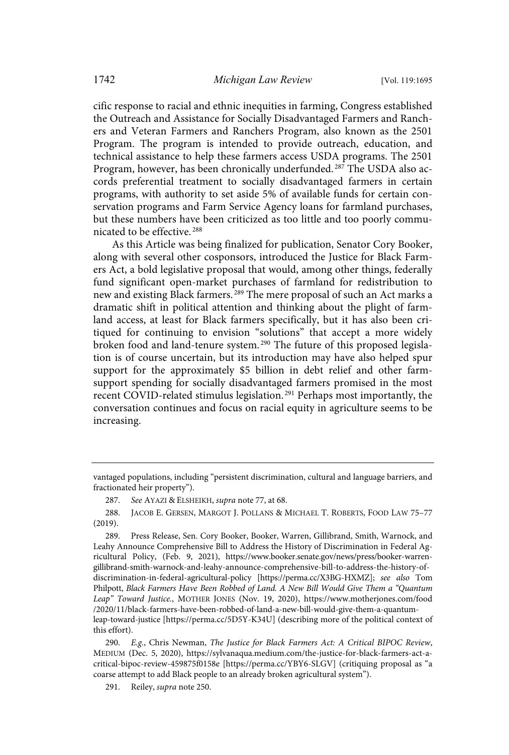cific response to racial and ethnic inequities in farming, Congress established the Outreach and Assistance for Socially Disadvantaged Farmers and Ranchers and Veteran Farmers and Ranchers Program, also known as the 2501 Program. The program is intended to provide outreach, education, and technical assistance to help these farmers access USDA programs. The 2501 Program, however, has been chronically underfunded.[287] The USDA also accords preferential treatment to socially disadvantaged farmers in certain programs, with authority to set aside 5% of available funds for certain conservation programs and Farm Service Agency loans for farmland purchases, but these numbers have been criticized as too little and too poorly communicated to be effective.[288]

As this Article was being finalized for publication, Senator Cory Booker, along with several other cosponsors, introduced the Justice for Black Farmers Act, a bold legislative proposal that would, among other things, federally fund significant open-market purchases of farmland for redistribution to new and existing Black farmers.[289] The mere proposal of such an Act marks a dramatic shift in political attention and thinking about the plight of farmland access, at least for Black farmers specifically, but it has also been critiqued for continuing to envision "solutions" that accept a more widely broken food and land-tenure system.[290] The future of this proposed legislation is of course uncertain, but its introduction may have also helped spur support for the approximately $5 billion in debt relief and other farm-support spending for socially disadvantaged farmers promised in the most recent COVID-related stimulus legislation.[291] Perhaps most importantly, the conversation continues and focus on racial equity in agriculture seems to be increasing.

---

vantaged populations, including "persistent discrimination, cultural and language barriers, and fractionated heir property").

287. *See* AYAZI & ELSHEIKH, *supra* note 77, at 68.

288. JACOB E. GERSEN, MARGOT J. POLLANS & MICHAEL T. ROBERTS, FOOD LAW 75–77 (2019).

289. Press Release, Sen. Cory Booker, Booker, Warren, Gillibrand, Smith, Warnock, and Leahy Announce Comprehensive Bill to Address the History of Discrimination in Federal Agricultural Policy, (Feb. 9, 2021), https://www.booker.senate.gov/news/press/booker-warren-gillibrand-smith-warnock-and-leahy-announce-comprehensive-bill-to-address-the-history-of-discrimination-in-federal-agricultural-policy [https://perma.cc/X3BG-HXMZ]; *see also* Tom Philpott, *Black Farmers Have Been Robbed of Land. A New Bill Would Give Them a "Quantum Leap" Toward Justice.*, MOTHER JONES (Nov. 19, 2020), https://www.motherjones.com/food/2020/11/black-farmers-have-been-robbed-of-land-a-new-bill-would-give-them-a-quantum-leap-toward-justice [https://perma.cc/5D5Y-K34U] (describing more of the political context of this effort).

290. *E.g.*, Chris Newman, *The Justice for Black Farmers Act: A Critical BIPOC Review*, MEDIUM (Dec. 5, 2020), https://sylvanaqua.medium.com/the-justice-for-black-farmers-act-a-critical-bipoc-review-459875f0158e [https://perma.cc/YBY6-SLGV] (critiquing proposal as "a coarse attempt to add Black people to an already broken agricultural system").

291. Reiley, *supra* note 250.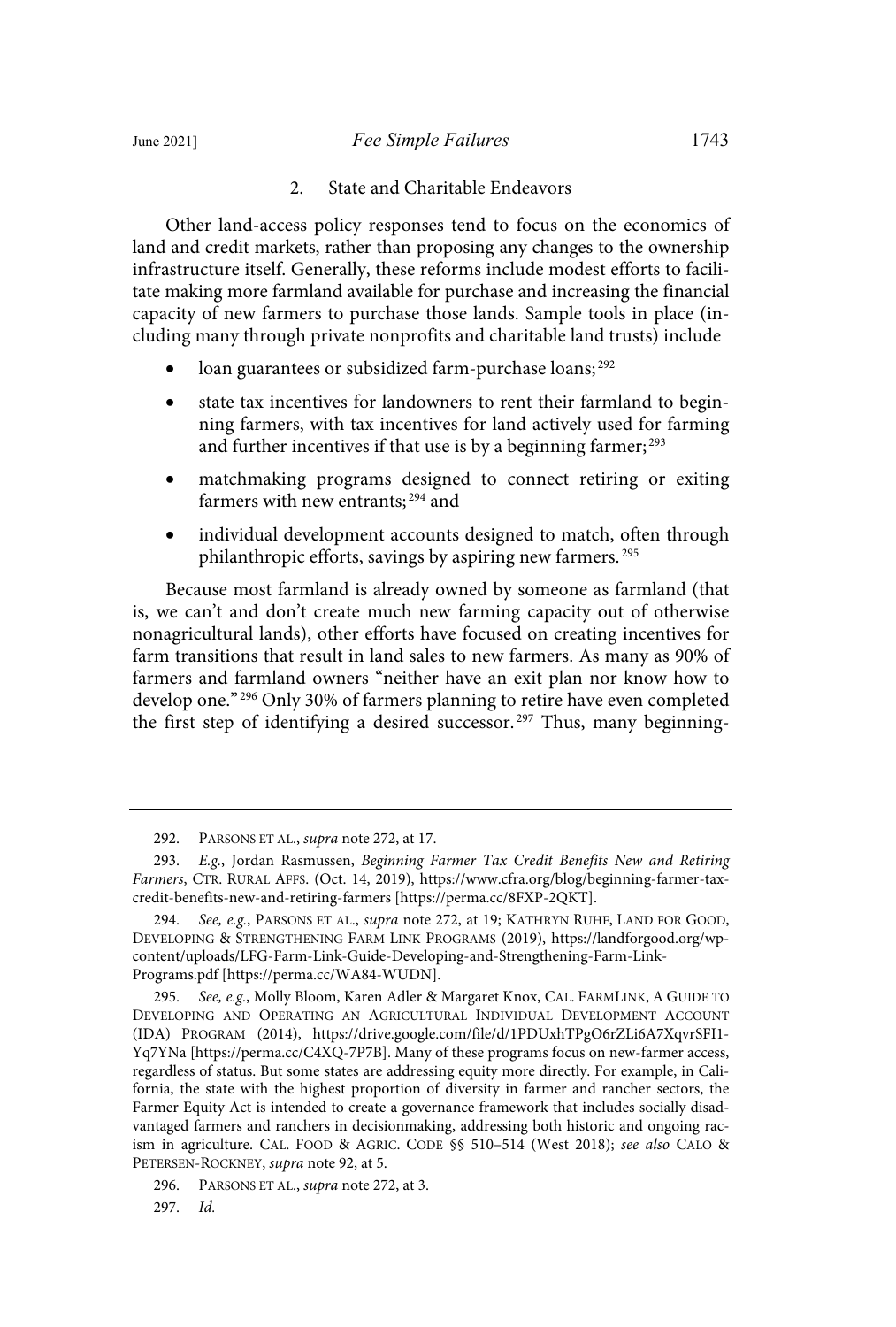### 2. State and Charitable Endeavors

Other land-access policy responses tend to focus on the economics of land and credit markets, rather than proposing any changes to the ownership infrastructure itself. Generally, these reforms include modest efforts to facilitate making more farmland available for purchase and increasing the financial capacity of new farmers to purchase those lands. Sample tools in place (including many through private nonprofits and charitable land trusts) include

- loan guarantees or subsidized farm-purchase loans;[292]
- state tax incentives for landowners to rent their farmland to beginning farmers, with tax incentives for land actively used for farming and further incentives if that use is by a beginning farmer;[293]
- matchmaking programs designed to connect retiring or exiting farmers with new entrants;[294] and
- individual development accounts designed to match, often through philanthropic efforts, savings by aspiring new farmers.[295]

Because most farmland is already owned by someone as farmland (that is, we can't and don't create much new farming capacity out of otherwise nonagricultural lands), other efforts have focused on creating incentives for farm transitions that result in land sales to new farmers. As many as 90% of farmers and farmland owners "neither have an exit plan nor know how to develop one."[296] Only 30% of farmers planning to retire have even completed the first step of identifying a desired successor.[297] Thus, many beginning-

---

292. PARSONS ET AL., *supra* note 272, at 17.

293. *E.g.*, Jordan Rasmussen, *Beginning Farmer Tax Credit Benefits New and Retiring Farmers*, CTR. RURAL AFFS. (Oct. 14, 2019), https://www.cfra.org/blog/beginning-farmer-tax-credit-benefits-new-and-retiring-farmers [https://perma.cc/8FXP-2QKT].

294. *See, e.g.*, PARSONS ET AL., *supra* note 272, at 19; KATHRYN RUHF, LAND FOR GOOD, DEVELOPING & STRENGTHENING FARM LINK PROGRAMS (2019), https://landforgood.org/wp-content/uploads/LFG-Farm-Link-Guide-Developing-and-Strengthening-Farm-Link-Programs.pdf [https://perma.cc/WA84-WUDN].

295. *See, e.g.*, Molly Bloom, Karen Adler & Margaret Knox, CAL. FARMLINK, A GUIDE TO DEVELOPING AND OPERATING AN AGRICULTURAL INDIVIDUAL DEVELOPMENT ACCOUNT (IDA) PROGRAM (2014), https://drive.google.com/file/d/1PDUxhTPgO6rZLi6A7XqvrSFI1-Yq7YNa [https://perma.cc/C4XQ-7P7B]. Many of these programs focus on new-farmer access, regardless of status. But some states are addressing equity more directly. For example, in California, the state with the highest proportion of diversity in farmer and rancher sectors, the Farmer Equity Act is intended to create a governance framework that includes socially disadvantaged farmers and ranchers in decisionmaking, addressing both historic and ongoing racism in agriculture. CAL. FOOD & AGRIC. CODE §§ 510–514 (West 2018); *see also* CALO & PETERSEN-ROCKNEY, *supra* note 92, at 5.

296. PARSONS ET AL., *supra* note 272, at 3.

297. *Id.*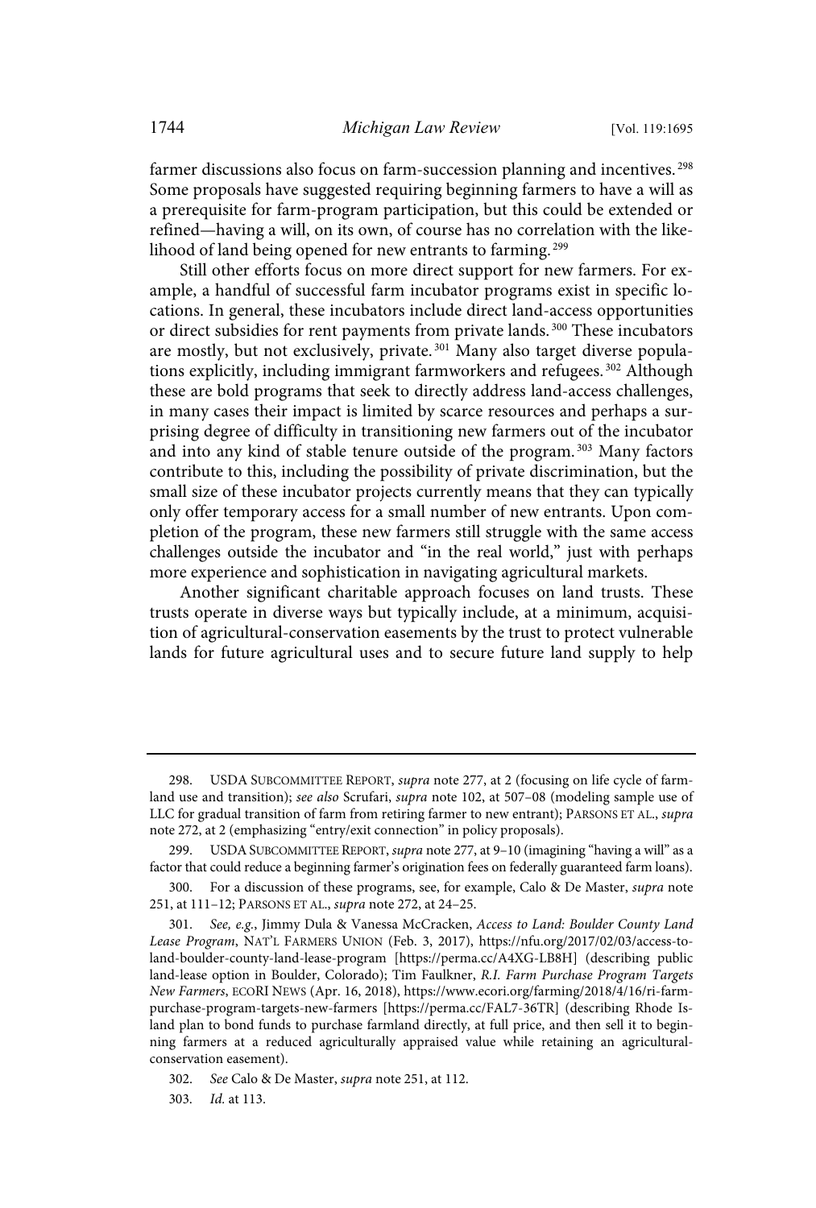farmer discussions also focus on farm-succession planning and incentives.[298] Some proposals have suggested requiring beginning farmers to have a will as a prerequisite for farm-program participation, but this could be extended or refined—having a will, on its own, of course has no correlation with the likelihood of land being opened for new entrants to farming.[299]

Still other efforts focus on more direct support for new farmers. For example, a handful of successful farm incubator programs exist in specific locations. In general, these incubators include direct land-access opportunities or direct subsidies for rent payments from private lands.[300] These incubators are mostly, but not exclusively, private.[301] Many also target diverse populations explicitly, including immigrant farmworkers and refugees.[302] Although these are bold programs that seek to directly address land-access challenges, in many cases their impact is limited by scarce resources and perhaps a surprising degree of difficulty in transitioning new farmers out of the incubator and into any kind of stable tenure outside of the program.[303] Many factors contribute to this, including the possibility of private discrimination, but the small size of these incubator projects currently means that they can typically only offer temporary access for a small number of new entrants. Upon completion of the program, these new farmers still struggle with the same access challenges outside the incubator and "in the real world," just with perhaps more experience and sophistication in navigating agricultural markets.

Another significant charitable approach focuses on land trusts. These trusts operate in diverse ways but typically include, at a minimum, acquisition of agricultural-conservation easements by the trust to protect vulnerable lands for future agricultural uses and to secure future land supply to help

---

298. USDA SUBCOMMITTEE REPORT, *supra* note 277, at 2 (focusing on life cycle of farmland use and transition); *see also* Scrufari, *supra* note 102, at 507–08 (modeling sample use of LLC for gradual transition of farm from retiring farmer to new entrant); PARSONS ET AL., *supra* note 272, at 2 (emphasizing "entry/exit connection" in policy proposals).

299. USDA SUBCOMMITTEE REPORT, *supra* note 277, at 9–10 (imagining "having a will" as a factor that could reduce a beginning farmer's origination fees on federally guaranteed farm loans).

300. For a discussion of these programs, see, for example, Calo & De Master, *supra* note 251, at 111–12; PARSONS ET AL., *supra* note 272, at 24–25.

301. *See, e.g.*, Jimmy Dula & Vanessa McCracken, *Access to Land: Boulder County Land Lease Program*, NAT'L FARMERS UNION (Feb. 3, 2017), https://nfu.org/2017/02/03/access-to-land-boulder-county-land-lease-program [https://perma.cc/A4XG-LB8H] (describing public land-lease option in Boulder, Colorado); Tim Faulkner, *R.I. Farm Purchase Program Targets New Farmers*, ECORI NEWS (Apr. 16, 2018), https://www.ecori.org/farming/2018/4/16/ri-farm-purchase-program-targets-new-farmers [https://perma.cc/FAL7-36TR] (describing Rhode Island plan to bond funds to purchase farmland directly, at full price, and then sell it to beginning farmers at a reduced agriculturally appraised value while retaining an agricultural-conservation easement).

302. *See* Calo & De Master, *supra* note 251, at 112.

303. *Id.* at 113.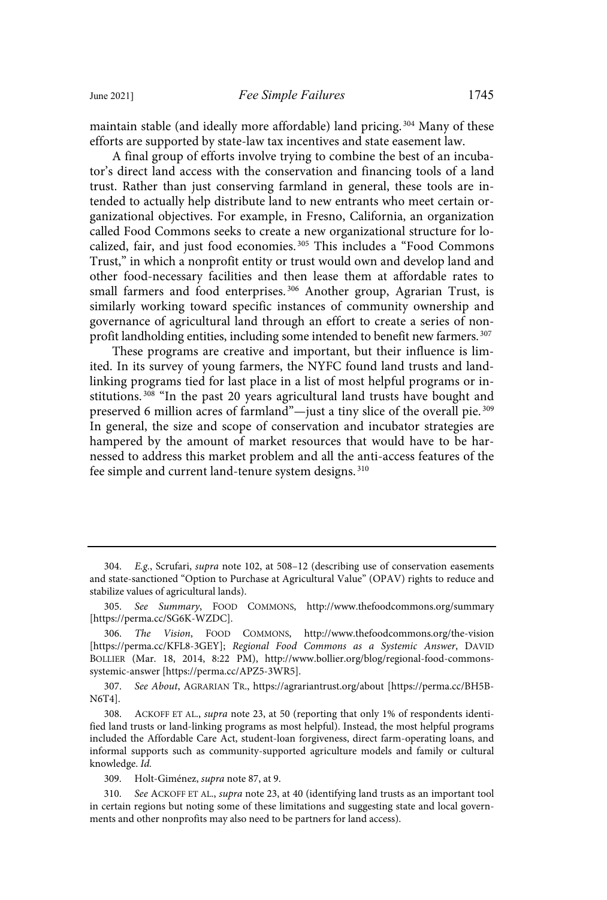maintain stable (and ideally more affordable) land pricing.[304] Many of these efforts are supported by state-law tax incentives and state easement law.

A final group of efforts involve trying to combine the best of an incubator's direct land access with the conservation and financing tools of a land trust. Rather than just conserving farmland in general, these tools are intended to actually help distribute land to new entrants who meet certain organizational objectives. For example, in Fresno, California, an organization called Food Commons seeks to create a new organizational structure for localized, fair, and just food economies.[305] This includes a "Food Commons Trust," in which a nonprofit entity or trust would own and develop land and other food-necessary facilities and then lease them at affordable rates to small farmers and food enterprises.[306] Another group, Agrarian Trust, is similarly working toward specific instances of community ownership and governance of agricultural land through an effort to create a series of nonprofit landholding entities, including some intended to benefit new farmers.[307]

These programs are creative and important, but their influence is limited. In its survey of young farmers, the NYFC found land trusts and land-linking programs tied for last place in a list of most helpful programs or institutions.[308] "In the past 20 years agricultural land trusts have bought and preserved 6 million acres of farmland"—just a tiny slice of the overall pie.[309] In general, the size and scope of conservation and incubator strategies are hampered by the amount of market resources that would have to be harnessed to address this market problem and all the anti-access features of the fee simple and current land-tenure system designs.[310]

---

304. *E.g.*, Scrufari, *supra* note 102, at 508–12 (describing use of conservation easements and state-sanctioned "Option to Purchase at Agricultural Value" (OPAV) rights to reduce and stabilize values of agricultural lands).

305. *See Summary*, FOOD COMMONS, http://www.thefoodcommons.org/summary [https://perma.cc/SG6K-WZDC].

306. *The Vision*, FOOD COMMONS, http://www.thefoodcommons.org/the-vision [https://perma.cc/KFL8-3GEY]; *Regional Food Commons as a Systemic Answer*, DAVID BOLLIER (Mar. 18, 2014, 8:22 PM), http://www.bollier.org/blog/regional-food-commons-systemic-answer [https://perma.cc/APZ5-3WR5].

307. *See About*, AGRARIAN TR., https://agrariantrust.org/about [https://perma.cc/BH5B-N6T4].

308. ACKOFF ET AL., *supra* note 23, at 50 (reporting that only 1% of respondents identified land trusts or land-linking programs as most helpful). Instead, the most helpful programs included the Affordable Care Act, student-loan forgiveness, direct farm-operating loans, and informal supports such as community-supported agriculture models and family or cultural knowledge. *Id.*

309. Holt-Giménez, *supra* note 87, at 9.

310. *See* ACKOFF ET AL., *supra* note 23, at 40 (identifying land trusts as an important tool in certain regions but noting some of these limitations and suggesting state and local governments and other nonprofits may also need to be partners for land access).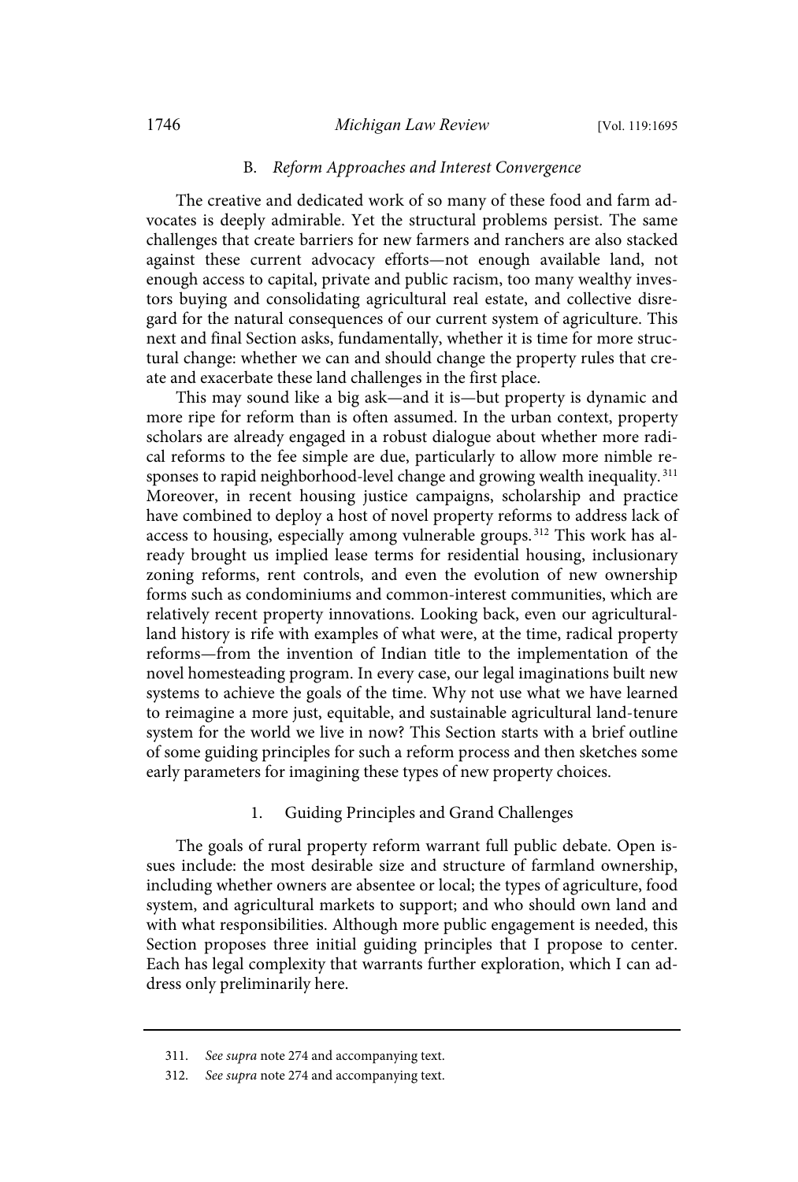### B. *Reform Approaches and Interest Convergence*

The creative and dedicated work of so many of these food and farm advocates is deeply admirable. Yet the structural problems persist. The same challenges that create barriers for new farmers and ranchers are also stacked against these current advocacy efforts—not enough available land, not enough access to capital, private and public racism, too many wealthy investors buying and consolidating agricultural real estate, and collective disregard for the natural consequences of our current system of agriculture. This next and final Section asks, fundamentally, whether it is time for more structural change: whether we can and should change the property rules that create and exacerbate these land challenges in the first place.

This may sound like a big ask—and it is—but property is dynamic and more ripe for reform than is often assumed. In the urban context, property scholars are already engaged in a robust dialogue about whether more radical reforms to the fee simple are due, particularly to allow more nimble responses to rapid neighborhood-level change and growing wealth inequality.[311] Moreover, in recent housing justice campaigns, scholarship and practice have combined to deploy a host of novel property reforms to address lack of access to housing, especially among vulnerable groups.[312] This work has already brought us implied lease terms for residential housing, inclusionary zoning reforms, rent controls, and even the evolution of new ownership forms such as condominiums and common-interest communities, which are relatively recent property innovations. Looking back, even our agricultural-land history is rife with examples of what were, at the time, radical property reforms—from the invention of Indian title to the implementation of the novel homesteading program. In every case, our legal imaginations built new systems to achieve the goals of the time. Why not use what we have learned to reimagine a more just, equitable, and sustainable agricultural land-tenure system for the world we live in now? This Section starts with a brief outline of some guiding principles for such a reform process and then sketches some early parameters for imagining these types of new property choices.

#### 1. Guiding Principles and Grand Challenges

The goals of rural property reform warrant full public debate. Open issues include: the most desirable size and structure of farmland ownership, including whether owners are absentee or local; the types of agriculture, food system, and agricultural markets to support; and who should own land and with what responsibilities. Although more public engagement is needed, this Section proposes three initial guiding principles that I propose to center. Each has legal complexity that warrants further exploration, which I can address only preliminarily here.

---

311. *See supra* note 274 and accompanying text.

312. *See supra* note 274 and accompanying text.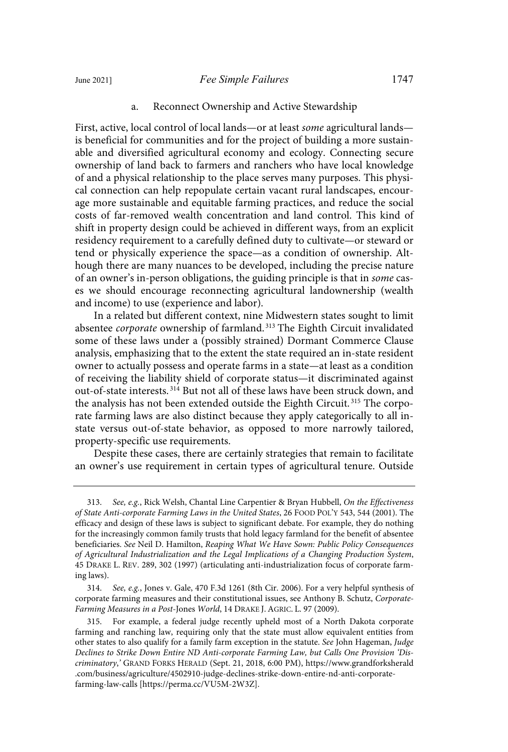### a. Reconnect Ownership and Active Stewardship

First, active, local control of local lands—or at least *some* agricultural lands—is beneficial for communities and for the project of building a more sustainable and diversified agricultural economy and ecology. Connecting secure ownership of land back to farmers and ranchers who have local knowledge of and a physical relationship to the place serves many purposes. This physical connection can help repopulate certain vacant rural landscapes, encourage more sustainable and equitable farming practices, and reduce the social costs of far-removed wealth concentration and land control. This kind of shift in property design could be achieved in different ways, from an explicit residency requirement to a carefully defined duty to cultivate—or steward or tend or physically experience the space—as a condition of ownership. Although there are many nuances to be developed, including the precise nature of an owner's in-person obligations, the guiding principle is that in *some* cases we should encourage reconnecting agricultural landownership (wealth and income) to use (experience and labor).

In a related but different context, nine Midwestern states sought to limit absentee *corporate* ownership of farmland.[313] The Eighth Circuit invalidated some of these laws under a (possibly strained) Dormant Commerce Clause analysis, emphasizing that to the extent the state required an in-state resident owner to actually possess and operate farms in a state—at least as a condition of receiving the liability shield of corporate status—it discriminated against out-of-state interests.[314] But not all of these laws have been struck down, and the analysis has not been extended outside the Eighth Circuit.[315] The corporate farming laws are also distinct because they apply categorically to all in-state versus out-of-state behavior, as opposed to more narrowly tailored, property-specific use requirements.

Despite these cases, there are certainly strategies that remain to facilitate an owner's use requirement in certain types of agricultural tenure. Outside

---

313. *See, e.g.*, Rick Welsh, Chantal Line Carpentier & Bryan Hubbell, *On the Effectiveness of State Anti-corporate Farming Laws in the United States*, 26 FOOD POL'Y 543, 544 (2001). The efficacy and design of these laws is subject to significant debate. For example, they do nothing for the increasingly common family trusts that hold legacy farmland for the benefit of absentee beneficiaries. *See* Neil D. Hamilton, *Reaping What We Have Sown: Public Policy Consequences of Agricultural Industrialization and the Legal Implications of a Changing Production System*, 45 DRAKE L. REV. 289, 302 (1997) (articulating anti-industrialization focus of corporate farming laws).

314. *See, e.g.*, Jones v. Gale, 470 F.3d 1261 (8th Cir. 2006). For a very helpful synthesis of corporate farming measures and their constitutional issues, see Anthony B. Schutz, *Corporate-Farming Measures in a Post-*Jones *World*, 14 DRAKE J. AGRIC. L. 97 (2009).

315. For example, a federal judge recently upheld most of a North Dakota corporate farming and ranching law, requiring only that the state must allow equivalent entities from other states to also qualify for a family farm exception in the statute. *See* John Hageman, *Judge Declines to Strike Down Entire ND Anti-corporate Farming Law, but Calls One Provision 'Discriminatory,'* GRAND FORKS HERALD (Sept. 21, 2018, 6:00 PM), https://www.grandforksherald.com/business/agriculture/4502910-judge-declines-strike-down-entire-nd-anti-corporate-farming-law-calls [https://perma.cc/VU5M-2W3Z].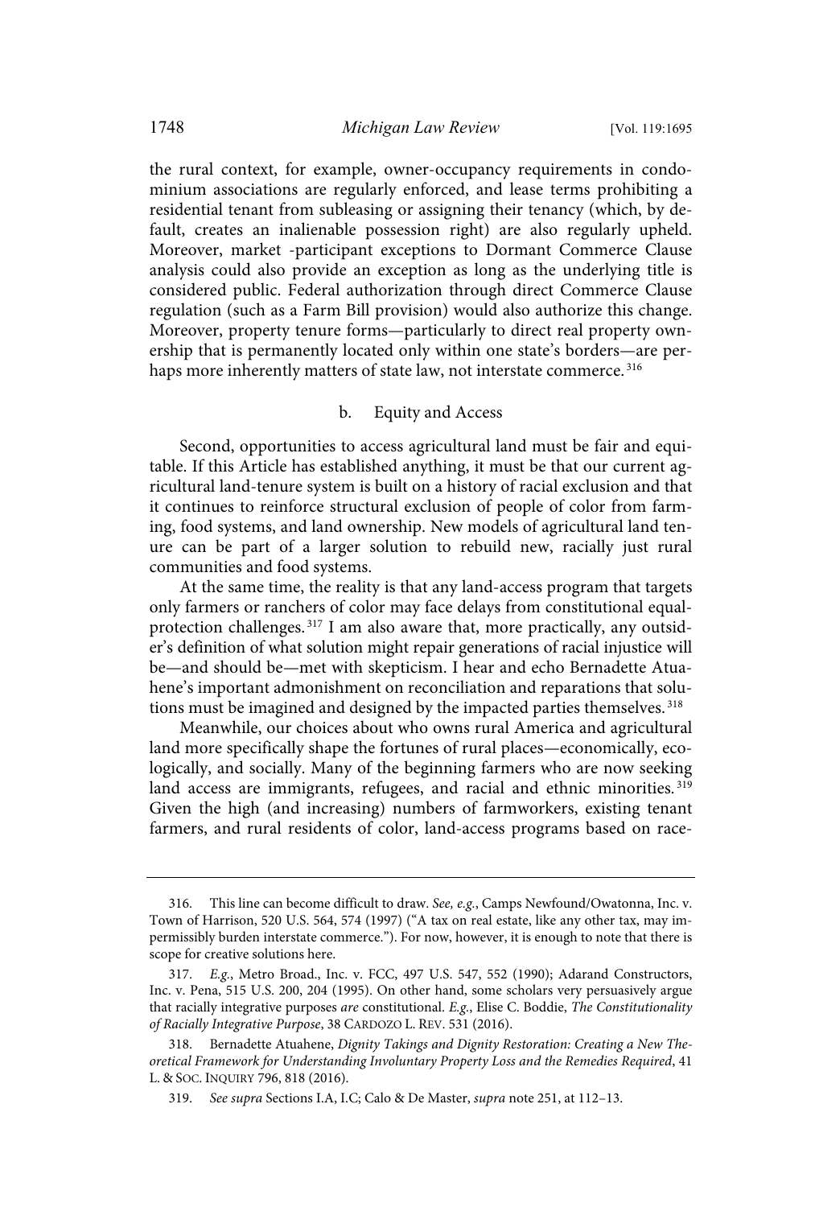the rural context, for example, owner-occupancy requirements in condominium associations are regularly enforced, and lease terms prohibiting a residential tenant from subleasing or assigning their tenancy (which, by default, creates an inalienable possession right) are also regularly upheld. Moreover, market -participant exceptions to Dormant Commerce Clause analysis could also provide an exception as long as the underlying title is considered public. Federal authorization through direct Commerce Clause regulation (such as a Farm Bill provision) would also authorize this change. Moreover, property tenure forms—particularly to direct real property ownership that is permanently located only within one state's borders—are perhaps more inherently matters of state law, not interstate commerce.[316]

### b. Equity and Access

Second, opportunities to access agricultural land must be fair and equitable. If this Article has established anything, it must be that our current agricultural land-tenure system is built on a history of racial exclusion and that it continues to reinforce structural exclusion of people of color from farming, food systems, and land ownership. New models of agricultural land tenure can be part of a larger solution to rebuild new, racially just rural communities and food systems.

At the same time, the reality is that any land-access program that targets only farmers or ranchers of color may face delays from constitutional equal-protection challenges.[317] I am also aware that, more practically, any outsider's definition of what solution might repair generations of racial injustice will be—and should be—met with skepticism. I hear and echo Bernadette Atuahene's important admonishment on reconciliation and reparations that solutions must be imagined and designed by the impacted parties themselves.[318]

Meanwhile, our choices about who owns rural America and agricultural land more specifically shape the fortunes of rural places—economically, ecologically, and socially. Many of the beginning farmers who are now seeking land access are immigrants, refugees, and racial and ethnic minorities.[319] Given the high (and increasing) numbers of farmworkers, existing tenant farmers, and rural residents of color, land-access programs based on race-

---

316. This line can become difficult to draw. *See, e.g.*, Camps Newfound/Owatonna, Inc. v. Town of Harrison, 520 U.S. 564, 574 (1997) ("A tax on real estate, like any other tax, may impermissibly burden interstate commerce."). For now, however, it is enough to note that there is scope for creative solutions here.

317. *E.g.*, Metro Broad., Inc. v. FCC, 497 U.S. 547, 552 (1990); Adarand Constructors, Inc. v. Pena, 515 U.S. 200, 204 (1995). On other hand, some scholars very persuasively argue that racially integrative purposes *are* constitutional. *E.g.*, Elise C. Boddie, *The Constitutionality of Racially Integrative Purpose*, 38 CARDOZO L. REV. 531 (2016).

318. Bernadette Atuahene, *Dignity Takings and Dignity Restoration: Creating a New Theoretical Framework for Understanding Involuntary Property Loss and the Remedies Required*, 41 L. & SOC. INQUIRY 796, 818 (2016).

319. *See supra* Sections I.A, I.C; Calo & De Master, *supra* note 251, at 112–13.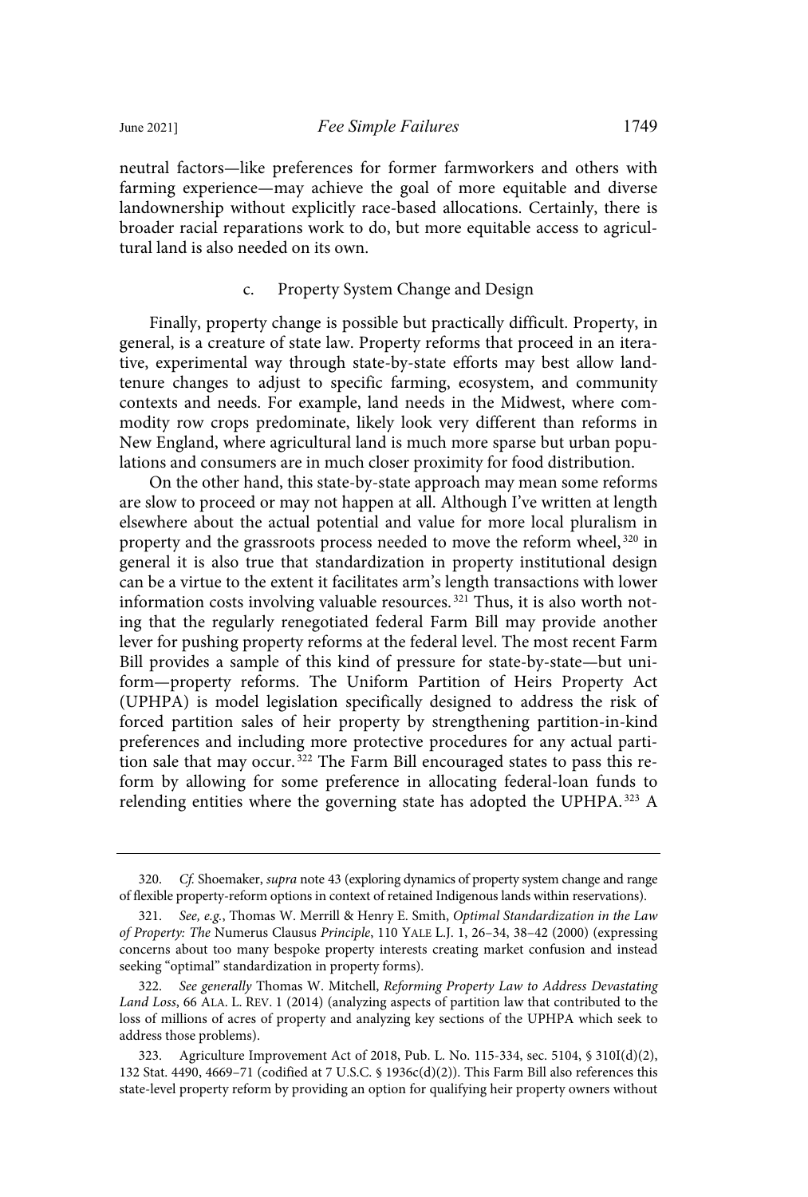neutral factors—like preferences for former farmworkers and others with farming experience—may achieve the goal of more equitable and diverse landownership without explicitly race-based allocations. Certainly, there is broader racial reparations work to do, but more equitable access to agricultural land is also needed on its own.

c. Property System Change and Design

Finally, property change is possible but practically difficult. Property, in general, is a creature of state law. Property reforms that proceed in an iterative, experimental way through state-by-state efforts may best allow land-tenure changes to adjust to specific farming, ecosystem, and community contexts and needs. For example, land needs in the Midwest, where commodity row crops predominate, likely look very different than reforms in New England, where agricultural land is much more sparse but urban populations and consumers are in much closer proximity for food distribution.

On the other hand, this state-by-state approach may mean some reforms are slow to proceed or may not happen at all. Although I've written at length elsewhere about the actual potential and value for more local pluralism in property and the grassroots process needed to move the reform wheel,[320] in general it is also true that standardization in property institutional design can be a virtue to the extent it facilitates arm's length transactions with lower information costs involving valuable resources.[321] Thus, it is also worth noting that the regularly renegotiated federal Farm Bill may provide another lever for pushing property reforms at the federal level. The most recent Farm Bill provides a sample of this kind of pressure for state-by-state—but uniform—property reforms. The Uniform Partition of Heirs Property Act (UPHPA) is model legislation specifically designed to address the risk of forced partition sales of heir property by strengthening partition-in-kind preferences and including more protective procedures for any actual partition sale that may occur.[322] The Farm Bill encouraged states to pass this reform by allowing for some preference in allocating federal-loan funds to relending entities where the governing state has adopted the UPHPA.[323] A

---

320. *Cf.* Shoemaker, *supra* note 43 (exploring dynamics of property system change and range of flexible property-reform options in context of retained Indigenous lands within reservations).

321. *See, e.g.*, Thomas W. Merrill & Henry E. Smith, *Optimal Standardization in the Law of Property: The* Numerus Clausus *Principle*, 110 YALE L.J. 1, 26–34, 38–42 (2000) (expressing concerns about too many bespoke property interests creating market confusion and instead seeking "optimal" standardization in property forms).

322. *See generally* Thomas W. Mitchell, *Reforming Property Law to Address Devastating Land Loss*, 66 ALA. L. REV. 1 (2014) (analyzing aspects of partition law that contributed to the loss of millions of acres of property and analyzing key sections of the UPHPA which seek to address those problems).

323. Agriculture Improvement Act of 2018, Pub. L. No. 115-334, sec. 5104, § 310I(d)(2), 132 Stat. 4490, 4669–71 (codified at 7 U.S.C. § 1936c(d)(2)). This Farm Bill also references this state-level property reform by providing an option for qualifying heir property owners without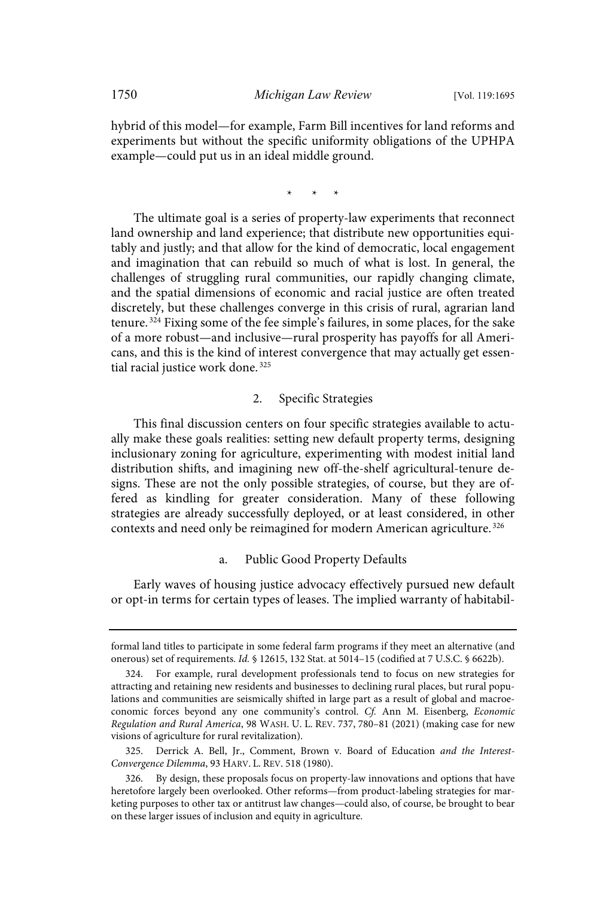hybrid of this model—for example, Farm Bill incentives for land reforms and experiments but without the specific uniformity obligations of the UPHPA example—could put us in an ideal middle ground.

\* \* \*

The ultimate goal is a series of property-law experiments that reconnect land ownership and land experience; that distribute new opportunities equitably and justly; and that allow for the kind of democratic, local engagement and imagination that can rebuild so much of what is lost. In general, the challenges of struggling rural communities, our rapidly changing climate, and the spatial dimensions of economic and racial justice are often treated discretely, but these challenges converge in this crisis of rural, agrarian land tenure.[324] Fixing some of the fee simple's failures, in some places, for the sake of a more robust—and inclusive—rural prosperity has payoffs for all Americans, and this is the kind of interest convergence that may actually get essential racial justice work done.[325]

### 2. Specific Strategies

This final discussion centers on four specific strategies available to actually make these goals realities: setting new default property terms, designing inclusionary zoning for agriculture, experimenting with modest initial land distribution shifts, and imagining new off-the-shelf agricultural-tenure designs. These are not the only possible strategies, of course, but they are offered as kindling for greater consideration. Many of these following strategies are already successfully deployed, or at least considered, in other contexts and need only be reimagined for modern American agriculture.[326]

#### a. Public Good Property Defaults

Early waves of housing justice advocacy effectively pursued new default or opt-in terms for certain types of leases. The implied warranty of habitabil-

---

formal land titles to participate in some federal farm programs if they meet an alternative (and onerous) set of requirements. *Id.* § 12615, 132 Stat. at 5014–15 (codified at 7 U.S.C. § 6622b).

324. For example, rural development professionals tend to focus on new strategies for attracting and retaining new residents and businesses to declining rural places, but rural populations and communities are seismically shifted in large part as a result of global and macroeconomic forces beyond any one community's control. *Cf.* Ann M. Eisenberg, *Economic Regulation and Rural America*, 98 WASH. U. L. REV. 737, 780–81 (2021) (making case for new visions of agriculture for rural revitalization).

325. Derrick A. Bell, Jr., Comment, Brown v. Board of Education *and the Interest-Convergence Dilemma*, 93 HARV. L. REV. 518 (1980).

326. By design, these proposals focus on property-law innovations and options that have heretofore largely been overlooked. Other reforms—from product-labeling strategies for marketing purposes to other tax or antitrust law changes—could also, of course, be brought to bear on these larger issues of inclusion and equity in agriculture.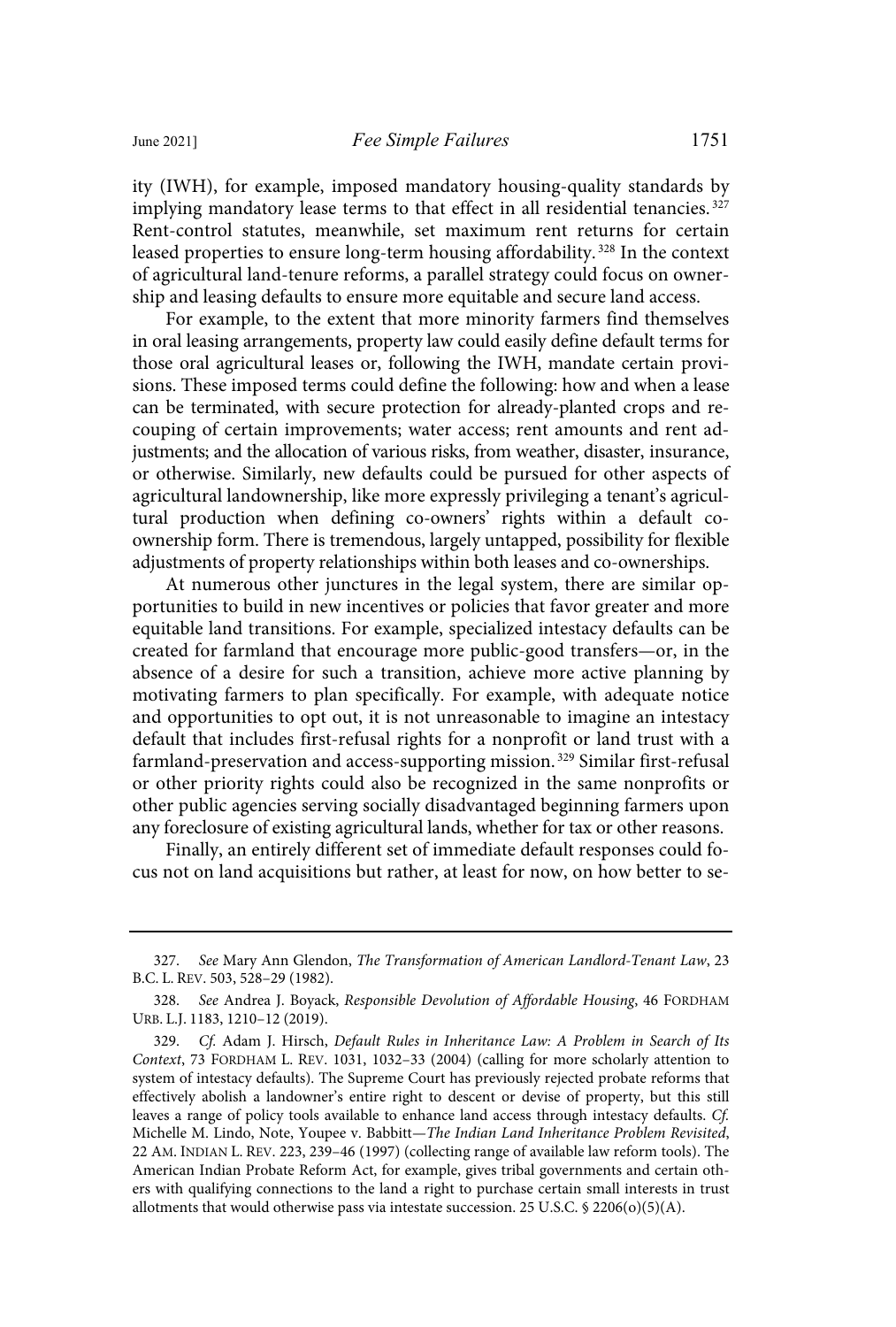ity (IWH), for example, imposed mandatory housing-quality standards by implying mandatory lease terms to that effect in all residential tenancies.[327] Rent-control statutes, meanwhile, set maximum rent returns for certain leased properties to ensure long-term housing affordability.[328] In the context of agricultural land-tenure reforms, a parallel strategy could focus on ownership and leasing defaults to ensure more equitable and secure land access.

For example, to the extent that more minority farmers find themselves in oral leasing arrangements, property law could easily define default terms for those oral agricultural leases or, following the IWH, mandate certain provisions. These imposed terms could define the following: how and when a lease can be terminated, with secure protection for already-planted crops and recouping of certain improvements; water access; rent amounts and rent adjustments; and the allocation of various risks, from weather, disaster, insurance, or otherwise. Similarly, new defaults could be pursued for other aspects of agricultural landownership, like more expressly privileging a tenant's agricultural production when defining co-owners' rights within a default co-ownership form. There is tremendous, largely untapped, possibility for flexible adjustments of property relationships within both leases and co-ownerships.

At numerous other junctures in the legal system, there are similar opportunities to build in new incentives or policies that favor greater and more equitable land transitions. For example, specialized intestacy defaults can be created for farmland that encourage more public-good transfers—or, in the absence of a desire for such a transition, achieve more active planning by motivating farmers to plan specifically. For example, with adequate notice and opportunities to opt out, it is not unreasonable to imagine an intestacy default that includes first-refusal rights for a nonprofit or land trust with a farmland-preservation and access-supporting mission.[329] Similar first-refusal or other priority rights could also be recognized in the same nonprofits or other public agencies serving socially disadvantaged beginning farmers upon any foreclosure of existing agricultural lands, whether for tax or other reasons.

Finally, an entirely different set of immediate default responses could focus not on land acquisitions but rather, at least for now, on how better to se-

---

327. *See* Mary Ann Glendon, *The Transformation of American Landlord-Tenant Law*, 23 B.C. L. REV. 503, 528–29 (1982).

328. *See* Andrea J. Boyack, *Responsible Devolution of Affordable Housing*, 46 FORDHAM URB. L.J. 1183, 1210–12 (2019).

329. *Cf.* Adam J. Hirsch, *Default Rules in Inheritance Law: A Problem in Search of Its Context*, 73 FORDHAM L. REV. 1031, 1032–33 (2004) (calling for more scholarly attention to system of intestacy defaults). The Supreme Court has previously rejected probate reforms that effectively abolish a landowner's entire right to descent or devise of property, but this still leaves a range of policy tools available to enhance land access through intestacy defaults. *Cf.* Michelle M. Lindo, Note, Youpee v. Babbitt—*The Indian Land Inheritance Problem Revisited*, 22 AM. INDIAN L. REV. 223, 239–46 (1997) (collecting range of available law reform tools). The American Indian Probate Reform Act, for example, gives tribal governments and certain others with qualifying connections to the land a right to purchase certain small interests in trust allotments that would otherwise pass via intestate succession. 25 U.S.C. § 2206(o)(5)(A).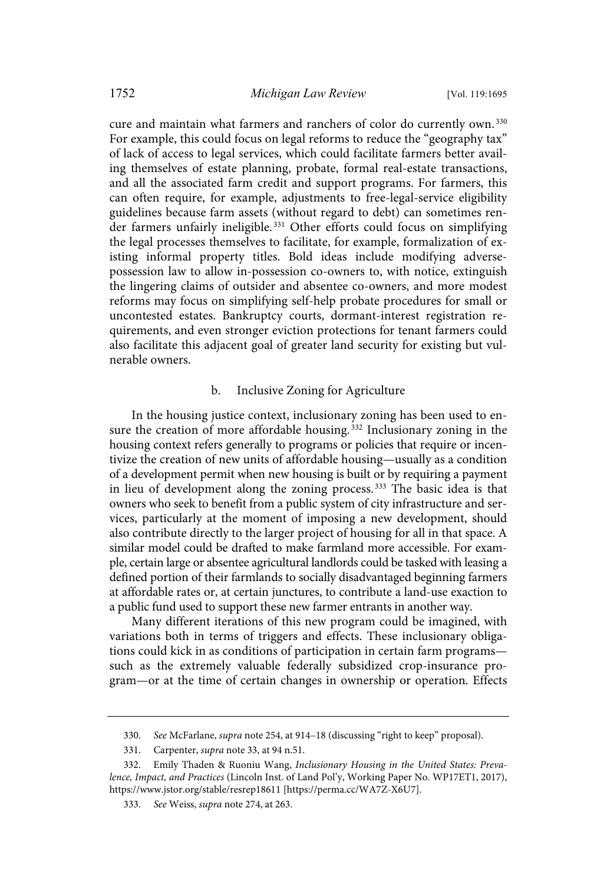cure and maintain what farmers and ranchers of color do currently own.[330] For example, this could focus on legal reforms to reduce the "geography tax" of lack of access to legal services, which could facilitate farmers better availing themselves of estate planning, probate, formal real-estate transactions, and all the associated farm credit and support programs. For farmers, this can often require, for example, adjustments to free-legal-service eligibility guidelines because farm assets (without regard to debt) can sometimes render farmers unfairly ineligible.[331] Other efforts could focus on simplifying the legal processes themselves to facilitate, for example, formalization of existing informal property titles. Bold ideas include modifying adverse-possession law to allow in-possession co-owners to, with notice, extinguish the lingering claims of outsider and absentee co-owners, and more modest reforms may focus on simplifying self-help probate procedures for small or uncontested estates. Bankruptcy courts, dormant-interest registration requirements, and even stronger eviction protections for tenant farmers could also facilitate this adjacent goal of greater land security for existing but vulnerable owners.

#### b. Inclusive Zoning for Agriculture

In the housing justice context, inclusionary zoning has been used to ensure the creation of more affordable housing.[332] Inclusionary zoning in the housing context refers generally to programs or policies that require or incentivize the creation of new units of affordable housing—usually as a condition of a development permit when new housing is built or by requiring a payment in lieu of development along the zoning process.[333] The basic idea is that owners who seek to benefit from a public system of city infrastructure and services, particularly at the moment of imposing a new development, should also contribute directly to the larger project of housing for all in that space. A similar model could be drafted to make farmland more accessible. For example, certain large or absentee agricultural landlords could be tasked with leasing a defined portion of their farmlands to socially disadvantaged beginning farmers at affordable rates or, at certain junctures, to contribute a land-use exaction to a public fund used to support these new farmer entrants in another way.

Many different iterations of this new program could be imagined, with variations both in terms of triggers and effects. These inclusionary obligations could kick in as conditions of participation in certain farm programs—such as the extremely valuable federally subsidized crop-insurance program—or at the time of certain changes in ownership or operation. Effects

---

330. *See* McFarlane, *supra* note 254, at 914–18 (discussing "right to keep" proposal).

331. Carpenter, *supra* note 33, at 94 n.51.

332. Emily Thaden & Ruoniu Wang, *Inclusionary Housing in the United States: Prevalence, Impact, and Practices* (Lincoln Inst. of Land Pol'y, Working Paper No. WP17ET1, 2017), https://www.jstor.org/stable/resrep18611 [https://perma.cc/WA7Z-X6U7].

333. *See* Weiss, *supra* note 274, at 263.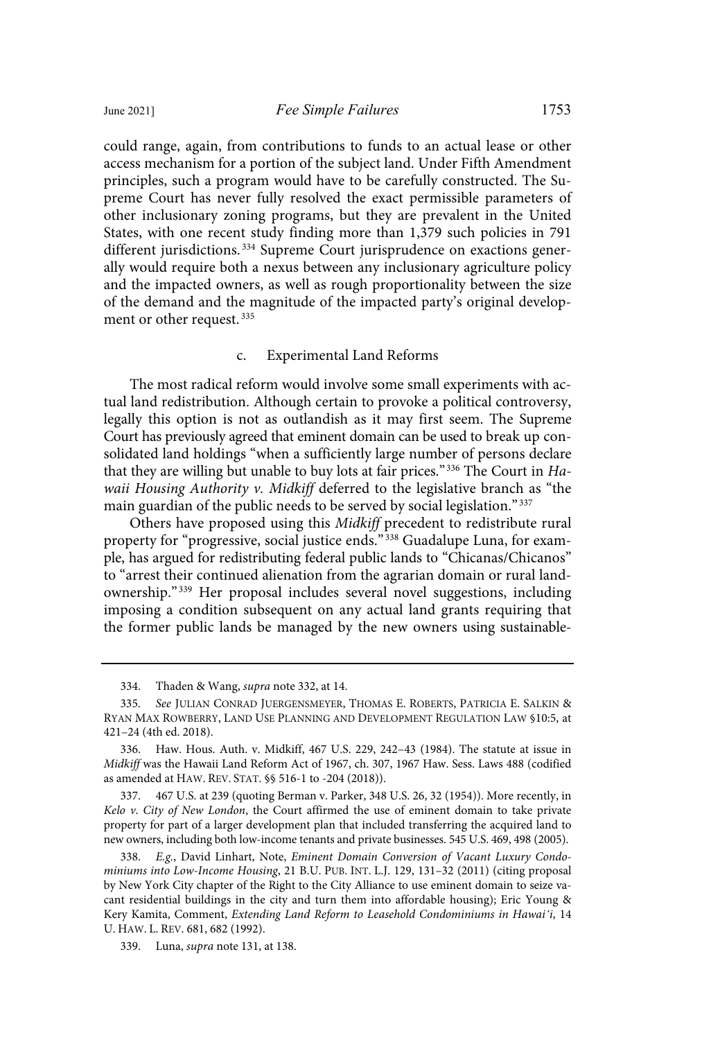could range, again, from contributions to funds to an actual lease or other access mechanism for a portion of the subject land. Under Fifth Amendment principles, such a program would have to be carefully constructed. The Supreme Court has never fully resolved the exact permissible parameters of other inclusionary zoning programs, but they are prevalent in the United States, with one recent study finding more than 1,379 such policies in 791 different jurisdictions.[334] Supreme Court jurisprudence on exactions generally would require both a nexus between any inclusionary agriculture policy and the impacted owners, as well as rough proportionality between the size of the demand and the magnitude of the impacted party's original development or other request.[335]

#### c. Experimental Land Reforms

The most radical reform would involve some small experiments with actual land redistribution. Although certain to provoke a political controversy, legally this option is not as outlandish as it may first seem. The Supreme Court has previously agreed that eminent domain can be used to break up consolidated land holdings "when a sufficiently large number of persons declare that they are willing but unable to buy lots at fair prices."[336] The Court in *Hawaii Housing Authority v. Midkiff* deferred to the legislative branch as "the main guardian of the public needs to be served by social legislation."[337]

Others have proposed using this *Midkiff* precedent to redistribute rural property for "progressive, social justice ends."[338] Guadalupe Luna, for example, has argued for redistributing federal public lands to "Chicanas/Chicanos" to "arrest their continued alienation from the agrarian domain or rural landownership."[339] Her proposal includes several novel suggestions, including imposing a condition subsequent on any actual land grants requiring that the former public lands be managed by the new owners using sustainable-

---

334. Thaden & Wang, *supra* note 332, at 14.

335. *See* JULIAN CONRAD JUERGENSMEYER, THOMAS E. ROBERTS, PATRICIA E. SALKIN & RYAN MAX ROWBERRY, LAND USE PLANNING AND DEVELOPMENT REGULATION LAW §10:5, at 421–24 (4th ed. 2018).

336. Haw. Hous. Auth. v. Midkiff, 467 U.S. 229, 242–43 (1984). The statute at issue in *Midkiff* was the Hawaii Land Reform Act of 1967, ch. 307, 1967 Haw. Sess. Laws 488 (codified as amended at HAW. REV. STAT. §§ 516-1 to -204 (2018)).

337. 467 U.S. at 239 (quoting Berman v. Parker, 348 U.S. 26, 32 (1954)). More recently, in *Kelo v. City of New London*, the Court affirmed the use of eminent domain to take private property for part of a larger development plan that included transferring the acquired land to new owners, including both low-income tenants and private businesses. 545 U.S. 469, 498 (2005).

338. *E.g.*, David Linhart, Note, *Eminent Domain Conversion of Vacant Luxury Condominiums into Low-Income Housing*, 21 B.U. PUB. INT. L.J. 129, 131–32 (2011) (citing proposal by New York City chapter of the Right to the City Alliance to use eminent domain to seize vacant residential buildings in the city and turn them into affordable housing); Eric Young & Kery Kamita, Comment, *Extending Land Reform to Leasehold Condominiums in Hawai'i*, 14 U. HAW. L. REV. 681, 682 (1992).

339. Luna, *supra* note 131, at 138.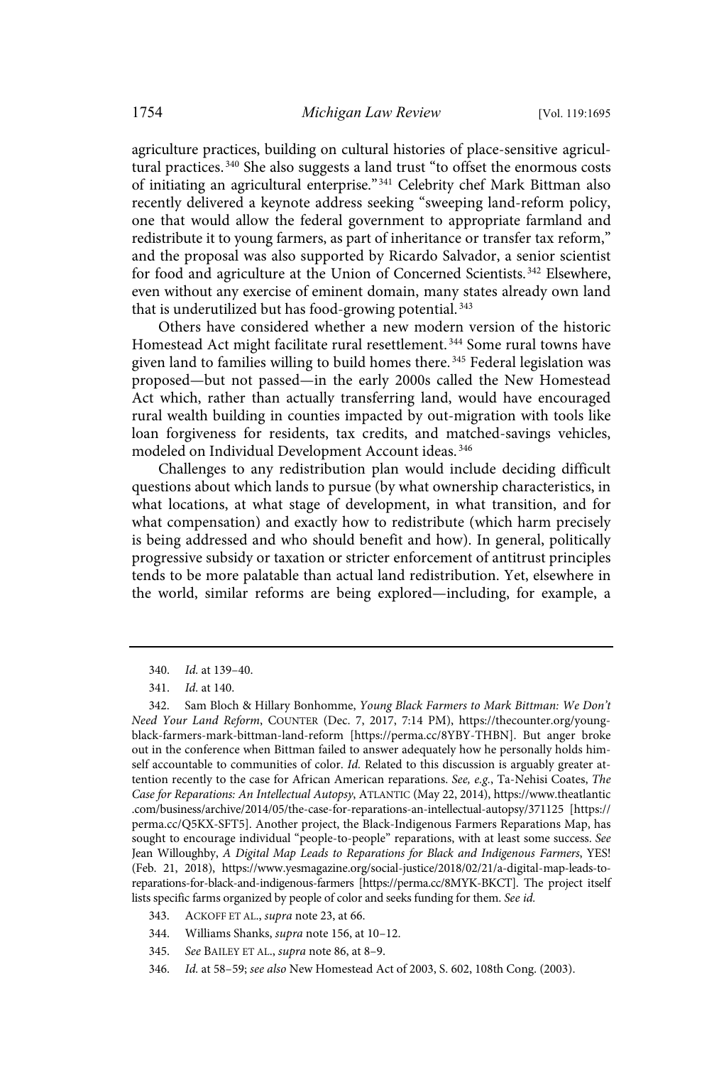agriculture practices, building on cultural histories of place-sensitive agricultural practices.[340] She also suggests a land trust "to offset the enormous costs of initiating an agricultural enterprise."[341] Celebrity chef Mark Bittman also recently delivered a keynote address seeking "sweeping land-reform policy, one that would allow the federal government to appropriate farmland and redistribute it to young farmers, as part of inheritance or transfer tax reform," and the proposal was also supported by Ricardo Salvador, a senior scientist for food and agriculture at the Union of Concerned Scientists.[342] Elsewhere, even without any exercise of eminent domain, many states already own land that is underutilized but has food-growing potential.[343]

Others have considered whether a new modern version of the historic Homestead Act might facilitate rural resettlement.[344] Some rural towns have given land to families willing to build homes there.[345] Federal legislation was proposed—but not passed—in the early 2000s called the New Homestead Act which, rather than actually transferring land, would have encouraged rural wealth building in counties impacted by out-migration with tools like loan forgiveness for residents, tax credits, and matched-savings vehicles, modeled on Individual Development Account ideas.[346]

Challenges to any redistribution plan would include deciding difficult questions about which lands to pursue (by what ownership characteristics, in what locations, at what stage of development, in what transition, and for what compensation) and exactly how to redistribute (which harm precisely is being addressed and who should benefit and how). In general, politically progressive subsidy or taxation or stricter enforcement of antitrust principles tends to be more palatable than actual land redistribution. Yet, elsewhere in the world, similar reforms are being explored—including, for example, a

---

340. *Id.* at 139–40.

341. *Id.* at 140.

342. Sam Bloch & Hillary Bonhomme, *Young Black Farmers to Mark Bittman: We Don't Need Your Land Reform*, COUNTER (Dec. 7, 2017, 7:14 PM), https://thecounter.org/young-black-farmers-mark-bittman-land-reform [https://perma.cc/8YBY-THBN]. But anger broke out in the conference when Bittman failed to answer adequately how he personally holds himself accountable to communities of color. *Id.* Related to this discussion is arguably greater attention recently to the case for African American reparations. *See, e.g.*, Ta-Nehisi Coates, *The Case for Reparations: An Intellectual Autopsy*, ATLANTIC (May 22, 2014), https://www.theatlantic.com/business/archive/2014/05/the-case-for-reparations-an-intellectual-autopsy/371125 [https://perma.cc/Q5KX-SFT5]. Another project, the Black-Indigenous Farmers Reparations Map, has sought to encourage individual "people-to-people" reparations, with at least some success. *See* Jean Willoughby, *A Digital Map Leads to Reparations for Black and Indigenous Farmers*, YES! (Feb. 21, 2018), https://www.yesmagazine.org/social-justice/2018/02/21/a-digital-map-leads-to-reparations-for-black-and-indigenous-farmers [https://perma.cc/8MYK-BKCT]. The project itself lists specific farms organized by people of color and seeks funding for them. *See id.*

343. ACKOFF ET AL., *supra* note 23, at 66.

344. Williams Shanks, *supra* note 156, at 10–12.

345. *See* BAILEY ET AL., *supra* note 86, at 8–9.

346. *Id.* at 58–59; *see also* New Homestead Act of 2003, S. 602, 108th Cong. (2003).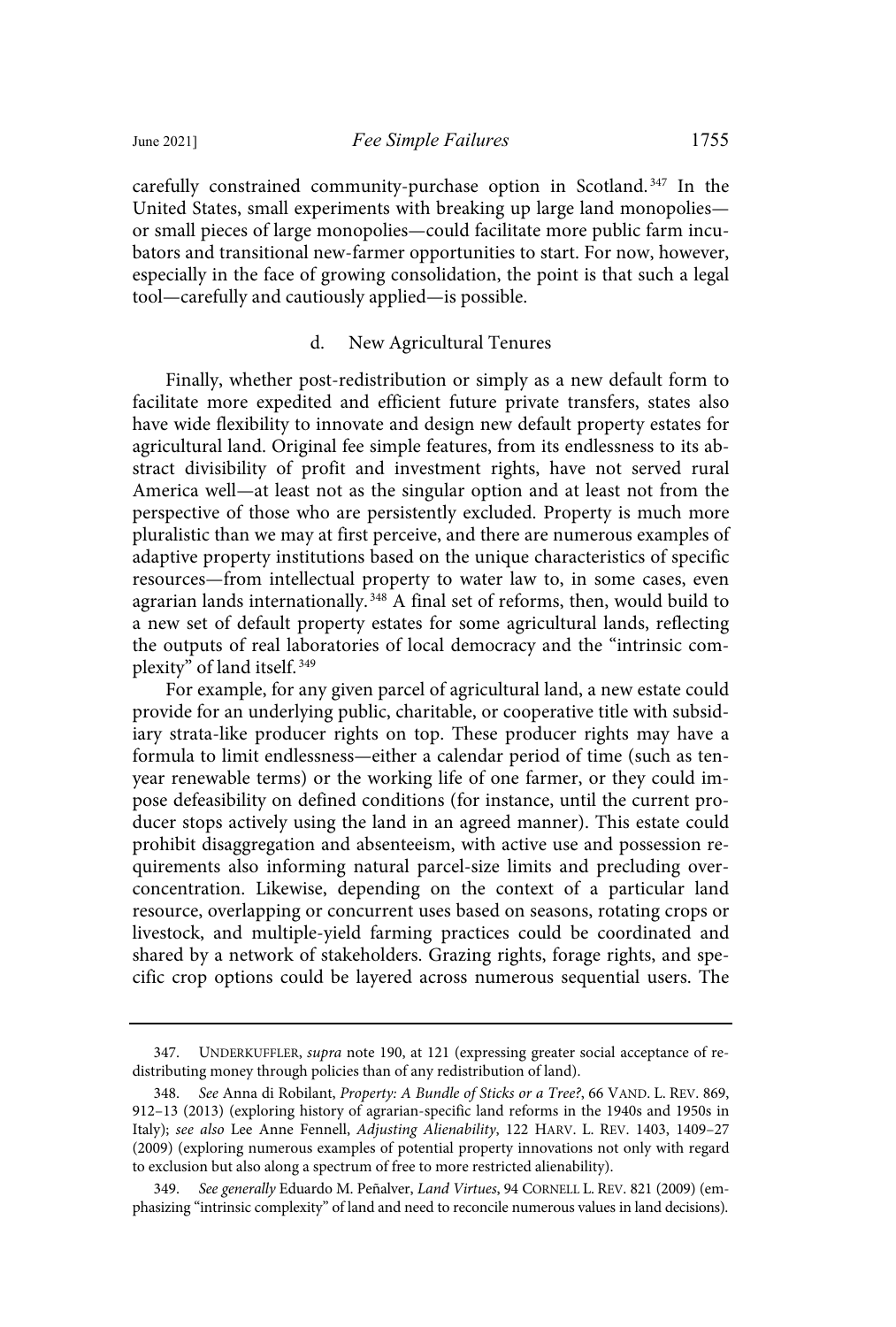carefully constrained community-purchase option in Scotland.[347] In the United States, small experiments with breaking up large land monopolies—or small pieces of large monopolies—could facilitate more public farm incubators and transitional new-farmer opportunities to start. For now, however, especially in the face of growing consolidation, the point is that such a legal tool—carefully and cautiously applied—is possible.

### d. New Agricultural Tenures

Finally, whether post-redistribution or simply as a new default form to facilitate more expedited and efficient future private transfers, states also have wide flexibility to innovate and design new default property estates for agricultural land. Original fee simple features, from its endlessness to its abstract divisibility of profit and investment rights, have not served rural America well—at least not as the singular option and at least not from the perspective of those who are persistently excluded. Property is much more pluralistic than we may at first perceive, and there are numerous examples of adaptive property institutions based on the unique characteristics of specific resources—from intellectual property to water law to, in some cases, even agrarian lands internationally.[348] A final set of reforms, then, would build to a new set of default property estates for some agricultural lands, reflecting the outputs of real laboratories of local democracy and the "intrinsic complexity" of land itself.[349]

For example, for any given parcel of agricultural land, a new estate could provide for an underlying public, charitable, or cooperative title with subsidiary strata-like producer rights on top. These producer rights may have a formula to limit endlessness—either a calendar period of time (such as ten-year renewable terms) or the working life of one farmer, or they could impose defeasibility on defined conditions (for instance, until the current producer stops actively using the land in an agreed manner). This estate could prohibit disaggregation and absenteeism, with active use and possession requirements also informing natural parcel-size limits and precluding overconcentration. Likewise, depending on the context of a particular land resource, overlapping or concurrent uses based on seasons, rotating crops or livestock, and multiple-yield farming practices could be coordinated and shared by a network of stakeholders. Grazing rights, forage rights, and specific crop options could be layered across numerous sequential users. The

---

347. UNDERKUFFLER, *supra* note 190, at 121 (expressing greater social acceptance of redistributing money through policies than of any redistribution of land).

348. *See* Anna di Robilant, *Property: A Bundle of Sticks or a Tree?*, 66 VAND. L. REV. 869, 912–13 (2013) (exploring history of agrarian-specific land reforms in the 1940s and 1950s in Italy); *see also* Lee Anne Fennell, *Adjusting Alienability*, 122 HARV. L. REV. 1403, 1409–27 (2009) (exploring numerous examples of potential property innovations not only with regard to exclusion but also along a spectrum of free to more restricted alienability).

349. *See generally* Eduardo M. Peñalver, *Land Virtues*, 94 CORNELL L. REV. 821 (2009) (emphasizing "intrinsic complexity" of land and need to reconcile numerous values in land decisions).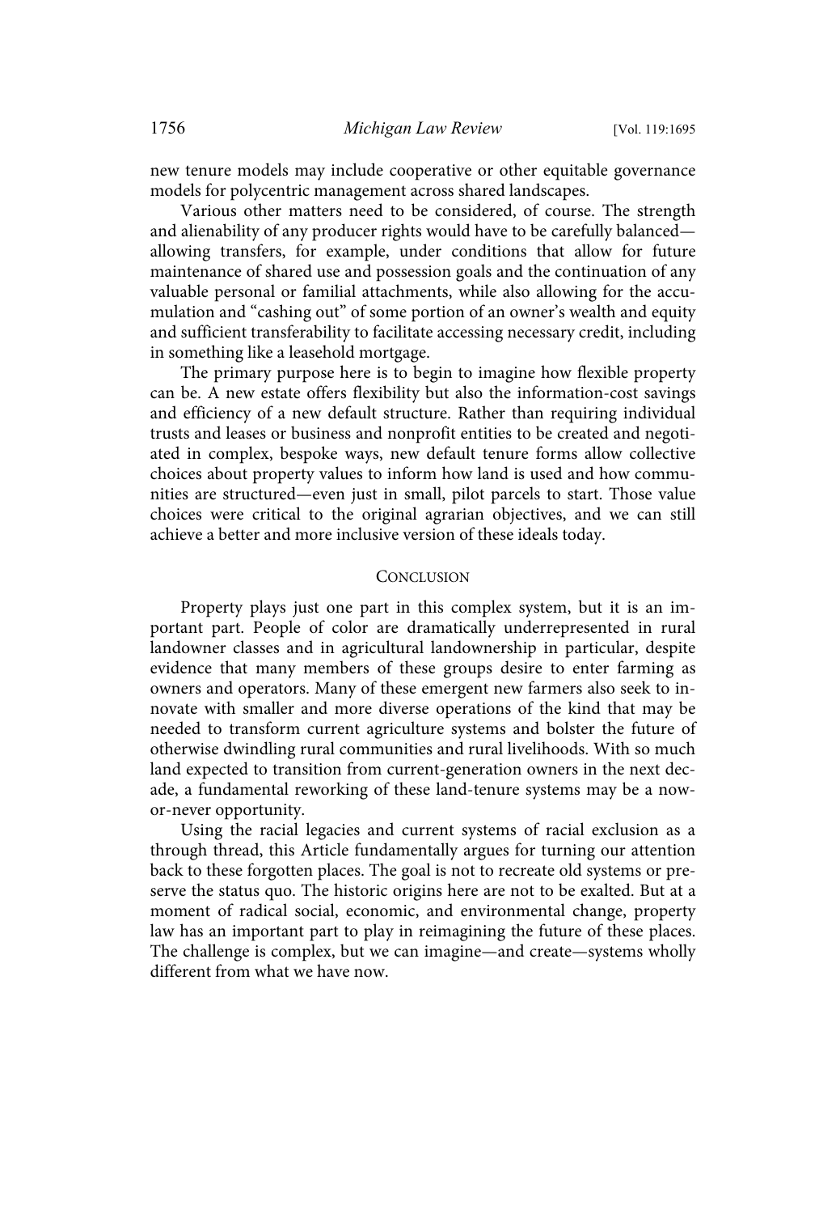new tenure models may include cooperative or other equitable governance models for polycentric management across shared landscapes.

Various other matters need to be considered, of course. The strength and alienability of any producer rights would have to be carefully balanced—allowing transfers, for example, under conditions that allow for future maintenance of shared use and possession goals and the continuation of any valuable personal or familial attachments, while also allowing for the accumulation and "cashing out" of some portion of an owner's wealth and equity and sufficient transferability to facilitate accessing necessary credit, including in something like a leasehold mortgage.

The primary purpose here is to begin to imagine how flexible property can be. A new estate offers flexibility but also the information-cost savings and efficiency of a new default structure. Rather than requiring individual trusts and leases or business and nonprofit entities to be created and negotiated in complex, bespoke ways, new default tenure forms allow collective choices about property values to inform how land is used and how communities are structured—even just in small, pilot parcels to start. Those value choices were critical to the original agrarian objectives, and we can still achieve a better and more inclusive version of these ideals today.

## CONCLUSION

Property plays just one part in this complex system, but it is an important part. People of color are dramatically underrepresented in rural landowner classes and in agricultural landownership in particular, despite evidence that many members of these groups desire to enter farming as owners and operators. Many of these emergent new farmers also seek to innovate with smaller and more diverse operations of the kind that may be needed to transform current agriculture systems and bolster the future of otherwise dwindling rural communities and rural livelihoods. With so much land expected to transition from current-generation owners in the next decade, a fundamental reworking of these land-tenure systems may be a now-or-never opportunity.

Using the racial legacies and current systems of racial exclusion as a through thread, this Article fundamentally argues for turning our attention back to these forgotten places. The goal is not to recreate old systems or preserve the status quo. The historic origins here are not to be exalted. But at a moment of radical social, economic, and environmental change, property law has an important part to play in reimagining the future of these places. The challenge is complex, but we can imagine—and create—systems wholly different from what we have now.